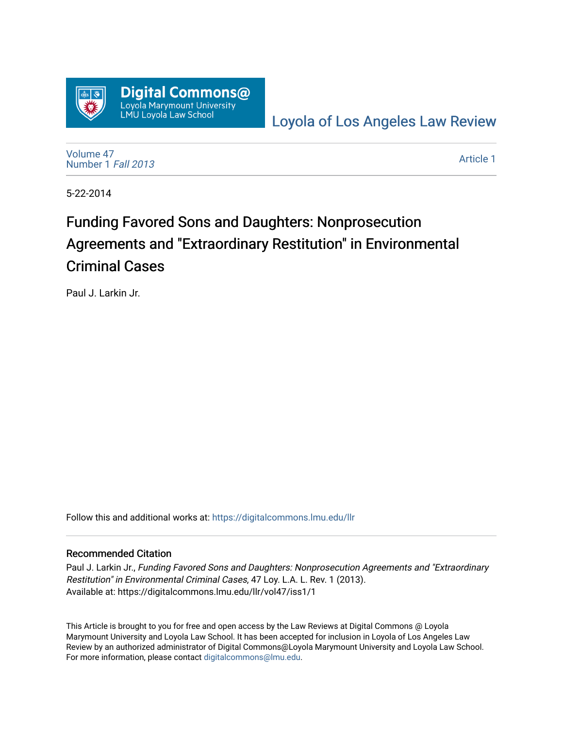Loyola of Los Angeles Law Review

Volume 47
Number 1 *Fall 2013*

Article 1

5-22-2014

# Funding Favored Sons and Daughters: Nonprosecution Agreements and "Extraordinary Restitution" in Environmental Criminal Cases

Paul J. Larkin Jr.

Follow this and additional works at: https://digitalcommons.lmu.edu/llr

## Recommended Citation

Paul J. Larkin Jr., *Funding Favored Sons and Daughters: Nonprosecution Agreements and "Extraordinary Restitution" in Environmental Criminal Cases*, 47 Loy. L.A. L. Rev. 1 (2013).
Available at: https://digitalcommons.lmu.edu/llr/vol47/iss1/1

This Article is brought to you for free and open access by the Law Reviews at Digital Commons @ Loyola Marymount University and Loyola Law School. It has been accepted for inclusion in Loyola of Los Angeles Law Review by an authorized administrator of Digital Commons@Loyola Marymount University and Loyola Law School. For more information, please contact digitalcommons@lmu.edu.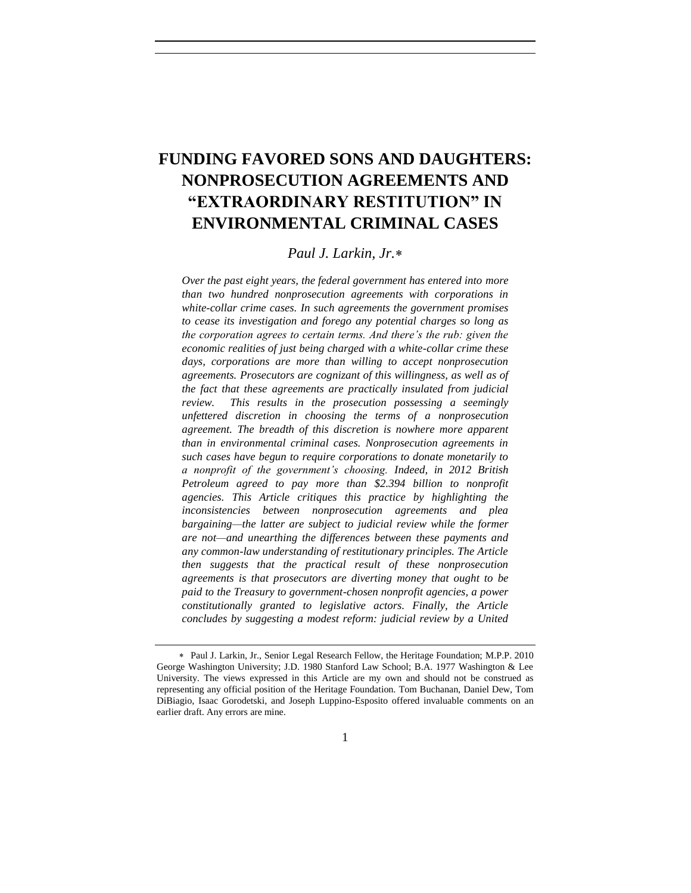# FUNDING FAVORED SONS AND DAUGHTERS: NONPROSECUTION AGREEMENTS AND "EXTRAORDINARY RESTITUTION" IN ENVIRONMENTAL CRIMINAL CASES

*Paul J. Larkin, Jr.*[∗]

*Over the past eight years, the federal government has entered into more than two hundred nonprosecution agreements with corporations in white-collar crime cases. In such agreements the government promises to cease its investigation and forego any potential charges so long as the corporation agrees to certain terms. And there's the rub: given the economic realities of just being charged with a white-collar crime these days, corporations are more than willing to accept nonprosecution agreements. Prosecutors are cognizant of this willingness, as well as of the fact that these agreements are practically insulated from judicial review. This results in the prosecution possessing a seemingly unfettered discretion in choosing the terms of a nonprosecution agreement. The breadth of this discretion is nowhere more apparent than in environmental criminal cases. Nonprosecution agreements in such cases have begun to require corporations to donate monetarily to a nonprofit of the government's choosing. Indeed, in 2012 British Petroleum agreed to pay more than $2.394 billion to nonprofit agencies. This Article critiques this practice by highlighting the inconsistencies between nonprosecution agreements and plea bargaining—the latter are subject to judicial review while the former are not—and unearthing the differences between these payments and any common-law understanding of restitutionary principles. The Article then suggests that the practical result of these nonprosecution agreements is that prosecutors are diverting money that ought to be paid to the Treasury to government-chosen nonprofit agencies, a power constitutionally granted to legislative actors. Finally, the Article concludes by suggesting a modest reform: judicial review by a United*

---

∗ Paul J. Larkin, Jr., Senior Legal Research Fellow, the Heritage Foundation; M.P.P. 2010 George Washington University; J.D. 1980 Stanford Law School; B.A. 1977 Washington & Lee University. The views expressed in this Article are my own and should not be construed as representing any official position of the Heritage Foundation. Tom Buchanan, Daniel Dew, Tom DiBiagio, Isaac Gorodetski, and Joseph Luppino-Esposito offered invaluable comments on an earlier draft. Any errors are mine.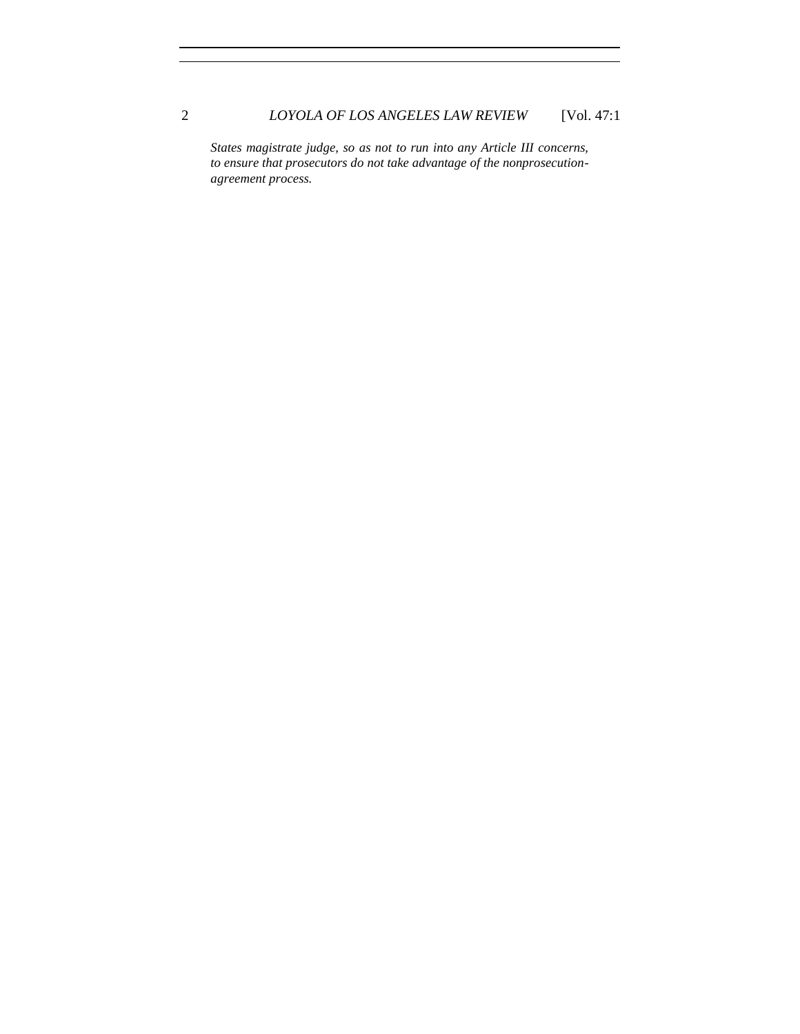*States magistrate judge, so as not to run into any Article III concerns, to ensure that prosecutors do not take advantage of the nonprosecution-agreement process.*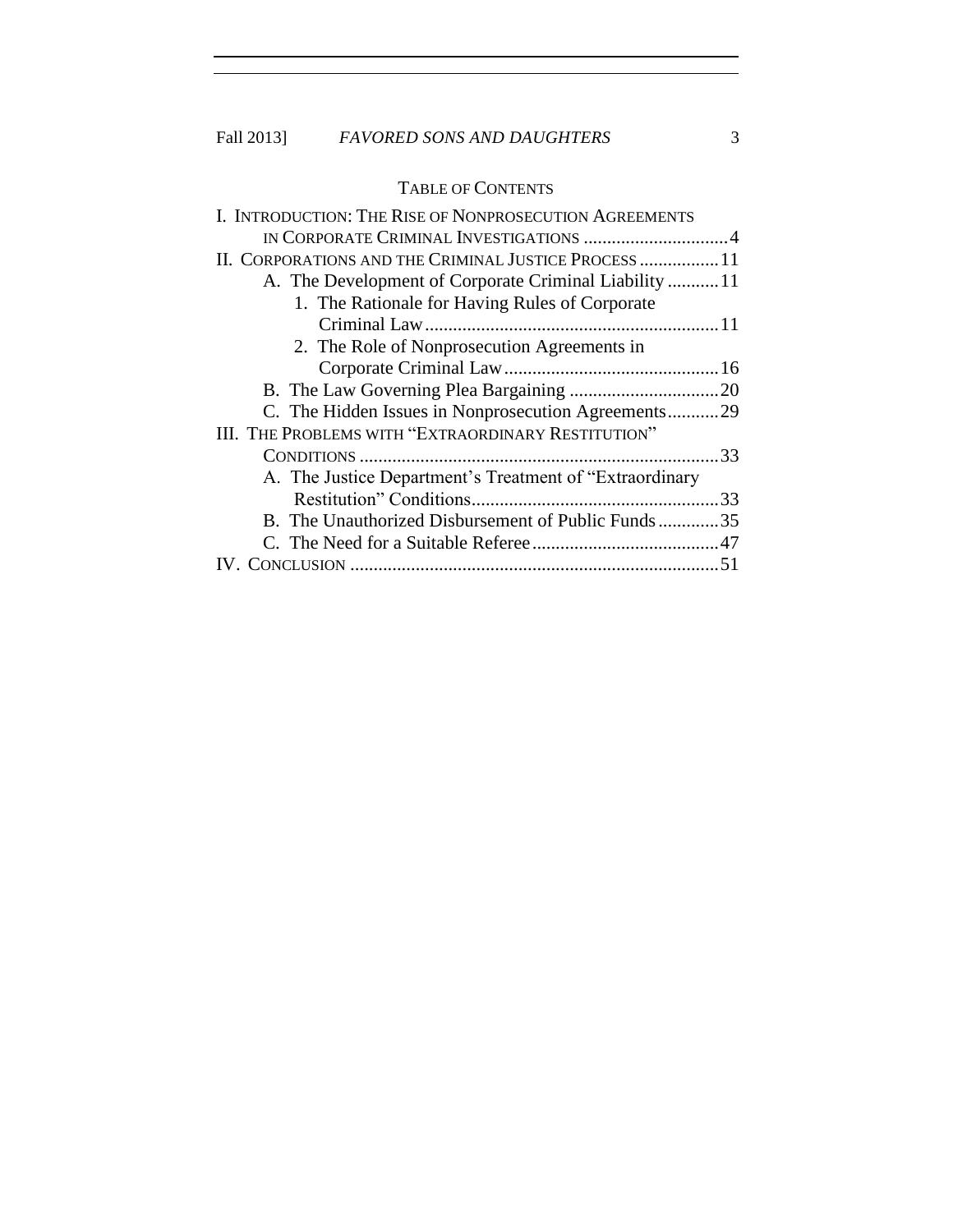TABLE OF CONTENTS

I. INTRODUCTION: THE RISE OF NONPROSECUTION AGREEMENTS IN CORPORATE CRIMINAL INVESTIGATIONS ............................... 4

II. CORPORATIONS AND THE CRIMINAL JUSTICE PROCESS ................. 11

- A. The Development of Corporate Criminal Liability ........... 11
  - 1. The Rationale for Having Rules of Corporate Criminal Law ............................................................... 11
  - 2. The Role of Nonprosecution Agreements in Corporate Criminal Law .............................................. 16
- B. The Law Governing Plea Bargaining ................................ 20
- C. The Hidden Issues in Nonprosecution Agreements........... 29

III. THE PROBLEMS WITH "EXTRAORDINARY RESTITUTION" CONDITIONS ............................................................................. 33

- A. The Justice Department's Treatment of "Extraordinary Restitution" Conditions..................................................... 33
- B. The Unauthorized Disbursement of Public Funds ............. 35
- C. The Need for a Suitable Referee........................................ 47

IV. CONCLUSION .............................................................................. 51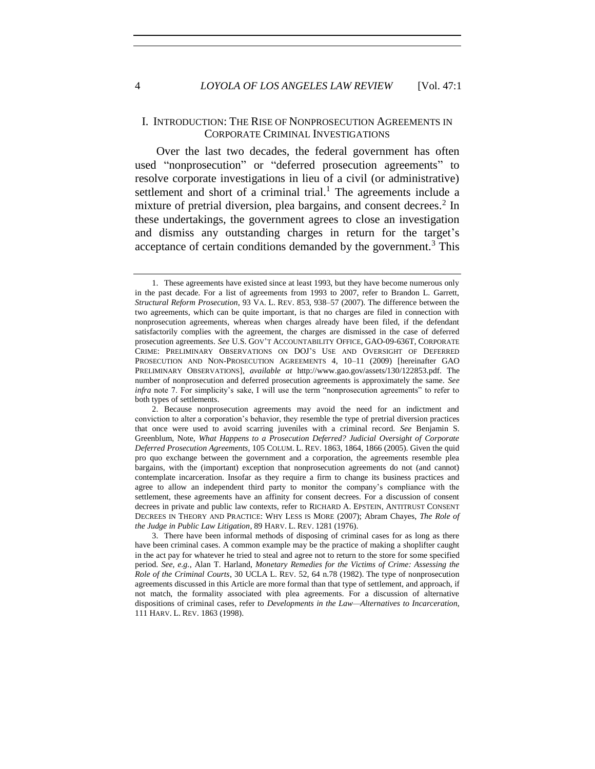## I. INTRODUCTION: THE RISE OF NONPROSECUTION AGREEMENTS IN CORPORATE CRIMINAL INVESTIGATIONS

Over the last two decades, the federal government has often used "nonprosecution" or "deferred prosecution agreements" to resolve corporate investigations in lieu of a civil (or administrative) settlement and short of a criminal trial.[1] The agreements include a mixture of pretrial diversion, plea bargains, and consent decrees.[2] In these undertakings, the government agrees to close an investigation and dismiss any outstanding charges in return for the target's acceptance of certain conditions demanded by the government.[3] This

---

1. These agreements have existed since at least 1993, but they have become numerous only in the past decade. For a list of agreements from 1993 to 2007, refer to Brandon L. Garrett, *Structural Reform Prosecution*, 93 VA. L. REV. 853, 938–57 (2007). The difference between the two agreements, which can be quite important, is that no charges are filed in connection with nonprosecution agreements, whereas when charges already have been filed, if the defendant satisfactorily complies with the agreement, the charges are dismissed in the case of deferred prosecution agreements. *See* U.S. GOV'T ACCOUNTABILITY OFFICE, GAO-09-636T, CORPORATE CRIME: PRELIMINARY OBSERVATIONS ON DOJ'S USE AND OVERSIGHT OF DEFERRED PROSECUTION AND NON-PROSECUTION AGREEMENTS 4, 10–11 (2009) [hereinafter GAO PRELIMINARY OBSERVATIONS], *available at* http://www.gao.gov/assets/130/122853.pdf. The number of nonprosecution and deferred prosecution agreements is approximately the same. *See infra* note 7. For simplicity's sake, I will use the term "nonprosecution agreements" to refer to both types of settlements.

2. Because nonprosecution agreements may avoid the need for an indictment and conviction to alter a corporation's behavior, they resemble the type of pretrial diversion practices that once were used to avoid scarring juveniles with a criminal record. *See* Benjamin S. Greenblum, Note, *What Happens to a Prosecution Deferred? Judicial Oversight of Corporate Deferred Prosecution Agreements*, 105 COLUM. L. REV. 1863, 1864, 1866 (2005). Given the quid pro quo exchange between the government and a corporation, the agreements resemble plea bargains, with the (important) exception that nonprosecution agreements do not (and cannot) contemplate incarceration. Insofar as they require a firm to change its business practices and agree to allow an independent third party to monitor the company's compliance with the settlement, these agreements have an affinity for consent decrees. For a discussion of consent decrees in private and public law contexts, refer to RICHARD A. EPSTEIN, ANTITRUST CONSENT DECREES IN THEORY AND PRACTICE: WHY LESS IS MORE (2007); Abram Chayes, *The Role of the Judge in Public Law Litigation*, 89 HARV. L. REV. 1281 (1976).

3. There have been informal methods of disposing of criminal cases for as long as there have been criminal cases. A common example may be the practice of making a shoplifter caught in the act pay for whatever he tried to steal and agree not to return to the store for some specified period. *See, e.g.*, Alan T. Harland, *Monetary Remedies for the Victims of Crime: Assessing the Role of the Criminal Courts*, 30 UCLA L. REV. 52, 64 n.78 (1982). The type of nonprosecution agreements discussed in this Article are more formal than that type of settlement, and approach, if not match, the formality associated with plea agreements. For a discussion of alternative dispositions of criminal cases, refer to *Developments in the Law—Alternatives to Incarceration*, 111 HARV. L. REV. 1863 (1998).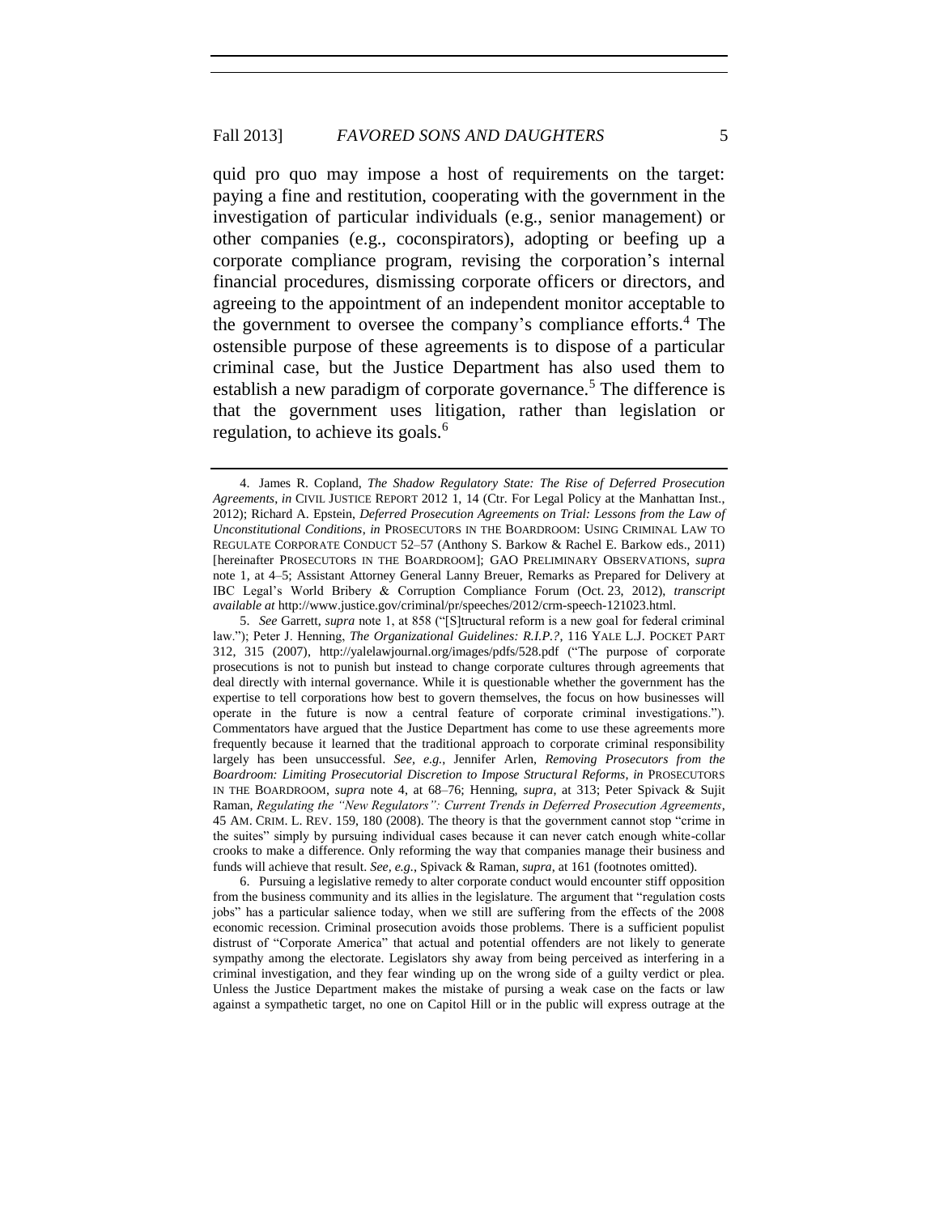quid pro quo may impose a host of requirements on the target: paying a fine and restitution, cooperating with the government in the investigation of particular individuals (e.g., senior management) or other companies (e.g., coconspirators), adopting or beefing up a corporate compliance program, revising the corporation's internal financial procedures, dismissing corporate officers or directors, and agreeing to the appointment of an independent monitor acceptable to the government to oversee the company's compliance efforts.[4] The ostensible purpose of these agreements is to dispose of a particular criminal case, but the Justice Department has also used them to establish a new paradigm of corporate governance.[5] The difference is that the government uses litigation, rather than legislation or regulation, to achieve its goals.[6]

---

4. James R. Copland, *The Shadow Regulatory State: The Rise of Deferred Prosecution Agreements*, *in* CIVIL JUSTICE REPORT 2012 1, 14 (Ctr. For Legal Policy at the Manhattan Inst., 2012); Richard A. Epstein, *Deferred Prosecution Agreements on Trial: Lessons from the Law of Unconstitutional Conditions*, *in* PROSECUTORS IN THE BOARDROOM: USING CRIMINAL LAW TO REGULATE CORPORATE CONDUCT 52–57 (Anthony S. Barkow & Rachel E. Barkow eds., 2011) [hereinafter PROSECUTORS IN THE BOARDROOM]; GAO PRELIMINARY OBSERVATIONS, *supra* note 1, at 4–5; Assistant Attorney General Lanny Breuer, Remarks as Prepared for Delivery at IBC Legal's World Bribery & Corruption Compliance Forum (Oct. 23, 2012), *transcript available at* http://www.justice.gov/criminal/pr/speeches/2012/crm-speech-121023.html.

5. *See* Garrett, *supra* note 1, at 858 ("[S]tructural reform is a new goal for federal criminal law."); Peter J. Henning, *The Organizational Guidelines: R.I.P.?*, 116 YALE L.J. POCKET PART 312, 315 (2007), http://yalelawjournal.org/images/pdfs/528.pdf ("The purpose of corporate prosecutions is not to punish but instead to change corporate cultures through agreements that deal directly with internal governance. While it is questionable whether the government has the expertise to tell corporations how best to govern themselves, the focus on how businesses will operate in the future is now a central feature of corporate criminal investigations."). Commentators have argued that the Justice Department has come to use these agreements more frequently because it learned that the traditional approach to corporate criminal responsibility largely has been unsuccessful. *See, e.g.*, Jennifer Arlen, *Removing Prosecutors from the Boardroom: Limiting Prosecutorial Discretion to Impose Structural Reforms*, *in* PROSECUTORS IN THE BOARDROOM, *supra* note 4, at 68–76; Henning, *supra*, at 313; Peter Spivack & Sujit Raman, *Regulating the "New Regulators": Current Trends in Deferred Prosecution Agreements*, 45 AM. CRIM. L. REV. 159, 180 (2008). The theory is that the government cannot stop "crime in the suites" simply by pursuing individual cases because it can never catch enough white-collar crooks to make a difference. Only reforming the way that companies manage their business and funds will achieve that result. *See, e.g.*, Spivack & Raman, *supra*, at 161 (footnotes omitted).

6. Pursuing a legislative remedy to alter corporate conduct would encounter stiff opposition from the business community and its allies in the legislature. The argument that "regulation costs jobs" has a particular salience today, when we still are suffering from the effects of the 2008 economic recession. Criminal prosecution avoids those problems. There is a sufficient populist distrust of "Corporate America" that actual and potential offenders are not likely to generate sympathy among the electorate. Legislators shy away from being perceived as interfering in a criminal investigation, and they fear winding up on the wrong side of a guilty verdict or plea. Unless the Justice Department makes the mistake of pursing a weak case on the facts or law against a sympathetic target, no one on Capitol Hill or in the public will express outrage at the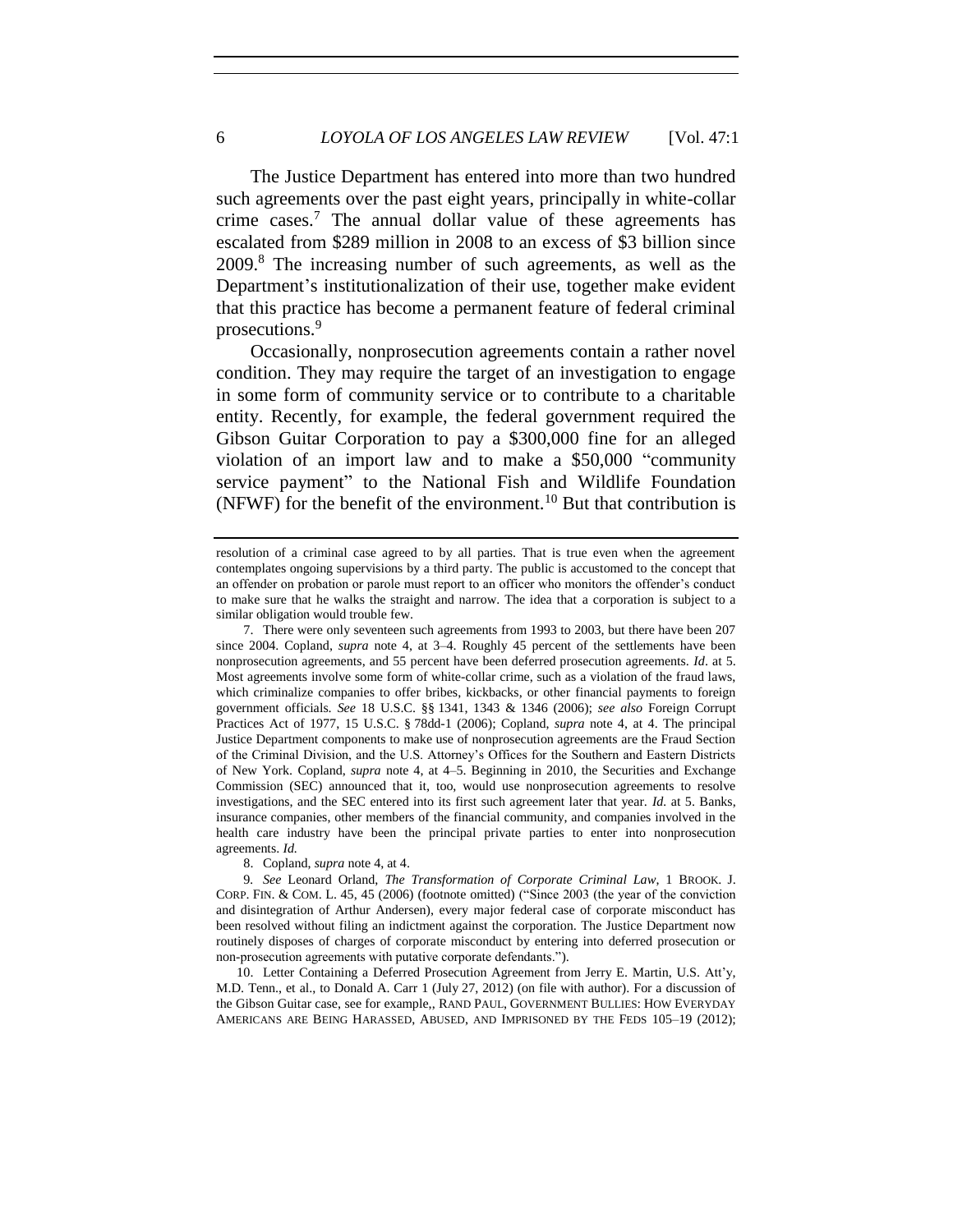The Justice Department has entered into more than two hundred such agreements over the past eight years, principally in white-collar crime cases.[7] The annual dollar value of these agreements has escalated from $289 million in 2008 to an excess of $3 billion since 2009.[8] The increasing number of such agreements, as well as the Department's institutionalization of their use, together make evident that this practice has become a permanent feature of federal criminal prosecutions.[9]

Occasionally, nonprosecution agreements contain a rather novel condition. They may require the target of an investigation to engage in some form of community service or to contribute to a charitable entity. Recently, for example, the federal government required the Gibson Guitar Corporation to pay a $300,000 fine for an alleged violation of an import law and to make a $50,000 "community service payment" to the National Fish and Wildlife Foundation (NFWF) for the benefit of the environment.[10] But that contribution is

---

resolution of a criminal case agreed to by all parties. That is true even when the agreement contemplates ongoing supervisions by a third party. The public is accustomed to the concept that an offender on probation or parole must report to an officer who monitors the offender's conduct to make sure that he walks the straight and narrow. The idea that a corporation is subject to a similar obligation would trouble few.

7. There were only seventeen such agreements from 1993 to 2003, but there have been 207 since 2004. Copland, *supra* note 4, at 3–4. Roughly 45 percent of the settlements have been nonprosecution agreements, and 55 percent have been deferred prosecution agreements. *Id*. at 5. Most agreements involve some form of white-collar crime, such as a violation of the fraud laws, which criminalize companies to offer bribes, kickbacks, or other financial payments to foreign government officials. *See* 18 U.S.C. §§ 1341, 1343 & 1346 (2006); *see also* Foreign Corrupt Practices Act of 1977, 15 U.S.C. § 78dd-1 (2006); Copland, *supra* note 4, at 4. The principal Justice Department components to make use of nonprosecution agreements are the Fraud Section of the Criminal Division, and the U.S. Attorney's Offices for the Southern and Eastern Districts of New York. Copland, *supra* note 4, at 4–5. Beginning in 2010, the Securities and Exchange Commission (SEC) announced that it, too, would use nonprosecution agreements to resolve investigations, and the SEC entered into its first such agreement later that year. *Id.* at 5. Banks, insurance companies, other members of the financial community, and companies involved in the health care industry have been the principal private parties to enter into nonprosecution agreements. *Id.*

8. Copland, *supra* note 4, at 4.

9. *See* Leonard Orland, *The Transformation of Corporate Criminal Law*, 1 BROOK. J. CORP. FIN. & COM. L. 45, 45 (2006) (footnote omitted) ("Since 2003 (the year of the conviction and disintegration of Arthur Andersen), every major federal case of corporate misconduct has been resolved without filing an indictment against the corporation. The Justice Department now routinely disposes of charges of corporate misconduct by entering into deferred prosecution or non-prosecution agreements with putative corporate defendants.").

10. Letter Containing a Deferred Prosecution Agreement from Jerry E. Martin, U.S. Att'y, M.D. Tenn., et al., to Donald A. Carr 1 (July 27, 2012) (on file with author). For a discussion of the Gibson Guitar case, see for example,, RAND PAUL, GOVERNMENT BULLIES: HOW EVERYDAY AMERICANS ARE BEING HARASSED, ABUSED, AND IMPRISONED BY THE FEDS 105–19 (2012);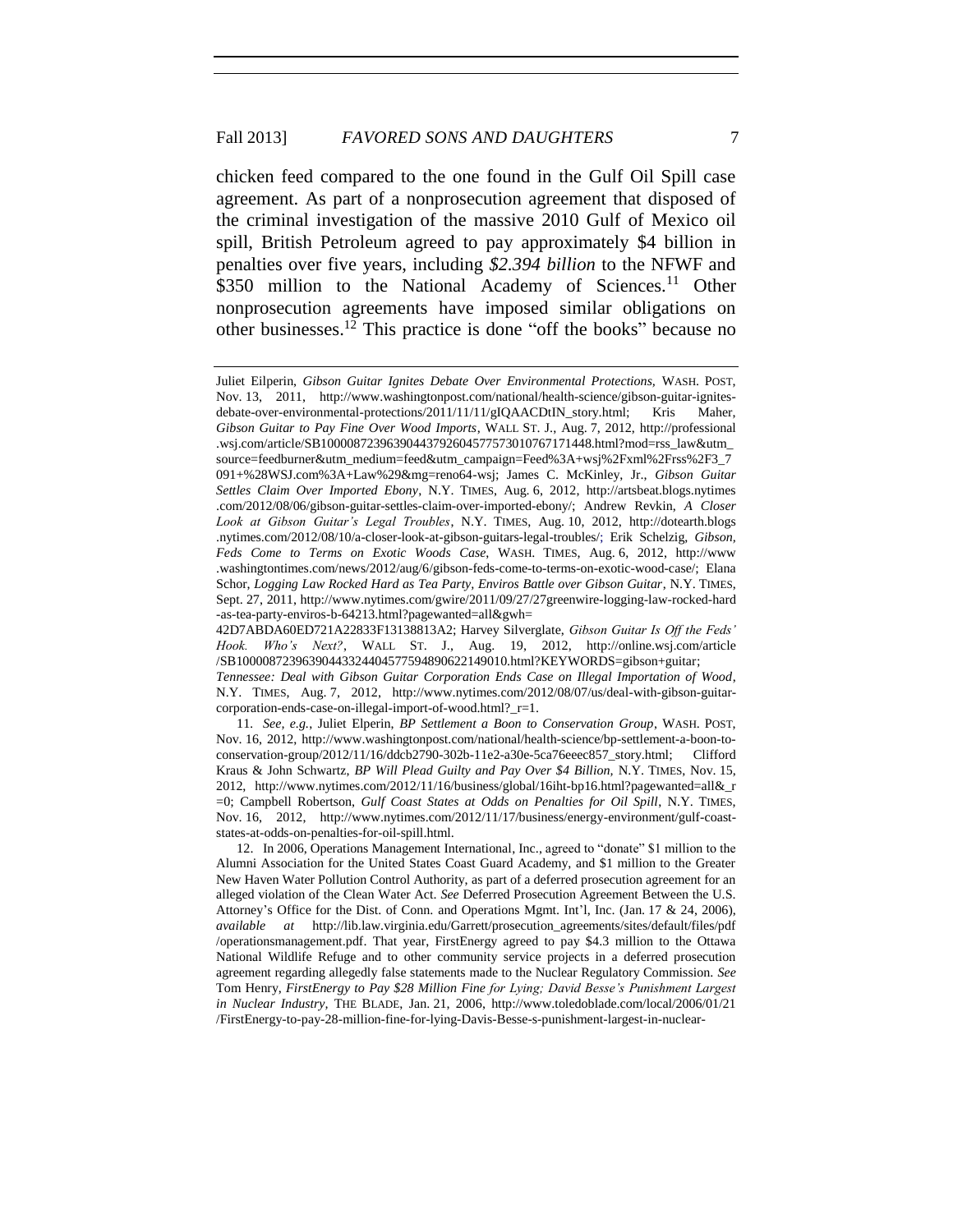chicken feed compared to the one found in the Gulf Oil Spill case agreement. As part of a nonprosecution agreement that disposed of the criminal investigation of the massive 2010 Gulf of Mexico oil spill, British Petroleum agreed to pay approximately $4 billion in penalties over five years, including *$2.394 billion* to the NFWF and $350 million to the National Academy of Sciences.[11] Other nonprosecution agreements have imposed similar obligations on other businesses.[12] This practice is done "off the books" because no

---

Juliet Eilperin, *Gibson Guitar Ignites Debate Over Environmental Protections*, WASH. POST, Nov. 13, 2011, http://www.washingtonpost.com/national/health-science/gibson-guitar-ignites-debate-over-environmental-protections/2011/11/11/gIQAACDtIN_story.html; Kris Maher, *Gibson Guitar to Pay Fine Over Wood Imports*, WALL ST. J., Aug. 7, 2012, http://professional.wsj.com/article/SB10000872396390443792604577573010767171448.html?mod=rss_law&utm_source=feedburner&utm_medium=feed&utm_campaign=Feed%3A+wsj%2Fxml%2Frss%2F3_7091+%28WSJ.com%3A+Law%29&mg=reno64-wsj; James C. McKinley, Jr., *Gibson Guitar Settles Claim Over Imported Ebony*, N.Y. TIMES, Aug. 6, 2012, http://artsbeat.blogs.nytimes.com/2012/08/06/gibson-guitar-settles-claim-over-imported-ebony/; Andrew Revkin, *A Closer Look at Gibson Guitar's Legal Troubles*, N.Y. TIMES, Aug. 10, 2012, http://dotearth.blogs.nytimes.com/2012/08/10/a-closer-look-at-gibson-guitars-legal-troubles/; Erik Schelzig, *Gibson, Feds Come to Terms on Exotic Woods Case*, WASH. TIMES, Aug. 6, 2012, http://www.washingtontimes.com/news/2012/aug/6/gibson-feds-come-to-terms-on-exotic-wood-case/; Elana Schor, *Logging Law Rocked Hard as Tea Party, Enviros Battle over Gibson Guitar*, N.Y. TIMES, Sept. 27, 2011, http://www.nytimes.com/gwire/2011/09/27/27greenwire-logging-law-rocked-hard-as-tea-party-enviros-b-64213.html?pagewanted=all&gwh=42D7ABDA60ED721A22833F13138813A2; Harvey Silverglate, *Gibson Guitar Is Off the Feds' Hook. Who's Next?*, WALL ST. J., Aug. 19, 2012, http://online.wsj.com/article/SB10000872396390443324404577594890622149010.html?KEYWORDS=gibson+guitar; *Tennessee: Deal with Gibson Guitar Corporation Ends Case on Illegal Importation of Wood*, N.Y. TIMES, Aug. 7, 2012, http://www.nytimes.com/2012/08/07/us/deal-with-gibson-guitar-corporation-ends-case-on-illegal-import-of-wood.html?_r=1.

11. *See, e.g.*, Juliet Elperin, *BP Settlement a Boon to Conservation Group*, WASH. POST, Nov. 16, 2012, http://www.washingtonpost.com/national/health-science/bp-settlement-a-boon-to-conservation-group/2012/11/16/ddcb2790-302b-11e2-a30e-5ca76eeec857_story.html; Clifford Kraus & John Schwartz, *BP Will Plead Guilty and Pay Over $4 Billion*, N.Y. TIMES, Nov. 15, 2012, http://www.nytimes.com/2012/11/16/business/global/16iht-bp16.html?pagewanted=all&_r=0; Campbell Robertson, *Gulf Coast States at Odds on Penalties for Oil Spill*, N.Y. TIMES, Nov. 16, 2012, http://www.nytimes.com/2012/11/17/business/energy-environment/gulf-coast-states-at-odds-on-penalties-for-oil-spill.html.

12. In 2006, Operations Management International, Inc., agreed to "donate" $1 million to the Alumni Association for the United States Coast Guard Academy, and $1 million to the Greater New Haven Water Pollution Control Authority, as part of a deferred prosecution agreement for an alleged violation of the Clean Water Act. *See* Deferred Prosecution Agreement Between the U.S. Attorney's Office for the Dist. of Conn. and Operations Mgmt. Int'l, Inc. (Jan. 17 & 24, 2006), *available at* http://lib.law.virginia.edu/Garrett/prosecution_agreements/sites/default/files/pdf/operationsmanagement.pdf. That year, FirstEnergy agreed to pay $4.3 million to the Ottawa National Wildlife Refuge and to other community service projects in a deferred prosecution agreement regarding allegedly false statements made to the Nuclear Regulatory Commission. *See* Tom Henry, *FirstEnergy to Pay $28 Million Fine for Lying; David Besse's Punishment Largest in Nuclear Industry*, THE BLADE, Jan. 21, 2006, http://www.toledoblade.com/local/2006/01/21/FirstEnergy-to-pay-28-million-fine-for-lying-Davis-Besse-s-punishment-largest-in-nuclear-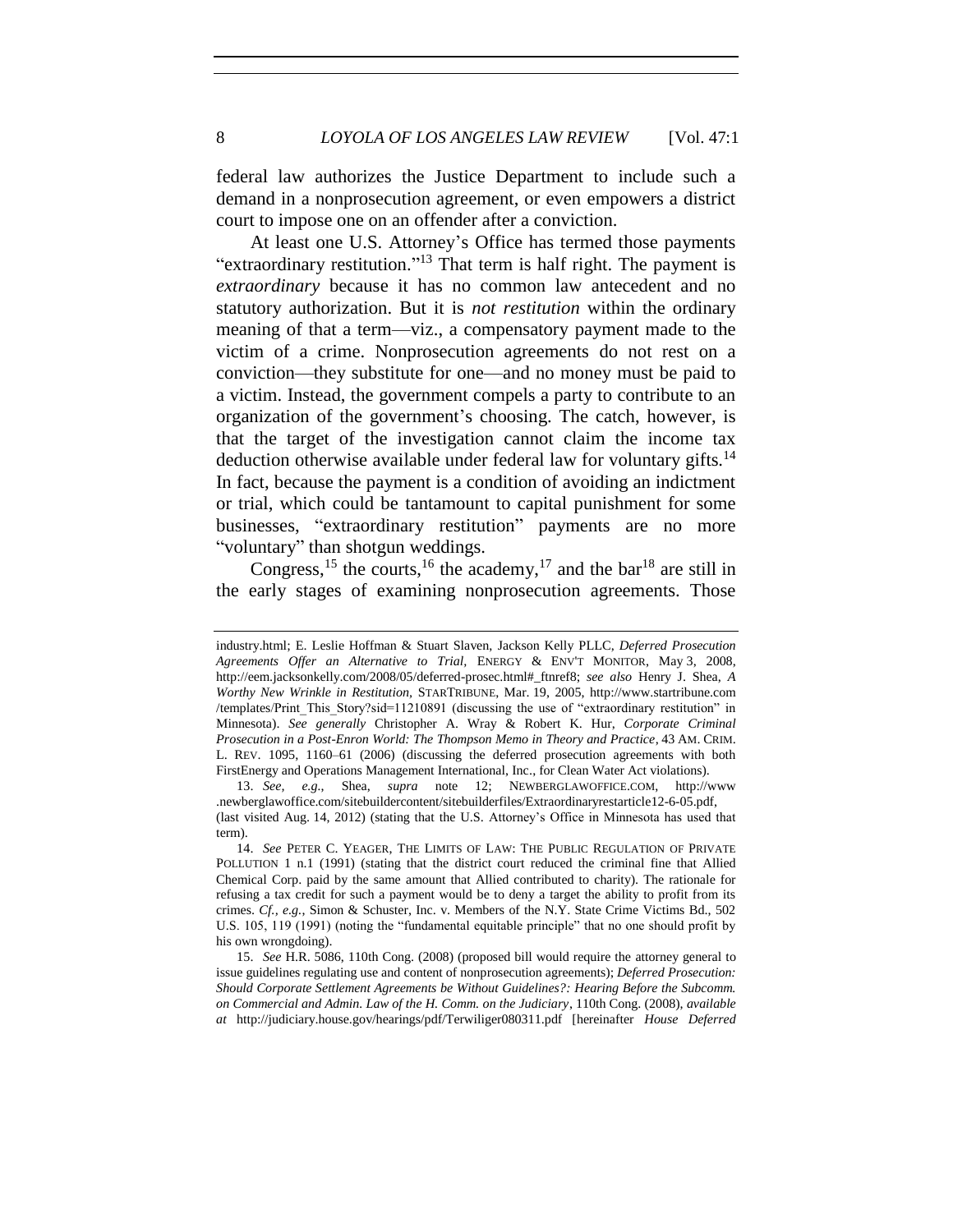federal law authorizes the Justice Department to include such a demand in a nonprosecution agreement, or even empowers a district court to impose one on an offender after a conviction.

At least one U.S. Attorney's Office has termed those payments "extraordinary restitution."[13] That term is half right. The payment is *extraordinary* because it has no common law antecedent and no statutory authorization. But it is *not restitution* within the ordinary meaning of that a term—viz., a compensatory payment made to the victim of a crime. Nonprosecution agreements do not rest on a conviction—they substitute for one—and no money must be paid to a victim. Instead, the government compels a party to contribute to an organization of the government's choosing. The catch, however, is that the target of the investigation cannot claim the income tax deduction otherwise available under federal law for voluntary gifts.[14] In fact, because the payment is a condition of avoiding an indictment or trial, which could be tantamount to capital punishment for some businesses, "extraordinary restitution" payments are no more "voluntary" than shotgun weddings.

Congress,[15] the courts,[16] the academy,[17] and the bar[18] are still in the early stages of examining nonprosecution agreements. Those

---

industry.html; E. Leslie Hoffman & Stuart Slaven, Jackson Kelly PLLC, *Deferred Prosecution Agreements Offer an Alternative to Trial*, ENERGY & ENV'T MONITOR, May 3, 2008, http://eem.jacksonkelly.com/2008/05/deferred-prosec.html#_ftnref8; *see also* Henry J. Shea, *A Worthy New Wrinkle in Restitution*, STARTRIBUNE, Mar. 19, 2005, http://www.startribune.com/templates/Print_This_Story?sid=11210891 (discussing the use of "extraordinary restitution" in Minnesota). *See generally* Christopher A. Wray & Robert K. Hur, *Corporate Criminal Prosecution in a Post-Enron World: The Thompson Memo in Theory and Practice*, 43 AM. CRIM. L. REV. 1095, 1160–61 (2006) (discussing the deferred prosecution agreements with both FirstEnergy and Operations Management International, Inc., for Clean Water Act violations).

13. *See, e.g.*, Shea, *supra* note 12; NEWBERGLAWOFFICE.COM, http://www.newberglawoffice.com/sitebuildercontent/sitebuilderfiles/Extraordinaryrestarticle12-6-05.pdf, (last visited Aug. 14, 2012) (stating that the U.S. Attorney's Office in Minnesota has used that term).

14. *See* PETER C. YEAGER, THE LIMITS OF LAW: THE PUBLIC REGULATION OF PRIVATE POLLUTION 1 n.1 (1991) (stating that the district court reduced the criminal fine that Allied Chemical Corp. paid by the same amount that Allied contributed to charity). The rationale for refusing a tax credit for such a payment would be to deny a target the ability to profit from its crimes. *Cf., e.g.*, Simon & Schuster, Inc. v. Members of the N.Y. State Crime Victims Bd., 502 U.S. 105, 119 (1991) (noting the "fundamental equitable principle" that no one should profit by his own wrongdoing).

15. *See* H.R. 5086, 110th Cong. (2008) (proposed bill would require the attorney general to issue guidelines regulating use and content of nonprosecution agreements); *Deferred Prosecution: Should Corporate Settlement Agreements be Without Guidelines?: Hearing Before the Subcomm. on Commercial and Admin. Law of the H. Comm. on the Judiciary*, 110th Cong. (2008), *available at* http://judiciary.house.gov/hearings/pdf/Terwiliger080311.pdf [hereinafter *House Deferred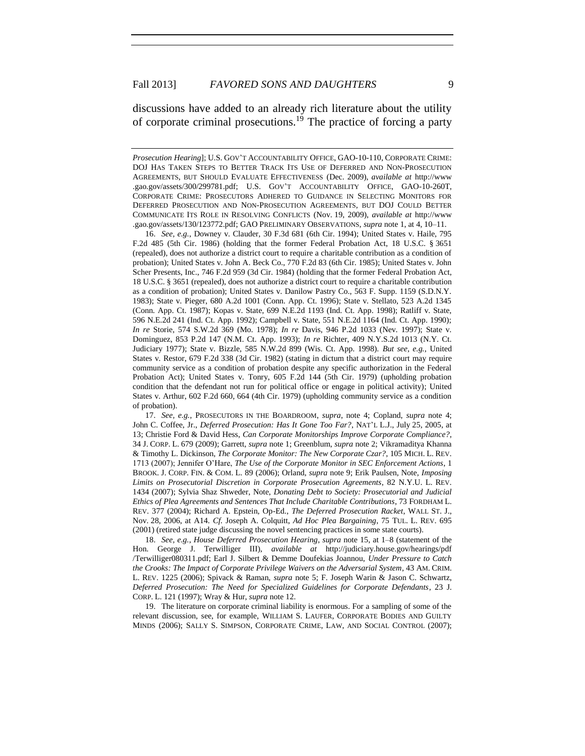discussions have added to an already rich literature about the utility of corporate criminal prosecutions.[19] The practice of forcing a party

---

*Prosecution Hearing*]; U.S. GOV'T ACCOUNTABILITY OFFICE, GAO-10-110, CORPORATE CRIME: DOJ HAS TAKEN STEPS TO BETTER TRACK ITS USE OF DEFERRED AND NON-PROSECUTION AGREEMENTS, BUT SHOULD EVALUATE EFFECTIVENESS (Dec. 2009), *available at* http://www.gao.gov/assets/300/299781.pdf; U.S. GOV'T ACCOUNTABILITY OFFICE, GAO-10-260T, CORPORATE CRIME: PROSECUTORS ADHERED TO GUIDANCE IN SELECTING MONITORS FOR DEFERRED PROSECUTION AND NON-PROSECUTION AGREEMENTS, BUT DOJ COULD BETTER COMMUNICATE ITS ROLE IN RESOLVING CONFLICTS (Nov. 19, 2009), *available at* http://www.gao.gov/assets/130/123772.pdf; GAO PRELIMINARY OBSERVATIONS, *supra* note 1, at 4, 10–11.

16. *See, e.g.*, Downey v. Clauder, 30 F.3d 681 (6th Cir. 1994); United States v. Haile, 795 F.2d 485 (5th Cir. 1986) (holding that the former Federal Probation Act, 18 U.S.C. § 3651 (repealed), does not authorize a district court to require a charitable contribution as a condition of probation); United States v. John A. Beck Co., 770 F.2d 83 (6th Cir. 1985); United States v. John Scher Presents, Inc., 746 F.2d 959 (3d Cir. 1984) (holding that the former Federal Probation Act, 18 U.S.C. § 3651 (repealed), does not authorize a district court to require a charitable contribution as a condition of probation); United States v. Danilow Pastry Co., 563 F. Supp. 1159 (S.D.N.Y. 1983); State v. Pieger, 680 A.2d 1001 (Conn. App. Ct. 1996); State v. Stellato, 523 A.2d 1345 (Conn. App. Ct. 1987); Kopas v. State, 699 N.E.2d 1193 (Ind. Ct. App. 1998); Ratliff v. State, 596 N.E.2d 241 (Ind. Ct. App. 1992); Campbell v. State, 551 N.E.2d 1164 (Ind. Ct. App. 1990); *In re* Storie, 574 S.W.2d 369 (Mo. 1978); *In re* Davis, 946 P.2d 1033 (Nev. 1997); State v. Dominguez, 853 P.2d 147 (N.M. Ct. App. 1993); *In re* Richter, 409 N.Y.S.2d 1013 (N.Y. Ct. Judiciary 1977); State v. Bizzle, 585 N.W.2d 899 (Wis. Ct. App. 1998). *But see, e.g.*, United States v. Restor, 679 F.2d 338 (3d Cir. 1982) (stating in dictum that a district court may require community service as a condition of probation despite any specific authorization in the Federal Probation Act); United States v. Tonry, 605 F.2d 144 (5th Cir. 1979) (upholding probation condition that the defendant not run for political office or engage in political activity); United States v. Arthur, 602 F.2d 660, 664 (4th Cir. 1979) (upholding community service as a condition of probation).

17. *See, e.g.*, PROSECUTORS IN THE BOARDROOM, *supra*, note 4; Copland, *supra* note 4; John C. Coffee, Jr., *Deferred Prosecution: Has It Gone Too Far?*, NAT'L L.J., July 25, 2005, at 13; Christie Ford & David Hess, *Can Corporate Monitorships Improve Corporate Compliance?*, 34 J. CORP. L. 679 (2009); Garrett, *supra* note 1; Greenblum, *supra* note 2; Vikramaditya Khanna & Timothy L. Dickinson, *The Corporate Monitor: The New Corporate Czar?*, 105 MICH. L. REV. 1713 (2007); Jennifer O'Hare, *The Use of the Corporate Monitor in SEC Enforcement Actions*, 1 BROOK. J. CORP. FIN. & COM. L. 89 (2006); Orland, *supra* note 9; Erik Paulsen, Note, *Imposing Limits on Prosecutorial Discretion in Corporate Prosecution Agreements*, 82 N.Y.U. L. REV. 1434 (2007); Sylvia Shaz Shweder, Note, *Donating Debt to Society: Prosecutorial and Judicial Ethics of Plea Agreements and Sentences That Include Charitable Contributions*, 73 FORDHAM L. REV. 377 (2004); Richard A. Epstein, Op-Ed., *The Deferred Prosecution Racket*, WALL ST. J., Nov. 28, 2006, at A14. *Cf.* Joseph A. Colquitt, *Ad Hoc Plea Bargaining*, 75 TUL. L. REV. 695 (2001) (retired state judge discussing the novel sentencing practices in some state courts).

18. *See, e.g.*, *House Deferred Prosecution Hearing*, *supra* note 15, at 1–8 (statement of the Hon. George J. Terwilliger III), *available at* http://judiciary.house.gov/hearings/pdf/Terwilliger080311.pdf; Earl J. Silbert & Demme Doufekias Joannou, *Under Pressure to Catch the Crooks: The Impact of Corporate Privilege Waivers on the Adversarial System*, 43 AM. CRIM. L. REV. 1225 (2006); Spivack & Raman, *supra* note 5; F. Joseph Warin & Jason C. Schwartz, *Deferred Prosecution: The Need for Specialized Guidelines for Corporate Defendants*, 23 J. CORP. L. 121 (1997); Wray & Hur, *supra* note 12.

19. The literature on corporate criminal liability is enormous. For a sampling of some of the relevant discussion, see, for example, WILLIAM S. LAUFER, CORPORATE BODIES AND GUILTY MINDS (2006); SALLY S. SIMPSON, CORPORATE CRIME, LAW, AND SOCIAL CONTROL (2007);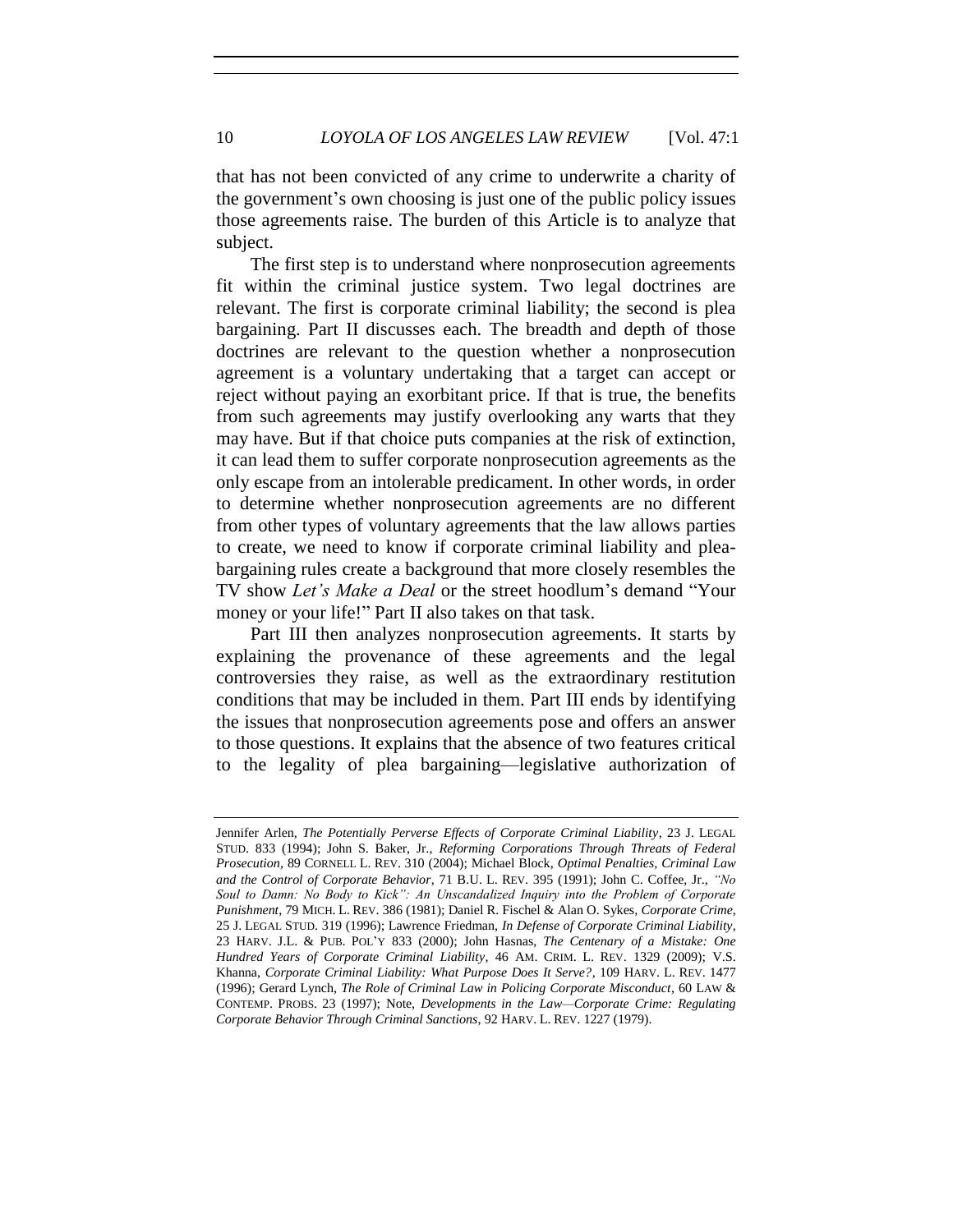that has not been convicted of any crime to underwrite a charity of the government's own choosing is just one of the public policy issues those agreements raise. The burden of this Article is to analyze that subject.

The first step is to understand where nonprosecution agreements fit within the criminal justice system. Two legal doctrines are relevant. The first is corporate criminal liability; the second is plea bargaining. Part II discusses each. The breadth and depth of those doctrines are relevant to the question whether a nonprosecution agreement is a voluntary undertaking that a target can accept or reject without paying an exorbitant price. If that is true, the benefits from such agreements may justify overlooking any warts that they may have. But if that choice puts companies at the risk of extinction, it can lead them to suffer corporate nonprosecution agreements as the only escape from an intolerable predicament. In other words, in order to determine whether nonprosecution agreements are no different from other types of voluntary agreements that the law allows parties to create, we need to know if corporate criminal liability and plea-bargaining rules create a background that more closely resembles the TV show *Let's Make a Deal* or the street hoodlum's demand "Your money or your life!" Part II also takes on that task.

Part III then analyzes nonprosecution agreements. It starts by explaining the provenance of these agreements and the legal controversies they raise, as well as the extraordinary restitution conditions that may be included in them. Part III ends by identifying the issues that nonprosecution agreements pose and offers an answer to those questions. It explains that the absence of two features critical to the legality of plea bargaining—legislative authorization of

---

Jennifer Arlen, *The Potentially Perverse Effects of Corporate Criminal Liability*, 23 J. LEGAL STUD. 833 (1994); John S. Baker, Jr., *Reforming Corporations Through Threats of Federal Prosecution*, 89 CORNELL L. REV. 310 (2004); Michael Block, *Optimal Penalties, Criminal Law and the Control of Corporate Behavior*, 71 B.U. L. REV. 395 (1991); John C. Coffee, Jr., *"No Soul to Damn: No Body to Kick": An Unscandalized Inquiry into the Problem of Corporate Punishment*, 79 MICH. L. REV. 386 (1981); Daniel R. Fischel & Alan O. Sykes, *Corporate Crime*, 25 J. LEGAL STUD. 319 (1996); Lawrence Friedman, *In Defense of Corporate Criminal Liability*, 23 HARV. J.L. & PUB. POL'Y 833 (2000); John Hasnas, *The Centenary of a Mistake: One Hundred Years of Corporate Criminal Liability*, 46 AM. CRIM. L. REV. 1329 (2009); V.S. Khanna, *Corporate Criminal Liability: What Purpose Does It Serve?*, 109 HARV. L. REV. 1477 (1996); Gerard Lynch, *The Role of Criminal Law in Policing Corporate Misconduct*, 60 LAW & CONTEMP. PROBS. 23 (1997); Note, *Developments in the Law—Corporate Crime: Regulating Corporate Behavior Through Criminal Sanctions*, 92 HARV. L. REV. 1227 (1979).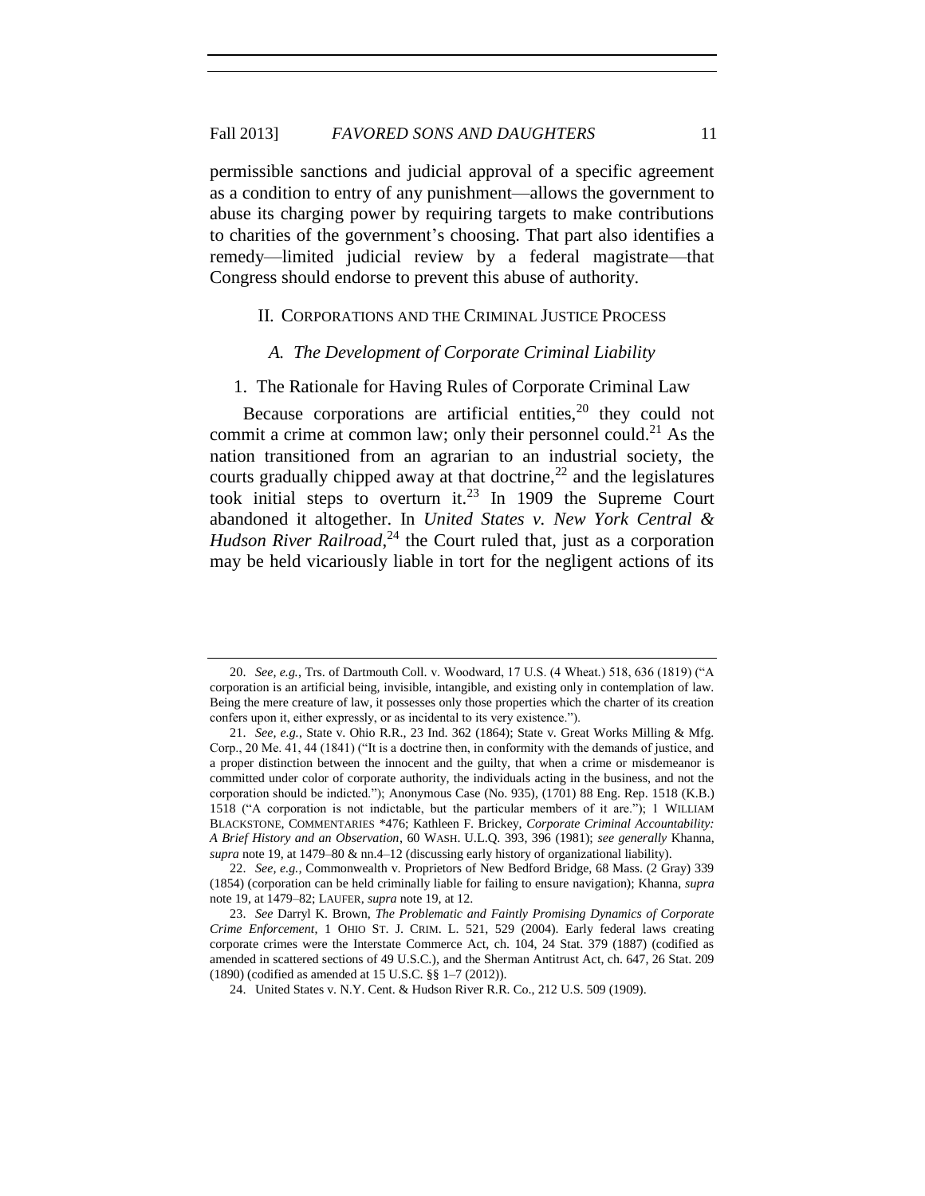permissible sanctions and judicial approval of a specific agreement as a condition to entry of any punishment—allows the government to abuse its charging power by requiring targets to make contributions to charities of the government's choosing. That part also identifies a remedy—limited judicial review by a federal magistrate—that Congress should endorse to prevent this abuse of authority.

## II. CORPORATIONS AND THE CRIMINAL JUSTICE PROCESS

### *A. The Development of Corporate Criminal Liability*

#### 1. The Rationale for Having Rules of Corporate Criminal Law

Because corporations are artificial entities,[20] they could not commit a crime at common law; only their personnel could.[21] As the nation transitioned from an agrarian to an industrial society, the courts gradually chipped away at that doctrine,[22] and the legislatures took initial steps to overturn it.[23] In 1909 the Supreme Court abandoned it altogether. In *United States v. New York Central & Hudson River Railroad*,[24] the Court ruled that, just as a corporation may be held vicariously liable in tort for the negligent actions of its

---

20. *See, e.g.*, Trs. of Dartmouth Coll. v. Woodward, 17 U.S. (4 Wheat.) 518, 636 (1819) ("A corporation is an artificial being, invisible, intangible, and existing only in contemplation of law. Being the mere creature of law, it possesses only those properties which the charter of its creation confers upon it, either expressly, or as incidental to its very existence.").

21. *See, e.g.*, State v. Ohio R.R., 23 Ind. 362 (1864); State v. Great Works Milling & Mfg. Corp., 20 Me. 41, 44 (1841) ("It is a doctrine then, in conformity with the demands of justice, and a proper distinction between the innocent and the guilty, that when a crime or misdemeanor is committed under color of corporate authority, the individuals acting in the business, and not the corporation should be indicted."); Anonymous Case (No. 935), (1701) 88 Eng. Rep. 1518 (K.B.) 1518 ("A corporation is not indictable, but the particular members of it are."); 1 WILLIAM BLACKSTONE, COMMENTARIES \*476; Kathleen F. Brickey, *Corporate Criminal Accountability: A Brief History and an Observation*, 60 WASH. U.L.Q. 393, 396 (1981); *see generally* Khanna, *supra* note 19, at 1479–80 & nn.4–12 (discussing early history of organizational liability).

22. *See, e.g.*, Commonwealth v. Proprietors of New Bedford Bridge, 68 Mass. (2 Gray) 339 (1854) (corporation can be held criminally liable for failing to ensure navigation); Khanna, *supra* note 19, at 1479–82; LAUFER, *supra* note 19, at 12.

23. *See* Darryl K. Brown, *The Problematic and Faintly Promising Dynamics of Corporate Crime Enforcement*, 1 OHIO ST. J. CRIM. L. 521, 529 (2004). Early federal laws creating corporate crimes were the Interstate Commerce Act, ch. 104, 24 Stat. 379 (1887) (codified as amended in scattered sections of 49 U.S.C.), and the Sherman Antitrust Act, ch. 647, 26 Stat. 209 (1890) (codified as amended at 15 U.S.C. §§ 1–7 (2012)).

24. United States v. N.Y. Cent. & Hudson River R.R. Co., 212 U.S. 509 (1909).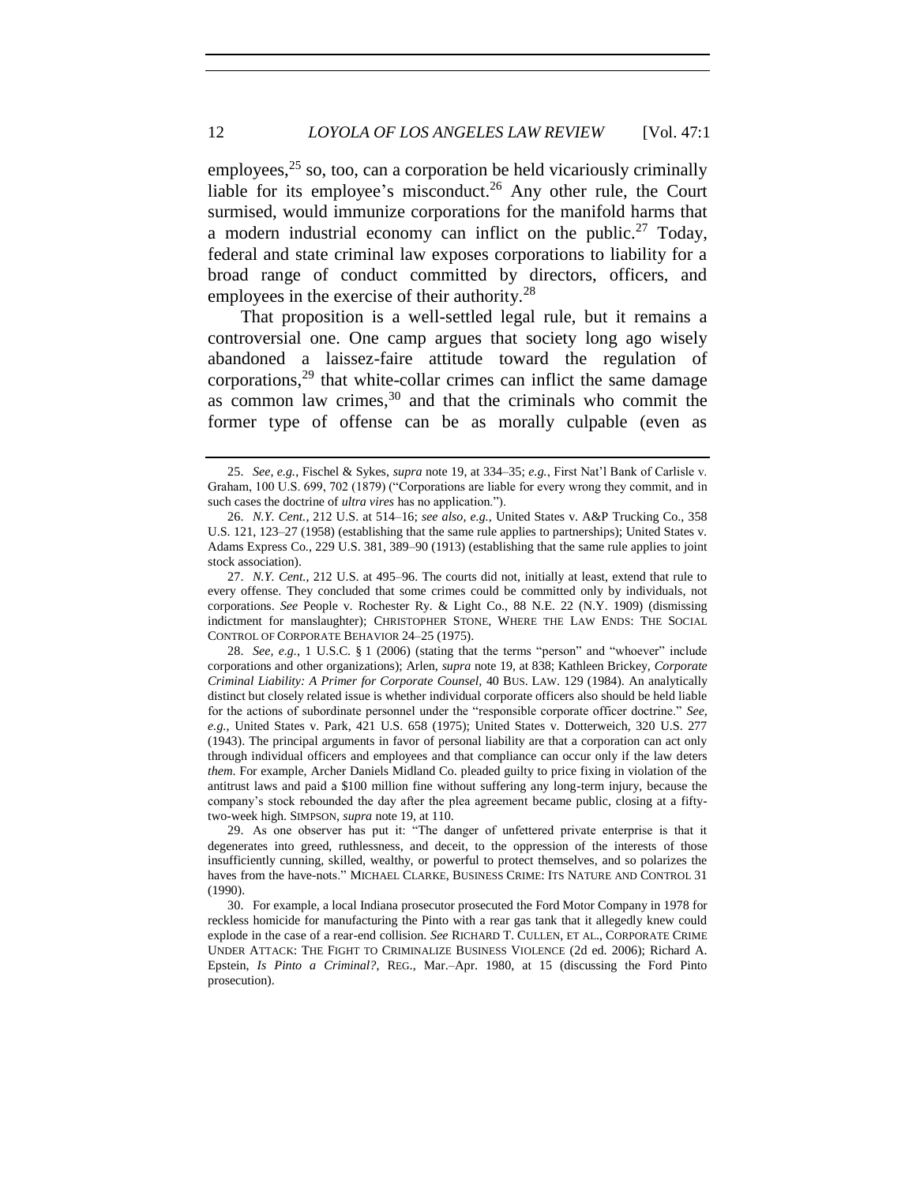employees,[25] so, too, can a corporation be held vicariously criminally liable for its employee's misconduct.[26] Any other rule, the Court surmised, would immunize corporations for the manifold harms that a modern industrial economy can inflict on the public.[27] Today, federal and state criminal law exposes corporations to liability for a broad range of conduct committed by directors, officers, and employees in the exercise of their authority.[28]

That proposition is a well-settled legal rule, but it remains a controversial one. One camp argues that society long ago wisely abandoned a laissez-faire attitude toward the regulation of corporations,[29] that white-collar crimes can inflict the same damage as common law crimes,[30] and that the criminals who commit the former type of offense can be as morally culpable (even as

---

25. *See, e.g.*, Fischel & Sykes, *supra* note 19, at 334–35; *e.g.*, First Nat'l Bank of Carlisle v. Graham, 100 U.S. 699, 702 (1879) ("Corporations are liable for every wrong they commit, and in such cases the doctrine of *ultra vires* has no application.").

26. *N.Y. Cent.*, 212 U.S. at 514–16; *see also, e.g.*, United States v. A&P Trucking Co., 358 U.S. 121, 123–27 (1958) (establishing that the same rule applies to partnerships); United States v. Adams Express Co., 229 U.S. 381, 389–90 (1913) (establishing that the same rule applies to joint stock association).

27. *N.Y. Cent.*, 212 U.S. at 495–96. The courts did not, initially at least, extend that rule to every offense. They concluded that some crimes could be committed only by individuals, not corporations. *See* People v. Rochester Ry. & Light Co, 88 N.E. 22 (N.Y. 1909) (dismissing indictment for manslaughter); CHRISTOPHER STONE, WHERE THE LAW ENDS: THE SOCIAL CONTROL OF CORPORATE BEHAVIOR 24–25 (1975).

28. *See, e.g.*, 1 U.S.C. § 1 (2006) (stating that the terms "person" and "whoever" include corporations and other organizations); Arlen, *supra* note 19, at 838; Kathleen Brickey, *Corporate Criminal Liability: A Primer for Corporate Counsel*, 40 BUS. LAW. 129 (1984). An analytically distinct but closely related issue is whether individual corporate officers also should be held liable for the actions of subordinate personnel under the "responsible corporate officer doctrine." *See, e.g.*, United States v. Park, 421 U.S. 658 (1975); United States v. Dotterweich, 320 U.S. 277 (1943). The principal arguments in favor of personal liability are that a corporation can act only through individual officers and employees and that compliance can occur only if the law deters *them*. For example, Archer Daniels Midland Co. pleaded guilty to price fixing in violation of the antitrust laws and paid a $100 million fine without suffering any long-term injury, because the company's stock rebounded the day after the plea agreement became public, closing at a fifty-two-week high. SIMPSON, *supra* note 19, at 110.

29. As one observer has put it: "The danger of unfettered private enterprise is that it degenerates into greed, ruthlessness, and deceit, to the oppression of the interests of those insufficiently cunning, skilled, wealthy, or powerful to protect themselves, and so polarizes the haves from the have-nots." MICHAEL CLARKE, BUSINESS CRIME: ITS NATURE AND CONTROL 31 (1990).

30. For example, a local Indiana prosecutor prosecuted the Ford Motor Company in 1978 for reckless homicide for manufacturing the Pinto with a rear gas tank that it allegedly knew could explode in the case of a rear-end collision. *See* RICHARD T. CULLEN, ET AL., CORPORATE CRIME UNDER ATTACK: THE FIGHT TO CRIMINALIZE BUSINESS VIOLENCE (2d ed. 2006); Richard A. Epstein, *Is Pinto a Criminal?*, REG., Mar.–Apr. 1980, at 15 (discussing the Ford Pinto prosecution).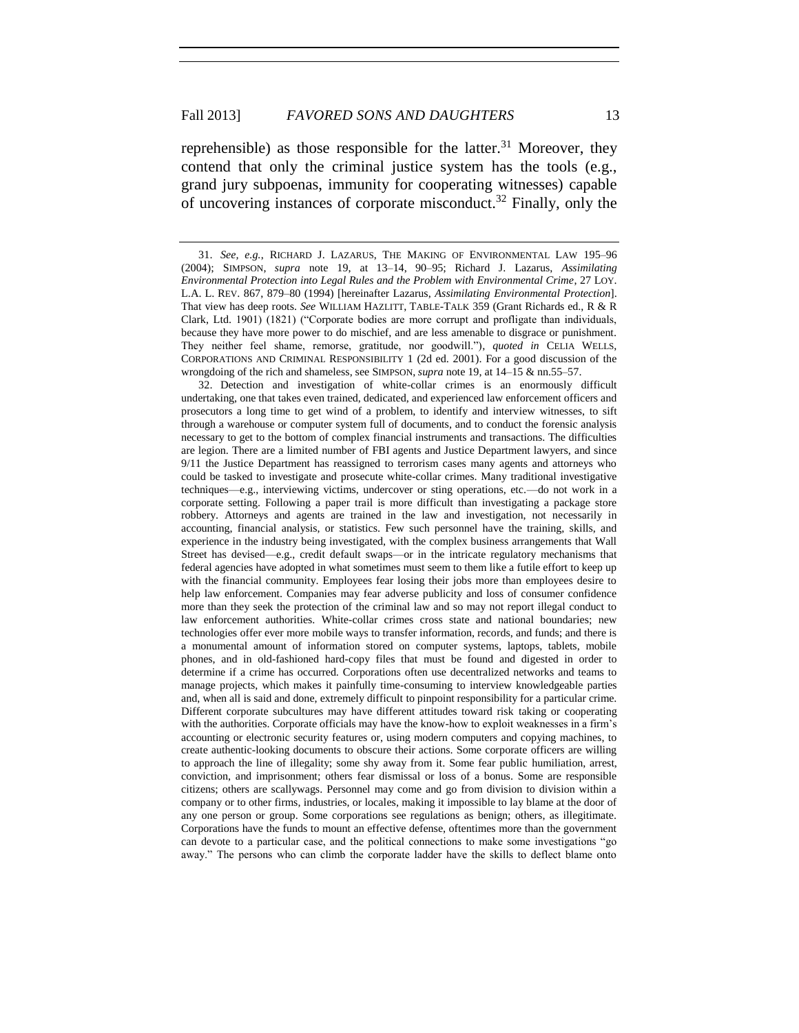reprehensible) as those responsible for the latter.[31] Moreover, they contend that only the criminal justice system has the tools (e.g., grand jury subpoenas, immunity for cooperating witnesses) capable of uncovering instances of corporate misconduct.[32] Finally, only the

---

31. *See, e.g.*, RICHARD J. LAZARUS, THE MAKING OF ENVIRONMENTAL LAW 195–96 (2004); SIMPSON, *supra* note 19, at 13–14, 90–95; Richard J. Lazarus, *Assimilating Environmental Protection into Legal Rules and the Problem with Environmental Crime*, 27 LOY. L.A. L. REV. 867, 879–80 (1994) [hereinafter Lazarus, *Assimilating Environmental Protection*]. That view has deep roots. *See* WILLIAM HAZLITT, TABLE-TALK 359 (Grant Richards ed., R & R Clark, Ltd. 1901) (1821) ("Corporate bodies are more corrupt and profligate than individuals, because they have more power to do mischief, and are less amenable to disgrace or punishment. They neither feel shame, remorse, gratitude, nor goodwill."), *quoted in* CELIA WELLS, CORPORATIONS AND CRIMINAL RESPONSIBILITY 1 (2d ed. 2001). For a good discussion of the wrongdoing of the rich and shameless, see SIMPSON, *supra* note 19, at 14–15 & nn.55–57.

32. Detection and investigation of white-collar crimes is an enormously difficult undertaking, one that takes even trained, dedicated, and experienced law enforcement officers and prosecutors a long time to get wind of a problem, to identify and interview witnesses, to sift through a warehouse or computer system full of documents, and to conduct the forensic analysis necessary to get to the bottom of complex financial instruments and transactions. The difficulties are legion. There are a limited number of FBI agents and Justice Department lawyers, and since 9/11 the Justice Department has reassigned to terrorism cases many agents and attorneys who could be tasked to investigate and prosecute white-collar crimes. Many traditional investigative techniques—e.g., interviewing victims, undercover or sting operations, etc.—do not work in a corporate setting. Following a paper trail is more difficult than investigating a package store robbery. Attorneys and agents are trained in the law and investigation, not necessarily in accounting, financial analysis, or statistics. Few such personnel have the training, skills, and experience in the industry being investigated, with the complex business arrangements that Wall Street has devised—e.g., credit default swaps—or in the intricate regulatory mechanisms that federal agencies have adopted in what sometimes must seem to them like a futile effort to keep up with the financial community. Employees fear losing their jobs more than employees desire to help law enforcement. Companies may fear adverse publicity and loss of consumer confidence more than they seek the protection of the criminal law and so may not report illegal conduct to law enforcement authorities. White-collar crimes cross state and national boundaries; new technologies offer ever more mobile ways to transfer information, records, and funds; and there is a monumental amount of information stored on computer systems, laptops, tablets, mobile phones, and in old-fashioned hard-copy files that must be found and digested in order to determine if a crime has occurred. Corporations often use decentralized networks and teams to manage projects, which makes it painfully time-consuming to interview knowledgeable parties and, when all is said and done, extremely difficult to pinpoint responsibility for a particular crime. Different corporate subcultures may have different attitudes toward risk taking or cooperating with the authorities. Corporate officials may have the know-how to exploit weaknesses in a firm's accounting or electronic security features or, using modern computers and copying machines, to create authentic-looking documents to obscure their actions. Some corporate officers are willing to approach the line of illegality; some shy away from it. Some fear public humiliation, arrest, conviction, and imprisonment; others fear dismissal or loss of a bonus. Some are responsible citizens; others are scallywags. Personnel may come and go from division to division within a company or to other firms, industries, or locales, making it impossible to lay blame at the door of any one person or group. Some corporations see regulations as benign; others, as illegitimate. Corporations have the funds to mount an effective defense, oftentimes more than the government can devote to a particular case, and the political connections to make some investigations "go away." The persons who can climb the corporate ladder have the skills to deflect blame onto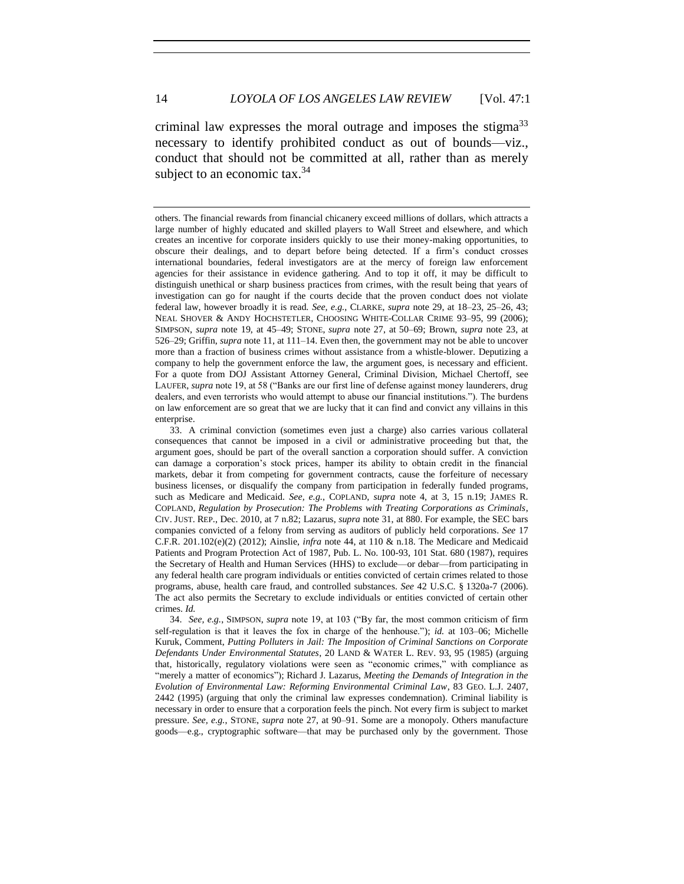criminal law expresses the moral outrage and imposes the stigma[33] necessary to identify prohibited conduct as out of bounds—viz., conduct that should not be committed at all, rather than as merely subject to an economic tax.[34]

---

others. The financial rewards from financial chicanery exceed millions of dollars, which attracts a large number of highly educated and skilled players to Wall Street and elsewhere, and which creates an incentive for corporate insiders quickly to use their money-making opportunities, to obscure their dealings, and to depart before being detected. If a firm's conduct crosses international boundaries, federal investigators are at the mercy of foreign law enforcement agencies for their assistance in evidence gathering. And to top it off, it may be difficult to distinguish unethical or sharp business practices from crimes, with the result being that years of investigation can go for naught if the courts decide that the proven conduct does not violate federal law, however broadly it is read. *See, e.g.*, CLARKE, *supra* note 29, at 18–23, 25–26, 43; NEAL SHOVER & ANDY HOCHSTETLER, CHOOSING WHITE-COLLAR CRIME 93–95, 99 (2006); SIMPSON, *supra* note 19, at 45–49; STONE, *supra* note 27, at 50–69; Brown, *supra* note 23, at 526–29; Griffin, *supra* note 11, at 111–14. Even then, the government may not be able to uncover more than a fraction of business crimes without assistance from a whistle-blower. Deputizing a company to help the government enforce the law, the argument goes, is necessary and efficient. For a quote from DOJ Assistant Attorney General, Criminal Division, Michael Chertoff, see LAUFER, *supra* note 19, at 58 ("Banks are our first line of defense against money launderers, drug dealers, and even terrorists who would attempt to abuse our financial institutions."). The burdens on law enforcement are so great that we are lucky that it can find and convict any villains in this enterprise.

33. A criminal conviction (sometimes even just a charge) also carries various collateral consequences that cannot be imposed in a civil or administrative proceeding but that, the argument goes, should be part of the overall sanction a corporation should suffer. A conviction can damage a corporation's stock prices, hamper its ability to obtain credit in the financial markets, debar it from competing for government contracts, cause the forfeiture of necessary business licenses, or disqualify the company from participation in federally funded programs, such as Medicare and Medicaid. *See, e.g.*, COPLAND, *supra* note 4, at 3, 15 n.19; JAMES R. COPLAND, *Regulation by Prosecution: The Problems with Treating Corporations as Criminals*, CIV. JUST. REP., Dec. 2010, at 7 n.82; Lazarus, *supra* note 31, at 880. For example, the SEC bars companies convicted of a felony from serving as auditors of publicly held corporations. *See* 17 C.F.R. 201.102(e)(2) (2012); Ainslie, *infra* note 44, at 110 & n.18. The Medicare and Medicaid Patients and Program Protection Act of 1987, Pub. L. No. 100-93, 101 Stat. 680 (1987), requires the Secretary of Health and Human Services (HHS) to exclude—or debar—from participating in any federal health care program individuals or entities convicted of certain crimes related to those programs, abuse, health care fraud, and controlled substances. *See* 42 U.S.C. § 1320a-7 (2006). The act also permits the Secretary to exclude individuals or entities convicted of certain other crimes. *Id.*

34. *See, e.g.*, SIMPSON, *supra* note 19, at 103 ("By far, the most common criticism of firm self-regulation is that it leaves the fox in charge of the henhouse."); *id.* at 103–06; Michelle Kuruk, Comment, *Putting Polluters in Jail: The Imposition of Criminal Sanctions on Corporate Defendants Under Environmental Statutes*, 20 LAND & WATER L. REV. 93, 95 (1985) (arguing that, historically, regulatory violations were seen as "economic crimes," with compliance as "merely a matter of economics"); Richard J. Lazarus, *Meeting the Demands of Integration in the Evolution of Environmental Law: Reforming Environmental Criminal Law*, 83 GEO. L.J. 2407, 2442 (1995) (arguing that only the criminal law expresses condemnation). Criminal liability is necessary in order to ensure that a corporation feels the pinch. Not every firm is subject to market pressure. *See, e.g.*, STONE, *supra* note 27, at 90–91. Some are a monopoly. Others manufacture goods—e.g., cryptographic software—that may be purchased only by the government. Those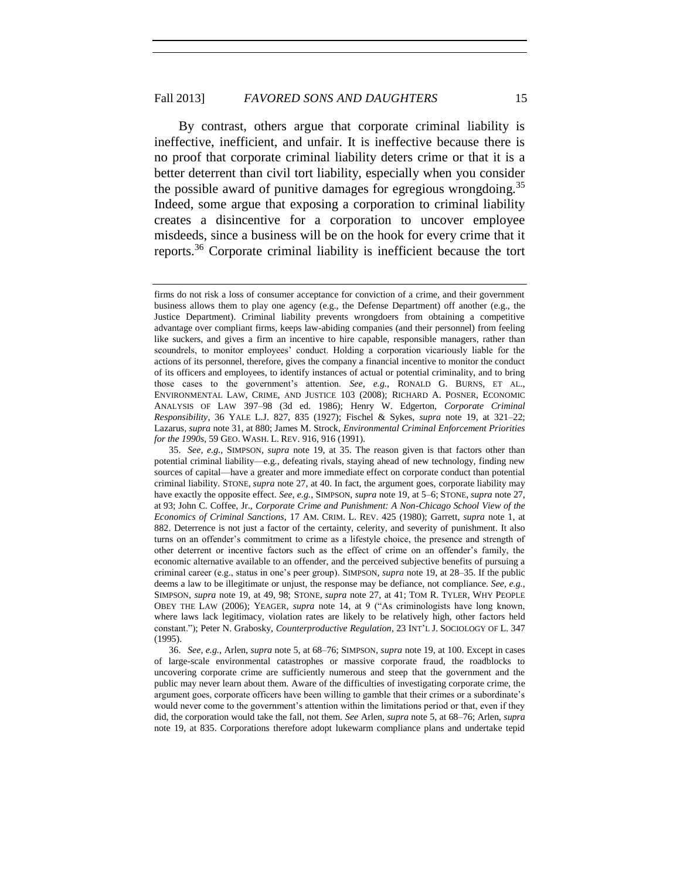By contrast, others argue that corporate criminal liability is ineffective, inefficient, and unfair. It is ineffective because there is no proof that corporate criminal liability deters crime or that it is a better deterrent than civil tort liability, especially when you consider the possible award of punitive damages for egregious wrongdoing.[35] Indeed, some argue that exposing a corporation to criminal liability creates a disincentive for a corporation to uncover employee misdeeds, since a business will be on the hook for every crime that it reports.[36] Corporate criminal liability is inefficient because the tort

---

firms do not risk a loss of consumer acceptance for conviction of a crime, and their government business allows them to play one agency (e.g., the Defense Department) off another (e.g., the Justice Department). Criminal liability prevents wrongdoers from obtaining a competitive advantage over compliant firms, keeps law-abiding companies (and their personnel) from feeling like suckers, and gives a firm an incentive to hire capable, responsible managers, rather than scoundrels, to monitor employees' conduct. Holding a corporation vicariously liable for the actions of its personnel, therefore, gives the company a financial incentive to monitor the conduct of its officers and employees, to identify instances of actual or potential criminality, and to bring those cases to the government's attention. *See, e.g.*, RONALD G. BURNS, ET AL., ENVIRONMENTAL LAW, CRIME, AND JUSTICE 103 (2008); RICHARD A. POSNER, ECONOMIC ANALYSIS OF LAW 397–98 (3d ed. 1986); Henry W. Edgerton, *Corporate Criminal Responsibility*, 36 YALE L.J. 827, 835 (1927); Fischel & Sykes, *supra* note 19, at 321–22; Lazarus, *supra* note 31, at 880; James M. Strock, *Environmental Criminal Enforcement Priorities for the 1990s*, 59 GEO. WASH. L. REV. 916, 916 (1991).

35. *See, e.g.*, SIMPSON, *supra* note 19, at 35. The reason given is that factors other than potential criminal liability—e.g., defeating rivals, staying ahead of new technology, finding new sources of capital—have a greater and more immediate effect on corporate conduct than potential criminal liability. STONE, *supra* note 27, at 40. In fact, the argument goes, corporate liability may have exactly the opposite effect. *See, e.g.*, SIMPSON, *supra* note 19, at 5–6; STONE, *supra* note 27, at 93; John C. Coffee, Jr., *Corporate Crime and Punishment: A Non-Chicago School View of the Economics of Criminal Sanctions*, 17 AM. CRIM. L. REV. 425 (1980); Garrett, *supra* note 1, at 882. Deterrence is not just a factor of the certainty, celerity, and severity of punishment. It also turns on an offender's commitment to crime as a lifestyle choice, the presence and strength of other deterrent or incentive factors such as the effect of crime on an offender's family, the economic alternative available to an offender, and the perceived subjective benefits of pursuing a criminal career (e.g., status in one's peer group). SIMPSON, *supra* note 19, at 28–35. If the public deems a law to be illegitimate or unjust, the response may be defiance, not compliance. *See, e.g.*, SIMPSON, *supra* note 19, at 49, 98; STONE, *supra* note 27, at 41; TOM R. TYLER, WHY PEOPLE OBEY THE LAW (2006); YEAGER, *supra* note 14, at 9 ("As criminologists have long known, where laws lack legitimacy, violation rates are likely to be relatively high, other factors held constant."); Peter N. Grabosky, *Counterproductive Regulation*, 23 INT'L J. SOCIOLOGY OF L. 347 (1995).

36. *See, e.g.*, Arlen, *supra* note 5, at 68–76; SIMPSON, *supra* note 19, at 100. Except in cases of large-scale environmental catastrophes or massive corporate fraud, the roadblocks to uncovering corporate crime are sufficiently numerous and steep that the government and the public may never learn about them. Aware of the difficulties of investigating corporate crime, the argument goes, corporate officers have been willing to gamble that their crimes or a subordinate's would never come to the government's attention within the limitations period or that, even if they did, the corporation would take the fall, not them. *See* Arlen, *supra* note 5, at 68–76; Arlen, *supra* note 19, at 835. Corporations therefore adopt lukewarm compliance plans and undertake tepid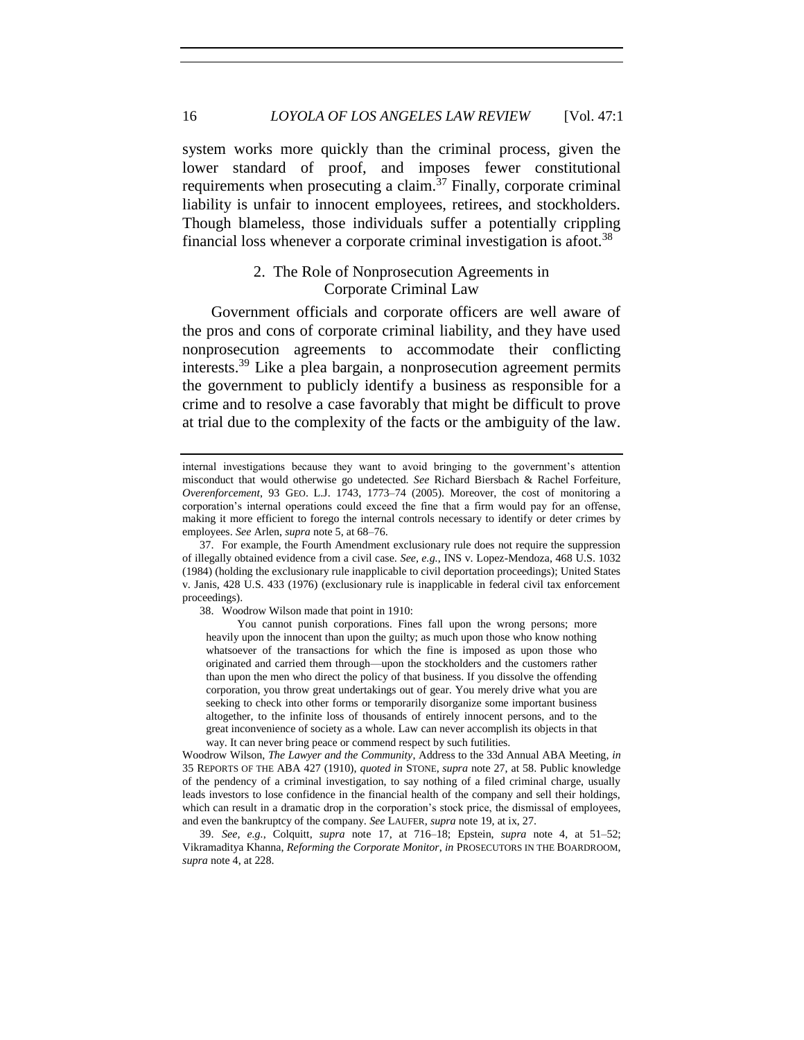system works more quickly than the criminal process, given the lower standard of proof, and imposes fewer constitutional requirements when prosecuting a claim.[37] Finally, corporate criminal liability is unfair to innocent employees, retirees, and stockholders. Though blameless, those individuals suffer a potentially crippling financial loss whenever a corporate criminal investigation is afoot.[38]

### 2. The Role of Nonprosecution Agreements in Corporate Criminal Law

Government officials and corporate officers are well aware of the pros and cons of corporate criminal liability, and they have used nonprosecution agreements to accommodate their conflicting interests.[39] Like a plea bargain, a nonprosecution agreement permits the government to publicly identify a business as responsible for a crime and to resolve a case favorably that might be difficult to prove at trial due to the complexity of the facts or the ambiguity of the law.

---

internal investigations because they want to avoid bringing to the government's attention misconduct that would otherwise go undetected. *See* Richard Biersbach & Rachel Forfeiture, *Overenforcement*, 93 GEO. L.J. 1743, 1773–74 (2005). Moreover, the cost of monitoring a corporation's internal operations could exceed the fine that a firm would pay for an offense, making it more efficient to forego the internal controls necessary to identify or deter crimes by employees. *See* Arlen, *supra* note 5, at 68–76.

37. For example, the Fourth Amendment exclusionary rule does not require the suppression of illegally obtained evidence from a civil case. *See, e.g.*, INS v. Lopez-Mendoza, 468 U.S. 1032 (1984) (holding the exclusionary rule inapplicable to civil deportation proceedings); United States v. Janis, 428 U.S. 433 (1976) (exclusionary rule is inapplicable in federal civil tax enforcement proceedings).

38. Woodrow Wilson made that point in 1910:

> You cannot punish corporations. Fines fall upon the wrong persons; more heavily upon the innocent than upon the guilty; as much upon those who know nothing whatsoever of the transactions for which the fine is imposed as upon those who originated and carried them through—upon the stockholders and the customers rather than upon the men who direct the policy of that business. If you dissolve the offending corporation, you throw great undertakings out of gear. You merely drive what you are seeking to check into other forms or temporarily disorganize some important business altogether, to the infinite loss of thousands of entirely innocent persons, and to the great inconvenience of society as a whole. Law can never accomplish its objects in that way. It can never bring peace or commend respect by such futilities.

Woodrow Wilson, *The Lawyer and the Community*, Address to the 33d Annual ABA Meeting, *in* 35 REPORTS OF THE ABA 427 (1910), *quoted in* STONE, *supra* note 27, at 58. Public knowledge of the pendency of a criminal investigation, to say nothing of a filed criminal charge, usually leads investors to lose confidence in the financial health of the company and sell their holdings, which can result in a dramatic drop in the corporation's stock price, the dismissal of employees, and even the bankruptcy of the company. *See* LAUFER, *supra* note 19, at ix, 27.

39. *See, e.g.*, Colquitt, *supra* note 17, at 716–18; Epstein, *supra* note 4, at 51–52; Vikramaditya Khanna, *Reforming the Corporate Monitor*, *in* PROSECUTORS IN THE BOARDROOM, *supra* note 4, at 228.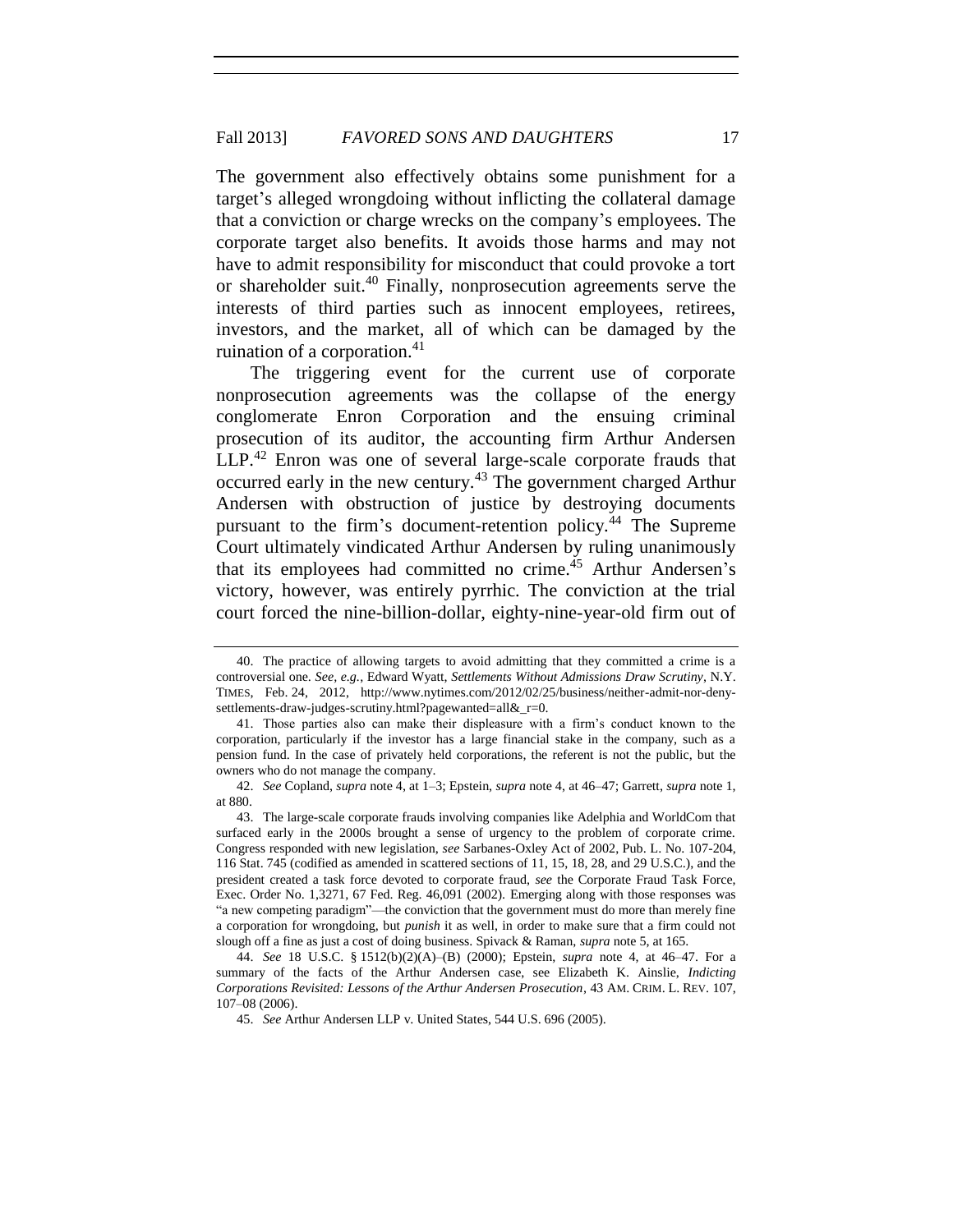The government also effectively obtains some punishment for a target's alleged wrongdoing without inflicting the collateral damage that a conviction or charge wrecks on the company's employees. The corporate target also benefits. It avoids those harms and may not have to admit responsibility for misconduct that could provoke a tort or shareholder suit.[40] Finally, nonprosecution agreements serve the interests of third parties such as innocent employees, retirees, investors, and the market, all of which can be damaged by the ruination of a corporation.[41]

The triggering event for the current use of corporate nonprosecution agreements was the collapse of the energy conglomerate Enron Corporation and the ensuing criminal prosecution of its auditor, the accounting firm Arthur Andersen LLP.[42] Enron was one of several large-scale corporate frauds that occurred early in the new century.[43] The government charged Arthur Andersen with obstruction of justice by destroying documents pursuant to the firm's document-retention policy.[44] The Supreme Court ultimately vindicated Arthur Andersen by ruling unanimously that its employees had committed no crime.[45] Arthur Andersen's victory, however, was entirely pyrrhic. The conviction at the trial court forced the nine-billion-dollar, eighty-nine-year-old firm out of

---

40. The practice of allowing targets to avoid admitting that they committed a crime is a controversial one. *See, e.g.*, Edward Wyatt, *Settlements Without Admissions Draw Scrutiny*, N.Y. TIMES, Feb. 24, 2012, http://www.nytimes.com/2012/02/25/business/neither-admit-nor-deny-settlements-draw-judges-scrutiny.html?pagewanted=all&_r=0.

41. Those parties also can make their displeasure with a firm's conduct known to the corporation, particularly if the investor has a large financial stake in the company, such as a pension fund. In the case of privately held corporations, the referent is not the public, but the owners who do not manage the company.

42. *See* Copland, *supra* note 4, at 1–3; Epstein, *supra* note 4, at 46–47; Garrett, *supra* note 1, at 880.

43. The large-scale corporate frauds involving companies like Adelphia and WorldCom that surfaced early in the 2000s brought a sense of urgency to the problem of corporate crime. Congress responded with new legislation, *see* Sarbanes-Oxley Act of 2002, Pub. L. No. 107-204, 116 Stat. 745 (codified as amended in scattered sections of 11, 15, 18, 28, and 29 U.S.C.), and the president created a task force devoted to corporate fraud, *see* the Corporate Fraud Task Force, Exec. Order No. 1,3271, 67 Fed. Reg. 46,091 (2002). Emerging along with those responses was "a new competing paradigm"—the conviction that the government must do more than merely fine a corporation for wrongdoing, but *punish* it as well, in order to make sure that a firm could not slough off a fine as just a cost of doing business. Spivack & Raman, *supra* note 5, at 165.

44. *See* 18 U.S.C. § 1512(b)(2)(A)–(B) (2000); Epstein, *supra* note 4, at 46–47. For a summary of the facts of the Arthur Andersen case, see Elizabeth K. Ainslie, *Indicting Corporations Revisited: Lessons of the Arthur Andersen Prosecution*, 43 AM. CRIM. L. REV. 107, 107–08 (2006).

45. *See* Arthur Andersen LLP v. United States, 544 U.S. 696 (2005).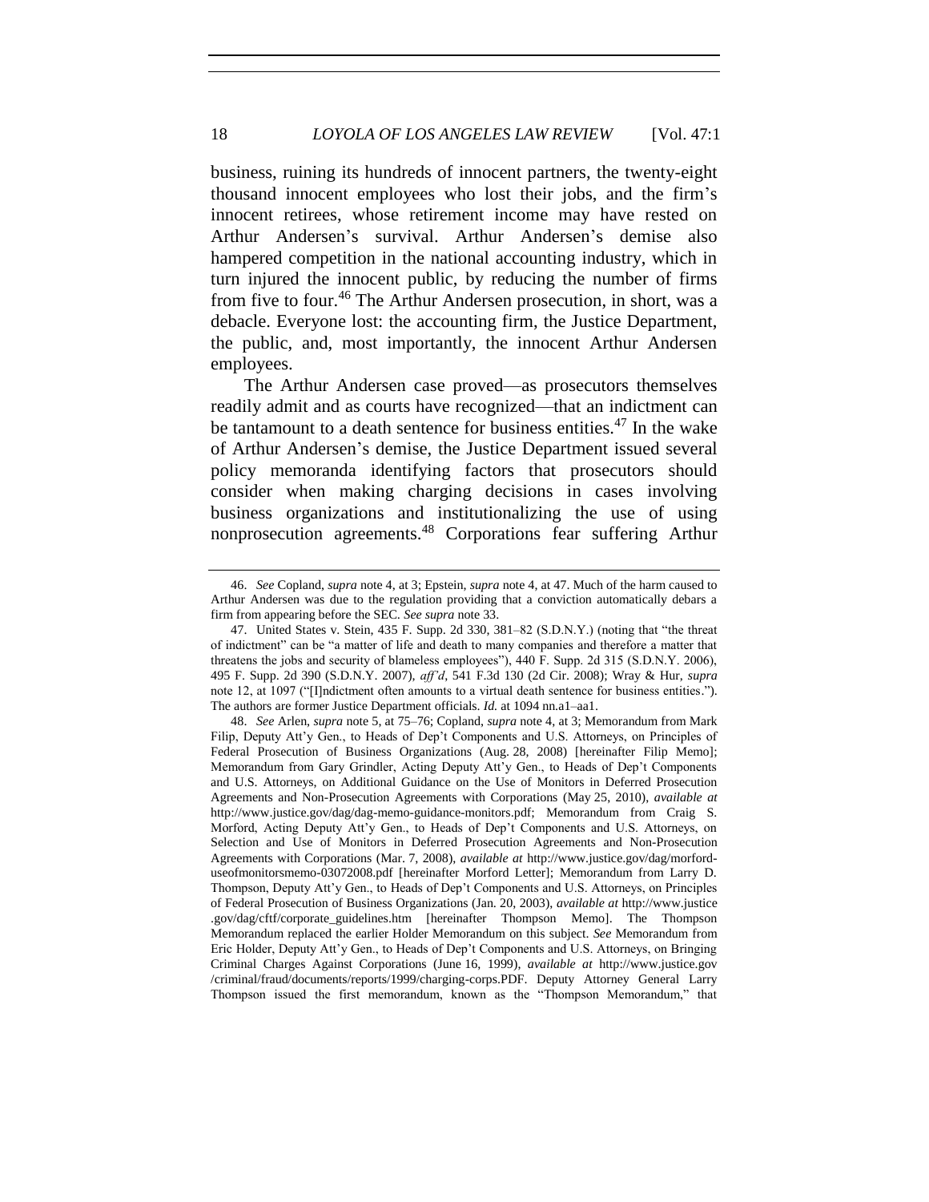business, ruining its hundreds of innocent partners, the twenty-eight thousand innocent employees who lost their jobs, and the firm's innocent retirees, whose retirement income may have rested on Arthur Andersen's survival. Arthur Andersen's demise also hampered competition in the national accounting industry, which in turn injured the innocent public, by reducing the number of firms from five to four.[46] The Arthur Andersen prosecution, in short, was a debacle. Everyone lost: the accounting firm, the Justice Department, the public, and, most importantly, the innocent Arthur Andersen employees.

The Arthur Andersen case proved—as prosecutors themselves readily admit and as courts have recognized—that an indictment can be tantamount to a death sentence for business entities.[47] In the wake of Arthur Andersen's demise, the Justice Department issued several policy memoranda identifying factors that prosecutors should consider when making charging decisions in cases involving business organizations and institutionalizing the use of using nonprosecution agreements.[48] Corporations fear suffering Arthur

---

46. *See* Copland, *supra* note 4, at 3; Epstein, *supra* note 4, at 47. Much of the harm caused to Arthur Andersen was due to the regulation providing that a conviction automatically debars a firm from appearing before the SEC. *See supra* note 33.

47. United States v. Stein, 435 F. Supp. 2d 330, 381–82 (S.D.N.Y.) (noting that "the threat of indictment" can be "a matter of life and death to many companies and therefore a matter that threatens the jobs and security of blameless employees"), 440 F. Supp. 2d 315 (S.D.N.Y. 2006), 495 F. Supp. 2d 390 (S.D.N.Y. 2007), *aff'd*, 541 F.3d 130 (2d Cir. 2008); Wray & Hur, *supra* note 12, at 1097 ("[I]ndictment often amounts to a virtual death sentence for business entities."). The authors are former Justice Department officials. *Id.* at 1094 nn.a1–aa1.

48. *See* Arlen, *supra* note 5, at 75–76; Copland, *supra* note 4, at 3; Memorandum from Mark Filip, Deputy Att'y Gen., to Heads of Dep't Components and U.S. Attorneys, on Principles of Federal Prosecution of Business Organizations (Aug. 28, 2008) [hereinafter Filip Memo]; Memorandum from Gary Grindler, Acting Deputy Att'y Gen., to Heads of Dep't Components and U.S. Attorneys, on Additional Guidance on the Use of Monitors in Deferred Prosecution Agreements and Non-Prosecution Agreements with Corporations (May 25, 2010), *available at* http://www.justice.gov/dag/dag-memo-guidance-monitors.pdf; Memorandum from Craig S. Morford, Acting Deputy Att'y Gen., to Heads of Dep't Components and U.S. Attorneys, on Selection and Use of Monitors in Deferred Prosecution Agreements and Non-Prosecution Agreements with Corporations (Mar. 7, 2008), *available at* http://www.justice.gov/dag/morford-useofmonitorsmemo-03072008.pdf [hereinafter Morford Letter]; Memorandum from Larry D. Thompson, Deputy Att'y Gen., to Heads of Dep't Components and U.S. Attorneys, on Principles of Federal Prosecution of Business Organizations (Jan. 20, 2003), *available at* http://www.justice.gov/dag/cftf/corporate_guidelines.htm [hereinafter Thompson Memo]. The Thompson Memorandum replaced the earlier Holder Memorandum on this subject. *See* Memorandum from Eric Holder, Deputy Att'y Gen., to Heads of Dep't Components and U.S. Attorneys, on Bringing Criminal Charges Against Corporations (June 16, 1999), *available at* http://www.justice.gov/criminal/fraud/documents/reports/1999/charging-corps.PDF. Deputy Attorney General Larry Thompson issued the first memorandum, known as the "Thompson Memorandum," that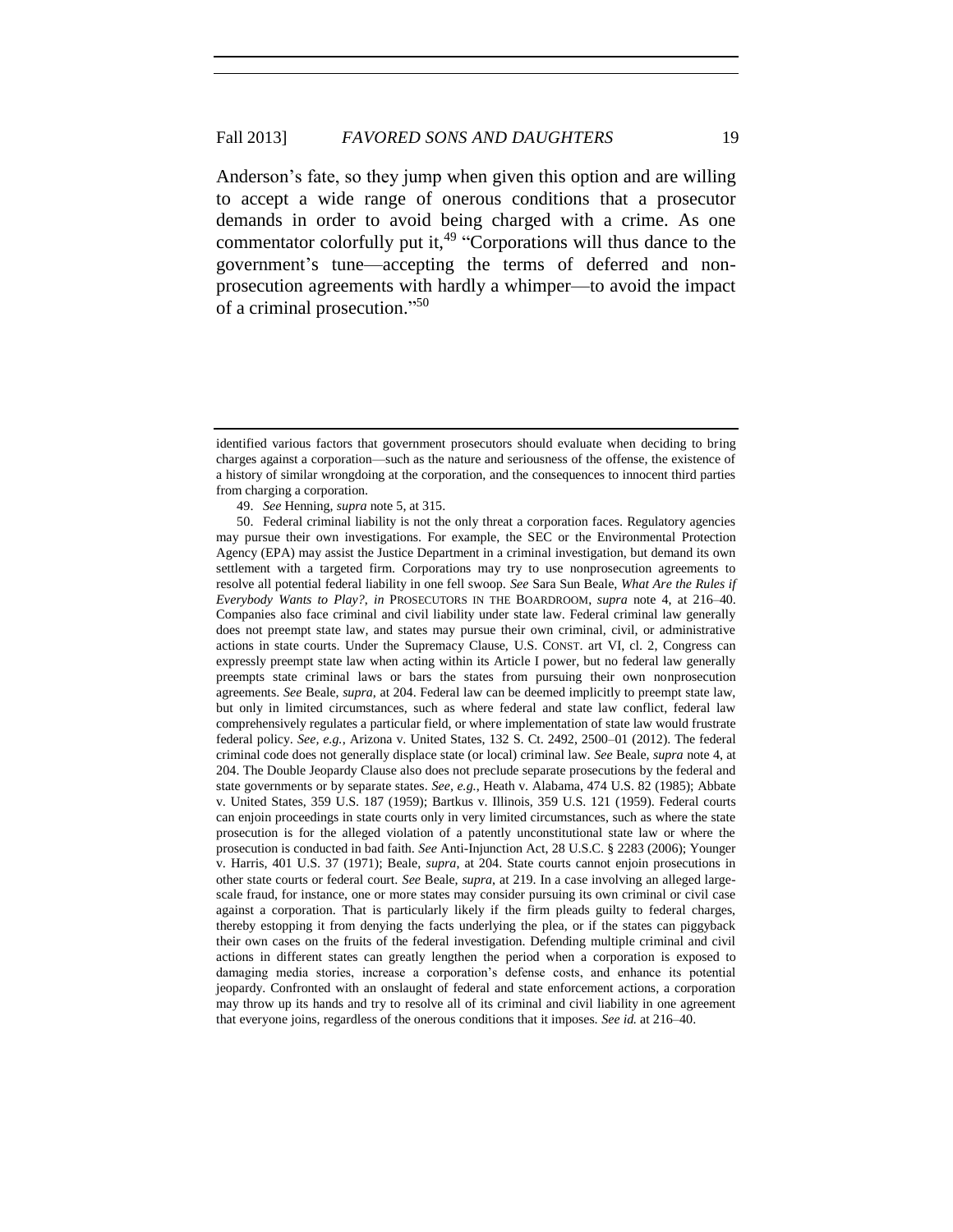Anderson's fate, so they jump when given this option and are willing to accept a wide range of onerous conditions that a prosecutor demands in order to avoid being charged with a crime. As one commentator colorfully put it,[49] "Corporations will thus dance to the government's tune—accepting the terms of deferred and non-prosecution agreements with hardly a whimper—to avoid the impact of a criminal prosecution."[50]

---

identified various factors that government prosecutors should evaluate when deciding to bring charges against a corporation—such as the nature and seriousness of the offense, the existence of a history of similar wrongdoing at the corporation, and the consequences to innocent third parties from charging a corporation.

49. *See* Henning, *supra* note 5, at 315.

50. Federal criminal liability is not the only threat a corporation faces. Regulatory agencies may pursue their own investigations. For example, the SEC or the Environmental Protection Agency (EPA) may assist the Justice Department in a criminal investigation, but demand its own settlement with a targeted firm. Corporations may try to use nonprosecution agreements to resolve all potential federal liability in one fell swoop. *See* Sara Sun Beale, *What Are the Rules if Everybody Wants to Play?*, *in* PROSECUTORS IN THE BOARDROOM, *supra* note 4, at 216–40. Companies also face criminal and civil liability under state law. Federal criminal law generally does not preempt state law, and states may pursue their own criminal, civil, or administrative actions in state courts. Under the Supremacy Clause, U.S. CONST. art VI, cl. 2, Congress can expressly preempt state law when acting within its Article I power, but no federal law generally preempts state criminal laws or bars the states from pursuing their own nonprosecution agreements. *See* Beale, *supra*, at 204. Federal law can be deemed implicitly to preempt state law, but only in limited circumstances, such as where federal and state law conflict, federal law comprehensively regulates a particular field, or where implementation of state law would frustrate federal policy. *See, e.g.*, Arizona v. United States, 132 S. Ct. 2492, 2500–01 (2012). The federal criminal code does not generally displace state (or local) criminal law. *See* Beale, *supra* note 4, at 204. The Double Jeopardy Clause also does not preclude separate prosecutions by the federal and state governments or by separate states. *See, e.g.*, Heath v. Alabama, 474 U.S. 82 (1985); Abbate v. United States, 359 U.S. 187 (1959); Bartkus v. Illinois, 359 U.S. 121 (1959). Federal courts can enjoin proceedings in state courts only in very limited circumstances, such as where the state prosecution is for the alleged violation of a patently unconstitutional state law or where the prosecution is conducted in bad faith. *See* Anti-Injunction Act, 28 U.S.C. § 2283 (2006); Younger v. Harris, 401 U.S. 37 (1971); Beale, *supra*, at 204. State courts cannot enjoin prosecutions in other state courts or federal court. *See* Beale, *supra*, at 219. In a case involving an alleged large-scale fraud, for instance, one or more states may consider pursuing its own criminal or civil case against a corporation. That is particularly likely if the firm pleads guilty to federal charges, thereby estopping it from denying the facts underlying the plea, or if the states can piggyback their own cases on the fruits of the federal investigation. Defending multiple criminal and civil actions in different states can greatly lengthen the period when a corporation is exposed to damaging media stories, increase a corporation's defense costs, and enhance its potential jeopardy. Confronted with an onslaught of federal and state enforcement actions, a corporation may throw up its hands and try to resolve all of its criminal and civil liability in one agreement that everyone joins, regardless of the onerous conditions that it imposes. *See id.* at 216–40.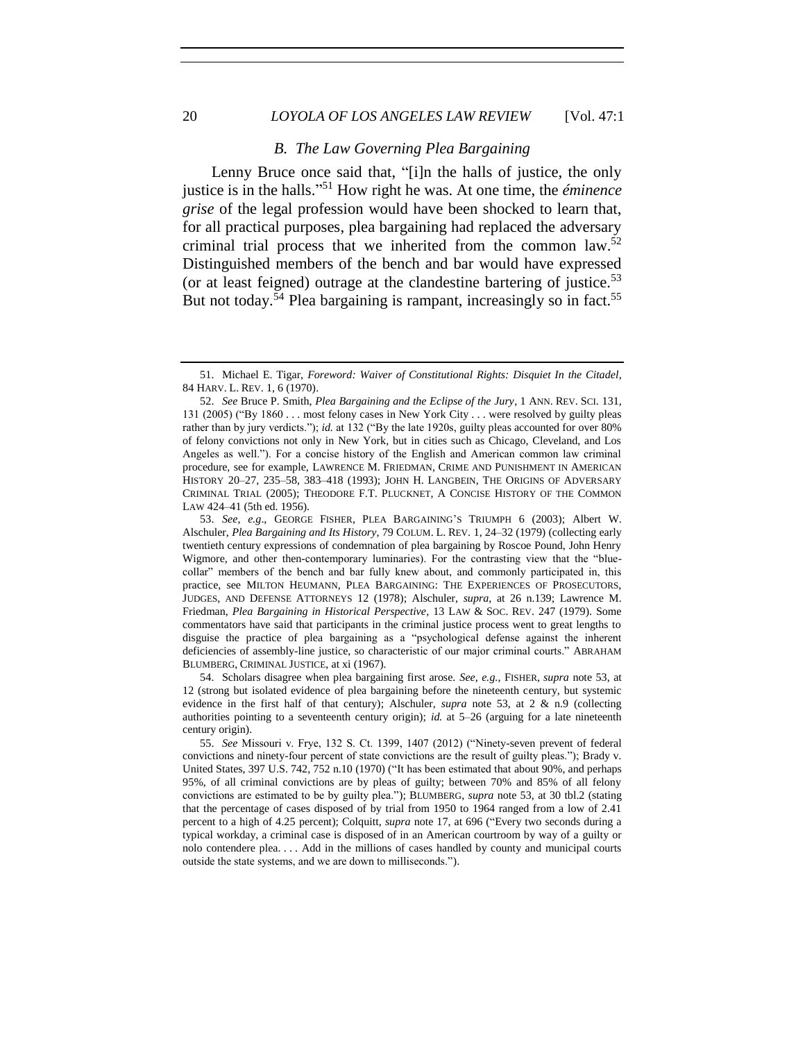### *B. The Law Governing Plea Bargaining*

Lenny Bruce once said that, "[i]n the halls of justice, the only justice is in the halls."[51] How right he was. At one time, the *éminence grise* of the legal profession would have been shocked to learn that, for all practical purposes, plea bargaining had replaced the adversary criminal trial process that we inherited from the common law.[52] Distinguished members of the bench and bar would have expressed (or at least feigned) outrage at the clandestine bartering of justice.[53] But not today.[54] Plea bargaining is rampant, increasingly so in fact.[55]

---

51. Michael E. Tigar, *Foreword: Waiver of Constitutional Rights: Disquiet In the Citadel*, 84 HARV. L. REV. 1, 6 (1970).

52. *See* Bruce P. Smith, *Plea Bargaining and the Eclipse of the Jury*, 1 ANN. REV. SCI. 131, 131 (2005) ("By 1860 . . . most felony cases in New York City . . . were resolved by guilty pleas rather than by jury verdicts."); *id.* at 132 ("By the late 1920s, guilty pleas accounted for over 80% of felony convictions not only in New York, but in cities such as Chicago, Cleveland, and Los Angeles as well."). For a concise history of the English and American common law criminal procedure, see for example, LAWRENCE M. FRIEDMAN, CRIME AND PUNISHMENT IN AMERICAN HISTORY 20–27, 235–58, 383–418 (1993); JOHN H. LANGBEIN, THE ORIGINS OF ADVERSARY CRIMINAL TRIAL (2005); THEODORE F.T. PLUCKNET, A CONCISE HISTORY OF THE COMMON LAW 424–41 (5th ed. 1956).

53. *See, e.g*., GEORGE FISHER, PLEA BARGAINING'S TRIUMPH 6 (2003); Albert W. Alschuler, *Plea Bargaining and Its History*, 79 COLUM. L. REV. 1, 24–32 (1979) (collecting early twentieth century expressions of condemnation of plea bargaining by Roscoe Pound, John Henry Wigmore, and other then-contemporary luminaries). For the contrasting view that the "blue-collar" members of the bench and bar fully knew about, and commonly participated in, this practice, see MILTON HEUMANN, PLEA BARGAINING: THE EXPERIENCES OF PROSECUTORS, JUDGES, AND DEFENSE ATTORNEYS 12 (1978); Alschuler, *supra*, at 26 n.139; Lawrence M. Friedman, *Plea Bargaining in Historical Perspective*, 13 LAW & SOC. REV. 247 (1979). Some commentators have said that participants in the criminal justice process went to great lengths to disguise the practice of plea bargaining as a "psychological defense against the inherent deficiencies of assembly-line justice, so characteristic of our major criminal courts." ABRAHAM BLUMBERG, CRIMINAL JUSTICE, at xi (1967).

54. Scholars disagree when plea bargaining first arose. *See, e.g.*, FISHER, *supra* note 53, at 12 (strong but isolated evidence of plea bargaining before the nineteenth century, but systemic evidence in the first half of that century); Alschuler, *supra* note 53, at 2 & n.9 (collecting authorities pointing to a seventeenth century origin); *id.* at 5–26 (arguing for a late nineteenth century origin).

55. *See* Missouri v. Frye, 132 S. Ct. 1399, 1407 (2012) ("Ninety-seven prevent of federal convictions and ninety-four percent of state convictions are the result of guilty pleas."); Brady v. United States, 397 U.S. 742, 752 n.10 (1970) ("It has been estimated that about 90%, and perhaps 95%, of all criminal convictions are by pleas of guilty; between 70% and 85% of all felony convictions are estimated to be by guilty plea."); BLUMBERG, *supra* note 53, at 30 tbl.2 (stating that the percentage of cases disposed of by trial from 1950 to 1964 ranged from a low of 2.41 percent to a high of 4.25 percent); Colquitt, *supra* note 17, at 696 ("Every two seconds during a typical workday, a criminal case is disposed of in an American courtroom by way of a guilty or nolo contendere plea. . . . Add in the millions of cases handled by county and municipal courts outside the state systems, and we are down to milliseconds.").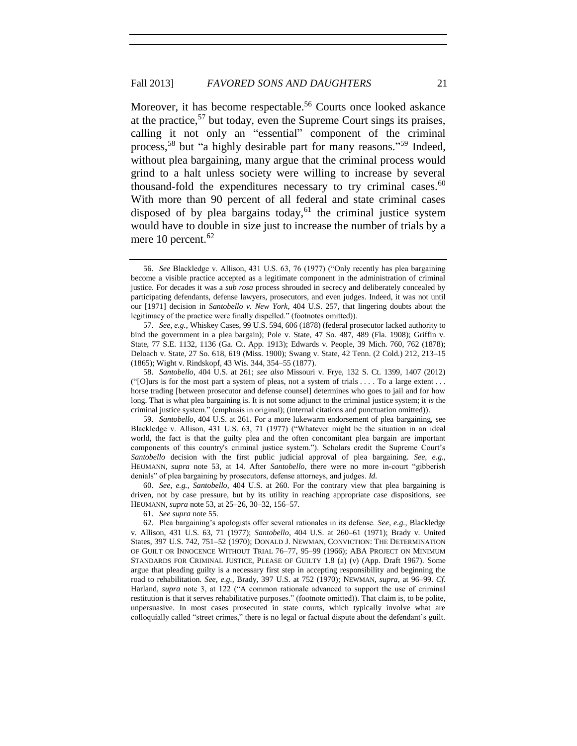Moreover, it has become respectable.[56] Courts once looked askance at the practice,[57] but today, even the Supreme Court sings its praises, calling it not only an "essential" component of the criminal process,[58] but "a highly desirable part for many reasons."[59] Indeed, without plea bargaining, many argue that the criminal process would grind to a halt unless society were willing to increase by several thousand-fold the expenditures necessary to try criminal cases.[60] With more than 90 percent of all federal and state criminal cases disposed of by plea bargains today,[61] the criminal justice system would have to double in size just to increase the number of trials by a mere 10 percent.[62]

---

56. *See* Blackledge v. Allison, 431 U.S. 63, 76 (1977) ("Only recently has plea bargaining become a visible practice accepted as a legitimate component in the administration of criminal justice. For decades it was a *sub rosa* process shrouded in secrecy and deliberately concealed by participating defendants, defense lawyers, prosecutors, and even judges. Indeed, it was not until our [1971] decision in *Santobello v. New York*, 404 U.S. 257, that lingering doubts about the legitimacy of the practice were finally dispelled." (footnotes omitted)).

57. *See, e.g.*, Whiskey Cases, 99 U.S. 594, 606 (1878) (federal prosecutor lacked authority to bind the government in a plea bargain); Pole v. State, 47 So. 487, 489 (Fla. 1908); Griffin v. State, 77 S.E. 1132, 1136 (Ga. Ct. App. 1913); Edwards v. People, 39 Mich. 760, 762 (1878); Deloach v. State, 27 So. 618, 619 (Miss. 1900); Swang v. State, 42 Tenn. (2 Cold.) 212, 213–15 (1865); Wight v. Rindskopf, 43 Wis. 344, 354–55 (1877).

58. *Santobello*, 404 U.S. at 261; *see also* Missouri v. Frye, 132 S. Ct. 1399, 1407 (2012) ("[O]urs is for the most part a system of pleas, not a system of trials . . . . To a large extent . . . horse trading [between prosecutor and defense counsel] determines who goes to jail and for how long. That is what plea bargaining is. It is not some adjunct to the criminal justice system; it *is* the criminal justice system." (emphasis in original); (internal citations and punctuation omitted)).

59. *Santobello*, 404 U.S. at 261. For a more lukewarm endorsement of plea bargaining, see Blackledge v. Allison, 431 U.S. 63, 71 (1977) ("Whatever might be the situation in an ideal world, the fact is that the guilty plea and the often concomitant plea bargain are important components of this country's criminal justice system."). Scholars credit the Supreme Court's *Santobello* decision with the first public judicial approval of plea bargaining. *See, e.g.*, HEUMANN, *supra* note 53, at 14. After *Santobello*, there were no more in-court "gibberish denials" of plea bargaining by prosecutors, defense attorneys, and judges. *Id.*

60. *See, e.g.*, *Santobello*, 404 U.S. at 260. For the contrary view that plea bargaining is driven, not by case pressure, but by its utility in reaching appropriate case dispositions, see HEUMANN, *supra* note 53, at 25–26, 30–32, 156–57.

61. *See supra* note 55.

62. Plea bargaining's apologists offer several rationales in its defense. *See, e.g.*, Blackledge v. Allison, 431 U.S. 63, 71 (1977); *Santobello*, 404 U.S. at 260–61 (1971); Brady v. United States, 397 U.S. 742, 751–52 (1970); DONALD J. NEWMAN, CONVICTION: THE DETERMINATION OF GUILT OR INNOCENCE WITHOUT TRIAL 76–77, 95–99 (1966); ABA PROJECT ON MINIMUM STANDARDS FOR CRIMINAL JUSTICE, PLEAS OF GUILTY 1.8 (a) (v) (App. Draft 1967). Some argue that pleading guilty is a necessary first step in accepting responsibility and beginning the road to rehabilitation. *See, e.g.*, Brady, 397 U.S. at 752 (1970); NEWMAN, *supra*, at 96–99. *Cf.* Harland, *supra* note 3, at 122 ("A common rationale advanced to support the use of criminal restitution is that it serves rehabilitative purposes." (footnote omitted)). That claim is, to be polite, unpersuasive. In most cases prosecuted in state courts, which typically involve what are colloquially called "street crimes," there is no legal or factual dispute about the defendant's guilt.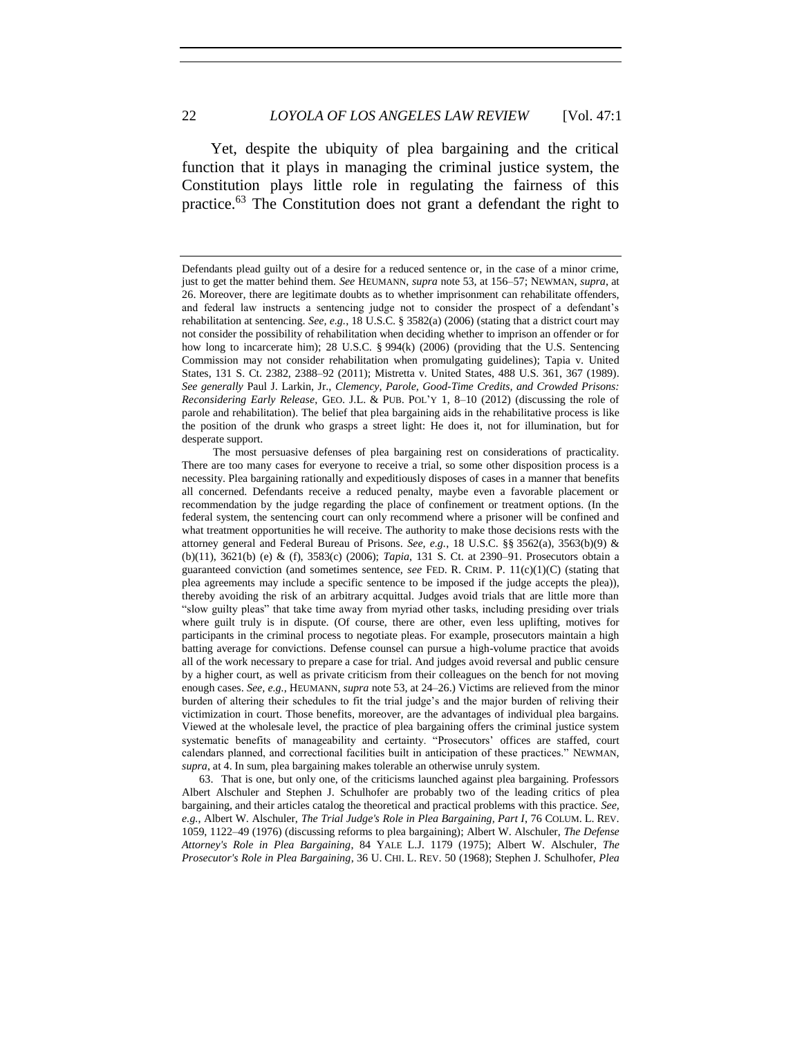Yet, despite the ubiquity of plea bargaining and the critical function that it plays in managing the criminal justice system, the Constitution plays little role in regulating the fairness of this practice.[63] The Constitution does not grant a defendant the right to

---

Defendants plead guilty out of a desire for a reduced sentence or, in the case of a minor crime, just to get the matter behind them. *See* HEUMANN, *supra* note 53, at 156–57; NEWMAN, *supra*, at 26. Moreover, there are legitimate doubts as to whether imprisonment can rehabilitate offenders, and federal law instructs a sentencing judge not to consider the prospect of a defendant's rehabilitation at sentencing. *See, e.g.*, 18 U.S.C. § 3582(a) (2006) (stating that a district court may not consider the possibility of rehabilitation when deciding whether to imprison an offender or for how long to incarcerate him); 28 U.S.C. § 994(k) (2006) (providing that the U.S. Sentencing Commission may not consider rehabilitation when promulgating guidelines); Tapia v. United States, 131 S. Ct. 2382, 2388–92 (2011); Mistretta v. United States, 488 U.S. 361, 367 (1989). *See generally* Paul J. Larkin, Jr., *Clemency, Parole, Good-Time Credits, and Crowded Prisons: Reconsidering Early Release*, GEO. J.L. & PUB. POL'Y 1, 8–10 (2012) (discussing the role of parole and rehabilitation). The belief that plea bargaining aids in the rehabilitative process is like the position of the drunk who grasps a street light: He does it, not for illumination, but for desperate support.

The most persuasive defenses of plea bargaining rest on considerations of practicality. There are too many cases for everyone to receive a trial, so some other disposition process is a necessity. Plea bargaining rationally and expeditiously disposes of cases in a manner that benefits all concerned. Defendants receive a reduced penalty, maybe even a favorable placement or recommendation by the judge regarding the place of confinement or treatment options. (In the federal system, the sentencing court can only recommend where a prisoner will be confined and what treatment opportunities he will receive. The authority to make those decisions rests with the attorney general and Federal Bureau of Prisons. *See, e.g.*, 18 U.S.C. §§ 3562(a), 3563(b)(9) & (b)(11), 3621(b) (e) & (f), 3583(c) (2006); *Tapia*, 131 S. Ct. at 2390–91. Prosecutors obtain a guaranteed conviction (and sometimes sentence, *see* FED. R. CRIM. P. 11(c)(1)(C) (stating that plea agreements may include a specific sentence to be imposed if the judge accepts the plea)), thereby avoiding the risk of an arbitrary acquittal. Judges avoid trials that are little more than "slow guilty pleas" that take time away from myriad other tasks, including presiding over trials where guilt truly is in dispute. (Of course, there are other, even less uplifting, motives for participants in the criminal process to negotiate pleas. For example, prosecutors maintain a high batting average for convictions. Defense counsel can pursue a high-volume practice that avoids all of the work necessary to prepare a case for trial. And judges avoid reversal and public censure by a higher court, as well as private criticism from their colleagues on the bench for not moving enough cases. *See, e.g.*, HEUMANN, *supra* note 53, at 24–26.) Victims are relieved from the minor burden of altering their schedules to fit the trial judge's and the major burden of reliving their victimization in court. Those benefits, moreover, are the advantages of individual plea bargains. Viewed at the wholesale level, the practice of plea bargaining offers the criminal justice system systematic benefits of manageability and certainty. "Prosecutors' offices are staffed, court calendars planned, and correctional facilities built in anticipation of these practices." NEWMAN, *supra*, at 4. In sum, plea bargaining makes tolerable an otherwise unruly system.

63. That is one, but only one, of the criticisms launched against plea bargaining. Professors Albert Alschuler and Stephen J. Schulhofer are probably two of the leading critics of plea bargaining, and their articles catalog the theoretical and practical problems with this practice. *See, e.g.*, Albert W. Alschuler, *The Trial Judge's Role in Plea Bargaining, Part I*, 76 COLUM. L. REV. 1059, 1122–49 (1976) (discussing reforms to plea bargaining); Albert W. Alschuler, *The Defense Attorney's Role in Plea Bargaining*, 84 YALE L.J. 1179 (1975); Albert W. Alschuler, *The Prosecutor's Role in Plea Bargaining*, 36 U. CHI. L. REV. 50 (1968); Stephen J. Schulhofer, *Plea*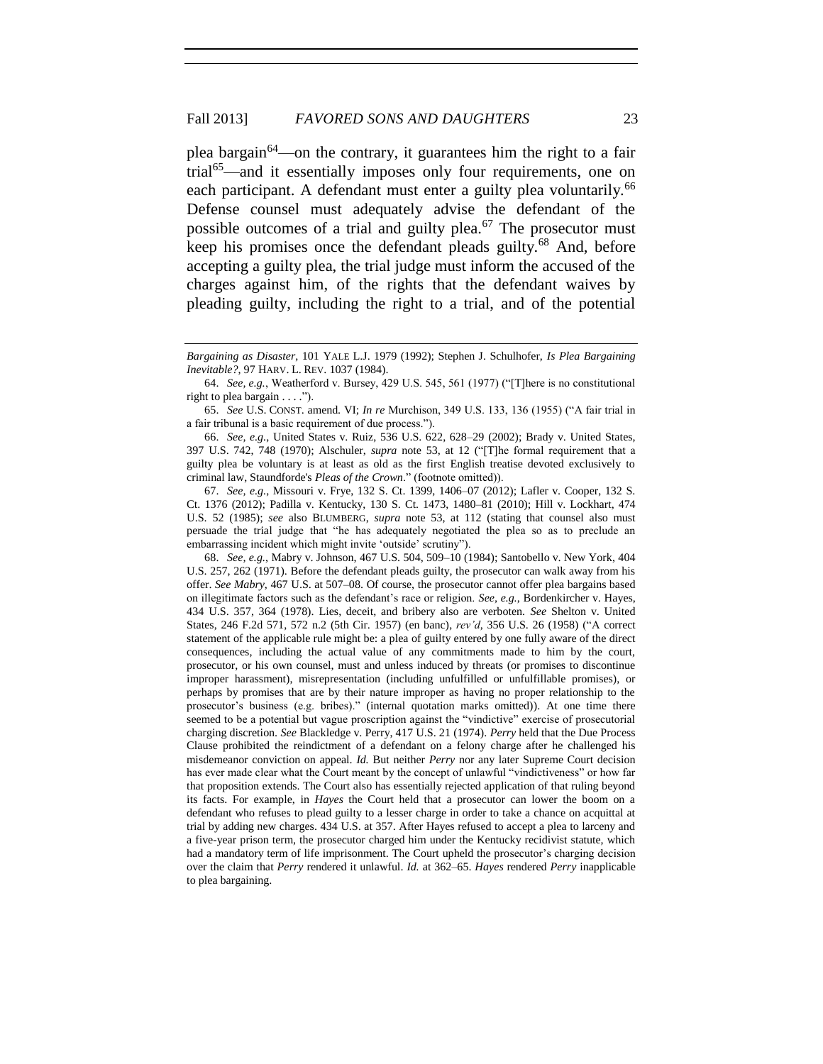plea bargain[64]—on the contrary, it guarantees him the right to a fair trial[65]—and it essentially imposes only four requirements, one on each participant. A defendant must enter a guilty plea voluntarily.[66] Defense counsel must adequately advise the defendant of the possible outcomes of a trial and guilty plea.[67] The prosecutor must keep his promises once the defendant pleads guilty.[68] And, before accepting a guilty plea, the trial judge must inform the accused of the charges against him, of the rights that the defendant waives by pleading guilty, including the right to a trial, and of the potential

---

*Bargaining as Disaster*, 101 YALE L.J. 1979 (1992); Stephen J. Schulhofer, *Is Plea Bargaining Inevitable?*, 97 HARV. L. REV. 1037 (1984).

64. *See, e.g.*, Weatherford v. Bursey, 429 U.S. 545, 561 (1977) ("[T]here is no constitutional right to plea bargain . . . .").

65. *See* U.S. CONST. amend. VI; *In re* Murchison, 349 U.S. 133, 136 (1955) ("A fair trial in a fair tribunal is a basic requirement of due process.").

66. *See, e.g.*, United States v. Ruiz, 536 U.S. 622, 628–29 (2002); Brady v. United States, 397 U.S. 742, 748 (1970); Alschuler, *supra* note 53, at 12 ("[T]he formal requirement that a guilty plea be voluntary is at least as old as the first English treatise devoted exclusively to criminal law, Staundforde's *Pleas of the Crown*." (footnote omitted)).

67. *See, e.g.*, Missouri v. Frye, 132 S. Ct. 1399, 1406–07 (2012); Lafler v. Cooper, 132 S. Ct. 1376 (2012); Padilla v. Kentucky, 130 S. Ct. 1473, 1480–81 (2010); Hill v. Lockhart, 474 U.S. 52 (1985); *see* also BLUMBERG, *supra* note 53, at 112 (stating that counsel also must persuade the trial judge that "he has adequately negotiated the plea so as to preclude an embarrassing incident which might invite 'outside' scrutiny").

68. *See, e.g.*, Mabry v. Johnson, 467 U.S. 504, 509–10 (1984); Santobello v. New York, 404 U.S. 257, 262 (1971). Before the defendant pleads guilty, the prosecutor can walk away from his offer. *See Mabry*, 467 U.S. at 507–08. Of course, the prosecutor cannot offer plea bargains based on illegitimate factors such as the defendant's race or religion. *See, e.g.*, Bordenkircher v. Hayes, 434 U.S. 357, 364 (1978). Lies, deceit, and bribery also are verboten. *See* Shelton v. United States, 246 F.2d 571, 572 n.2 (5th Cir. 1957) (en banc), *rev'd*, 356 U.S. 26 (1958) ("A correct statement of the applicable rule might be: a plea of guilty entered by one fully aware of the direct consequences, including the actual value of any commitments made to him by the court, prosecutor, or his own counsel, must and unless induced by threats (or promises to discontinue improper harassment), misrepresentation (including unfulfilled or unfulfillable promises), or perhaps by promises that are by their nature improper as having no proper relationship to the prosecutor's business (e.g. bribes)." (internal quotation marks omitted)). At one time there seemed to be a potential but vague proscription against the "vindictive" exercise of prosecutorial charging discretion. *See* Blackledge v. Perry, 417 U.S. 21 (1974). *Perry* held that the Due Process Clause prohibited the reindictment of a defendant on a felony charge after he challenged his misdemeanor conviction on appeal. *Id.* But neither *Perry* nor any later Supreme Court decision has ever made clear what the Court meant by the concept of unlawful "vindictiveness" or how far that proposition extends. The Court also has essentially rejected application of that ruling beyond its facts. For example, in *Hayes* the Court held that a prosecutor can lower the boom on a defendant who refuses to plead guilty to a lesser charge in order to take a chance on acquittal at trial by adding new charges. 434 U.S. at 357. After Hayes refused to accept a plea to larceny and a five-year prison term, the prosecutor charged him under the Kentucky recidivist statute, which had a mandatory term of life imprisonment. The Court upheld the prosecutor's charging decision over the claim that *Perry* rendered it unlawful. *Id.* at 362–65. *Hayes* rendered *Perry* inapplicable to plea bargaining.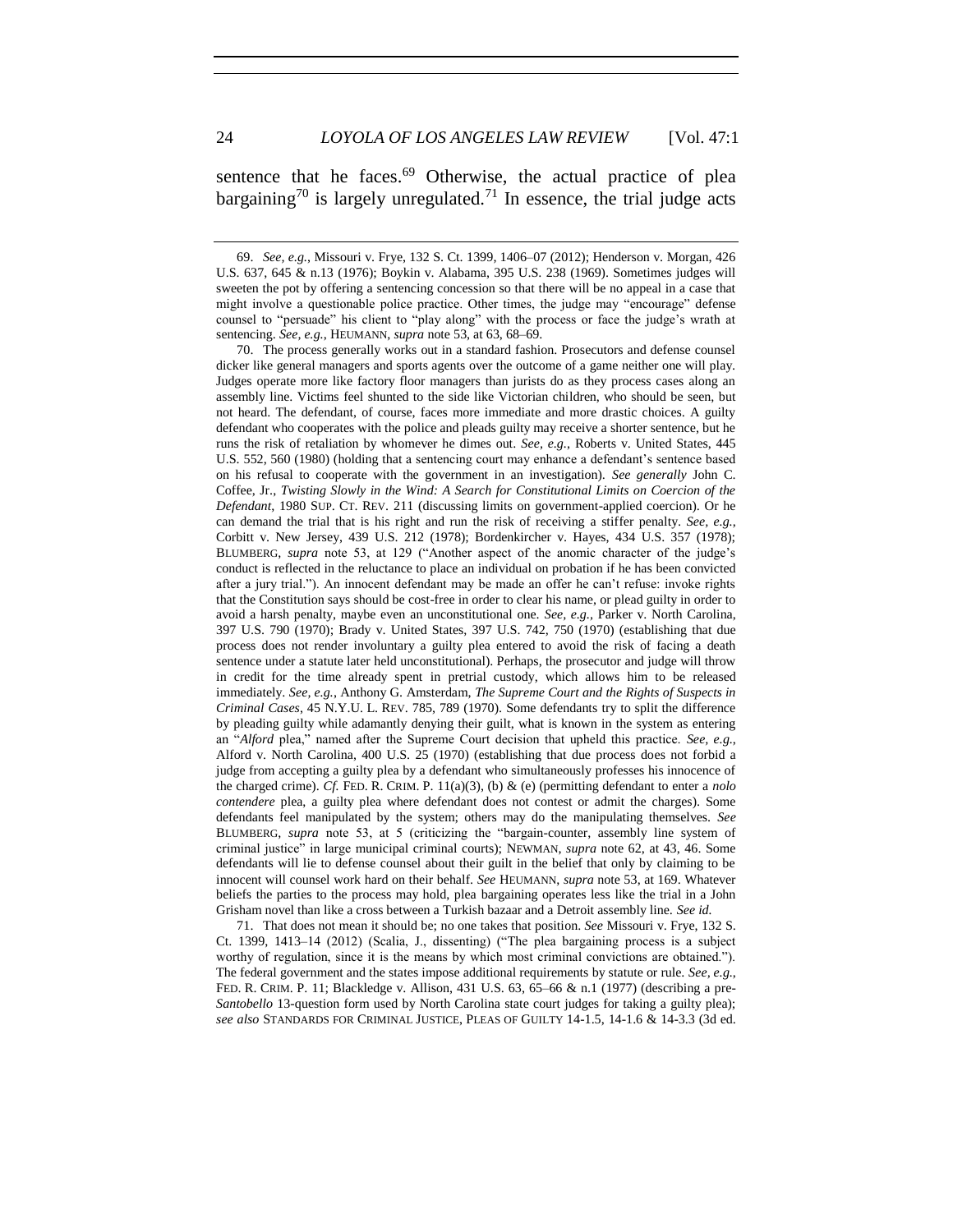sentence that he faces.[69] Otherwise, the actual practice of plea bargaining[70] is largely unregulated.[71] In essence, the trial judge acts

---

69. *See, e.g.*, Missouri v. Frye, 132 S. Ct. 1399, 1406–07 (2012); Henderson v. Morgan, 426 U.S. 637, 645 & n.13 (1976); Boykin v. Alabama, 395 U.S. 238 (1969). Sometimes judges will sweeten the pot by offering a sentencing concession so that there will be no appeal in a case that might involve a questionable police practice. Other times, the judge may "encourage" defense counsel to "persuade" his client to "play along" with the process or face the judge's wrath at sentencing. *See, e.g.*, HEUMANN, *supra* note 53, at 63, 68–69.

70. The process generally works out in a standard fashion. Prosecutors and defense counsel dicker like general managers and sports agents over the outcome of a game neither one will play. Judges operate more like factory floor managers than jurists do as they process cases along an assembly line. Victims feel shunted to the side like Victorian children, who should be seen, but not heard. The defendant, of course, faces more immediate and more drastic choices. A guilty defendant who cooperates with the police and pleads guilty may receive a shorter sentence, but he runs the risk of retaliation by whomever he dimes out. *See, e.g.*, Roberts v. United States, 445 U.S. 552, 560 (1980) (holding that a sentencing court may enhance a defendant's sentence based on his refusal to cooperate with the government in an investigation). *See generally* John C. Coffee, Jr., *Twisting Slowly in the Wind: A Search for Constitutional Limits on Coercion of the Defendant*, 1980 SUP. CT. REV. 211 (discussing limits on government-applied coercion). Or he can demand the trial that is his right and run the risk of receiving a stiffer penalty. *See, e.g.*, Corbitt v. New Jersey, 439 U.S. 212 (1978); Bordenkircher v. Hayes, 434 U.S. 357 (1978); BLUMBERG, *supra* note 53, at 129 ("Another aspect of the anomic character of the judge's conduct is reflected in the reluctance to place an individual on probation if he has been convicted after a jury trial."). An innocent defendant may be made an offer he can't refuse: invoke rights that the Constitution says should be cost-free in order to clear his name, or plead guilty in order to avoid a harsh penalty, maybe even an unconstitutional one. *See, e.g.*, Parker v. North Carolina, 397 U.S. 790 (1970); Brady v. United States, 397 U.S. 742, 750 (1970) (establishing that due process does not render involuntary a guilty plea entered to avoid the risk of facing a death sentence under a statute later held unconstitutional). Perhaps, the prosecutor and judge will throw in credit for the time already spent in pretrial custody, which allows him to be released immediately. *See, e.g.*, Anthony G. Amsterdam, *The Supreme Court and the Rights of Suspects in Criminal Cases*, 45 N.Y.U. L. REV. 785, 789 (1970). Some defendants try to split the difference by pleading guilty while adamantly denying their guilt, what is known in the system as entering an "*Alford* plea," named after the Supreme Court decision that upheld this practice. *See, e.g.*, Alford v. North Carolina, 400 U.S. 25 (1970) (establishing that due process does not forbid a judge from accepting a guilty plea by a defendant who simultaneously professes his innocence of the charged crime). *Cf.* FED. R. CRIM. P. 11(a)(3), (b) & (e) (permitting defendant to enter a *nolo contendere* plea, a guilty plea where defendant does not contest or admit the charges). Some defendants feel manipulated by the system; others may do the manipulating themselves. *See* BLUMBERG, *supra* note 53, at 5 (criticizing the "bargain-counter, assembly line system of criminal justice" in large municipal criminal courts); NEWMAN, *supra* note 62, at 43, 46. Some defendants will lie to defense counsel about their guilt in the belief that only by claiming to be innocent will counsel work hard on their behalf. *See* HEUMANN, *supra* note 53, at 169. Whatever beliefs the parties to the process may hold, plea bargaining operates less like the trial in a John Grisham novel than like a cross between a Turkish bazaar and a Detroit assembly line. *See id.*

71. That does not mean it should be; no one takes that position. *See* Missouri v. Frye, 132 S. Ct. 1399, 1413–14 (2012) (Scalia, J., dissenting) ("The plea bargaining process is a subject worthy of regulation, since it is the means by which most criminal convictions are obtained."). The federal government and the states impose additional requirements by statute or rule. *See, e.g.*, FED. R. CRIM. P. 11; Blackledge v. Allison, 431 U.S. 63, 65–66 & n.1 (1977) (describing a pre-*Santobello* 13-question form used by North Carolina state court judges for taking a guilty plea); *see also* STANDARDS FOR CRIMINAL JUSTICE, PLEAS OF GUILTY 14-1.5, 14-1.6 & 14-3.3 (3d ed.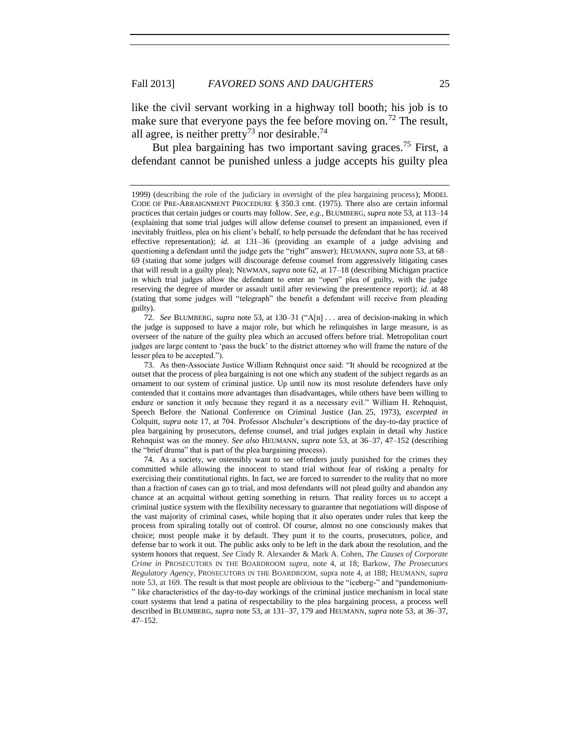like the civil servant working in a highway toll booth; his job is to make sure that everyone pays the fee before moving on.[72] The result, all agree, is neither pretty[73] nor desirable.[74]

But plea bargaining has two important saving graces.[75] First, a defendant cannot be punished unless a judge accepts his guilty plea

---

1999) (describing the role of the judiciary in oversight of the plea bargaining process); MODEL CODE OF PRE-ARRAIGNMENT PROCEDURE § 350.3 cmt. (1975). There also are certain informal practices that certain judges or courts may follow. *See, e.g.*, BLUMBERG, *supra* note 53, at 113–14 (explaining that some trial judges will allow defense counsel to present an impassioned, even if inevitably fruitless, plea on his client's behalf, to help persuade the defendant that he has received effective representation); *id.* at 131–36 (providing an example of a judge advising and questioning a defendant until the judge gets the "right" answer); HEUMANN, *supra* note 53, at 68–69 (stating that some judges will discourage defense counsel from aggressively litigating cases that will result in a guilty plea); NEWMAN, *supra* note 62, at 17–18 (describing Michigan practice in which trial judges allow the defendant to enter an "open" plea of guilty, with the judge reserving the degree of murder or assault until after reviewing the presentence report); *id.* at 48 (stating that some judges will "telegraph" the benefit a defendant will receive from pleading guilty).

72. *See* BLUMBERG, *supra* note 53, at 130–31 ("A[n] . . . area of decision-making in which the judge is supposed to have a major role, but which he relinquishes in large measure, is as overseer of the nature of the guilty plea which an accused offers before trial. Metropolitan court judges are large content to 'pass the buck' to the district attorney who will frame the nature of the lesser plea to be accepted.").

73. As then-Associate Justice William Rehnquist once said: "It should be recognized at the outset that the process of plea bargaining is not one which any student of the subject regards as an ornament to our system of criminal justice. Up until now its most resolute defenders have only contended that it contains more advantages than disadvantages, while others have been willing to endure or sanction it only because they regard it as a necessary evil." William H. Rehnquist, Speech Before the National Conference on Criminal Justice (Jan. 25, 1973), *excerpted in* Colquitt, *supra* note 17, at 704. Professor Alschuler's descriptions of the day-to-day practice of plea bargaining by prosecutors, defense counsel, and trial judges explain in detail why Justice Rehnquist was on the money. *See also* HEUMANN, *supra* note 53, at 36–37, 47–152 (describing the "brief drama" that is part of the plea bargaining process).

74. As a society, we ostensibly want to see offenders justly punished for the crimes they committed while allowing the innocent to stand trial without fear of risking a penalty for exercising their constitutional rights. In fact, we are forced to surrender to the reality that no more than a fraction of cases can go to trial, and most defendants will not plead guilty and abandon any chance at an acquittal without getting something in return. That reality forces us to accept a criminal justice system with the flexibility necessary to guarantee that negotiations will dispose of the vast majority of criminal cases, while hoping that it also operates under rules that keep the process from spiraling totally out of control. Of course, almost no one consciously makes that choice; most people make it by default. They punt it to the courts, prosecutors, police, and defense bar to work it out. The public asks only to be left in the dark about the resolution, and the system honors that request. *See* Cindy R. Alexander & Mark A. Cohen, *The Causes of Corporate Crime in* PROSECUTORS IN THE BOARDROOM *supra*, note 4, at 18; Barkow, *The Prosecutors Regulatory Agency*, PROSECUTORS IN THE BOARDROOM, supra note 4, at 188; HEUMANN, *supra* note 53, at 169. The result is that most people are oblivious to the "iceberg-" and "pandemonium-" like characteristics of the day-to-day workings of the criminal justice mechanism in local state court systems that lend a patina of respectability to the plea bargaining process, a process well described in BLUMBERG, *supra* note 53, at 131–37, 179 and HEUMANN, *supra* note 53, at 36–37, 47–152.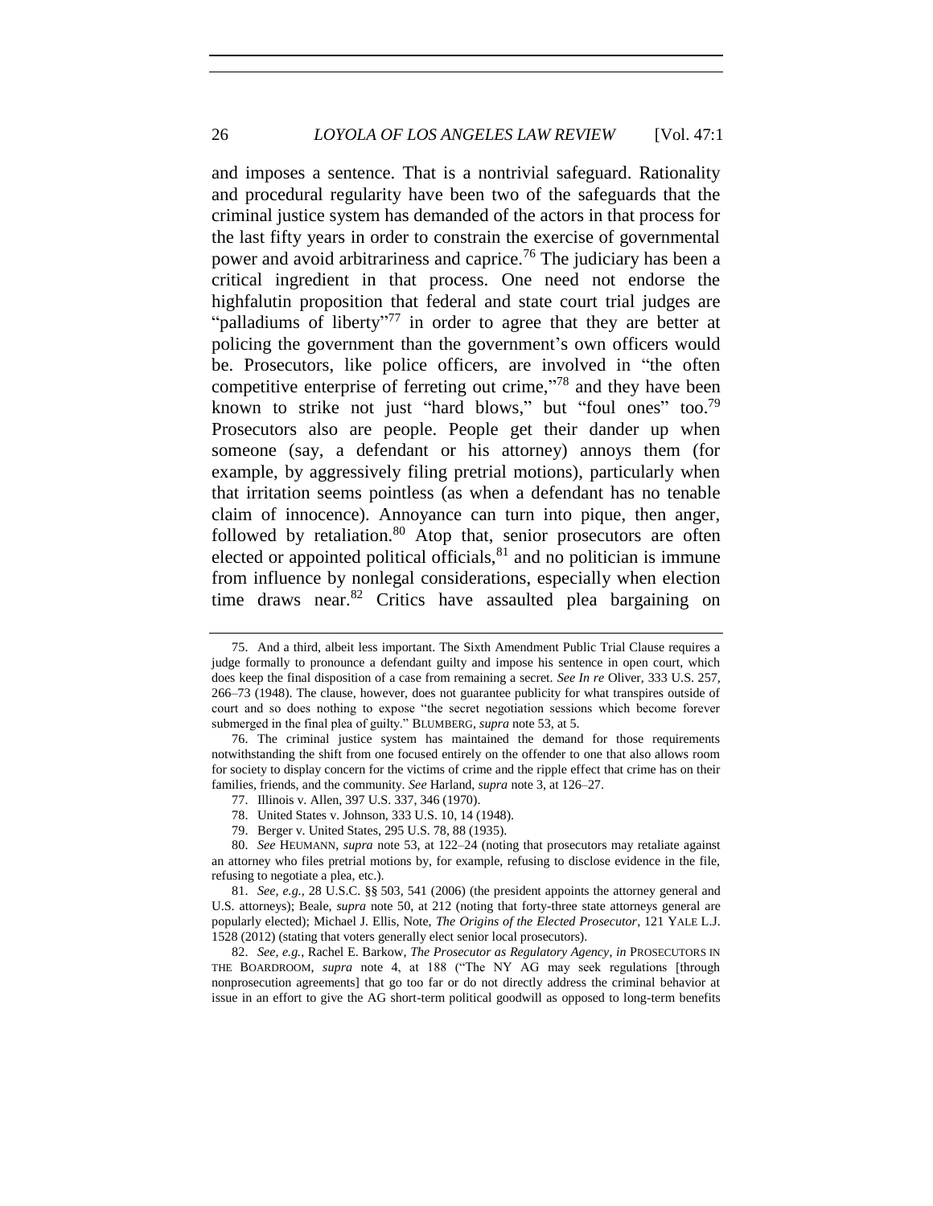and imposes a sentence. That is a nontrivial safeguard. Rationality and procedural regularity have been two of the safeguards that the criminal justice system has demanded of the actors in that process for the last fifty years in order to constrain the exercise of governmental power and avoid arbitrariness and caprice.[76] The judiciary has been a critical ingredient in that process. One need not endorse the highfalutin proposition that federal and state court trial judges are "palladiums of liberty"[77] in order to agree that they are better at policing the government than the government's own officers would be. Prosecutors, like police officers, are involved in "the often competitive enterprise of ferreting out crime,"[78] and they have been known to strike not just "hard blows," but "foul ones" too.[79] Prosecutors also are people. People get their dander up when someone (say, a defendant or his attorney) annoys them (for example, by aggressively filing pretrial motions), particularly when that irritation seems pointless (as when a defendant has no tenable claim of innocence). Annoyance can turn into pique, then anger, followed by retaliation.[80] Atop that, senior prosecutors are often elected or appointed political officials,[81] and no politician is immune from influence by nonlegal considerations, especially when election time draws near.[82] Critics have assaulted plea bargaining on

75. And a third, albeit less important. The Sixth Amendment Public Trial Clause requires a judge formally to pronounce a defendant guilty and impose his sentence in open court, which does keep the final disposition of a case from remaining a secret. *See In re* Oliver, 333 U.S. 257, 266–73 (1948). The clause, however, does not guarantee publicity for what transpires outside of court and so does nothing to expose "the secret negotiation sessions which become forever submerged in the final plea of guilty." BLUMBERG, *supra* note 53, at 5.

76. The criminal justice system has maintained the demand for those requirements notwithstanding the shift from one focused entirely on the offender to one that also allows room for society to display concern for the victims of crime and the ripple effect that crime has on their families, friends, and the community. *See* Harland, *supra* note 3, at 126–27.

77. Illinois v. Allen, 397 U.S. 337, 346 (1970).

78. United States v. Johnson, 333 U.S. 10, 14 (1948).

79. Berger v. United States, 295 U.S. 78, 88 (1935).

80. *See* HEUMANN, *supra* note 53, at 122–24 (noting that prosecutors may retaliate against an attorney who files pretrial motions by, for example, refusing to disclose evidence in the file, refusing to negotiate a plea, etc.).

81. *See, e.g.*, 28 U.S.C. §§ 503, 541 (2006) (the president appoints the attorney general and U.S. attorneys); Beale, *supra* note 50, at 212 (noting that forty-three state attorneys general are popularly elected); Michael J. Ellis, Note, *The Origins of the Elected Prosecutor*, 121 YALE L.J. 1528 (2012) (stating that voters generally elect senior local prosecutors).

82. *See, e.g.*, Rachel E. Barkow, *The Prosecutor as Regulatory Agency*, *in* PROSECUTORS IN THE BOARDROOM, *supra* note 4, at 188 ("The NY AG may seek regulations [through nonprosecution agreements] that go too far or do not directly address the criminal behavior at issue in an effort to give the AG short-term political goodwill as opposed to long-term benefits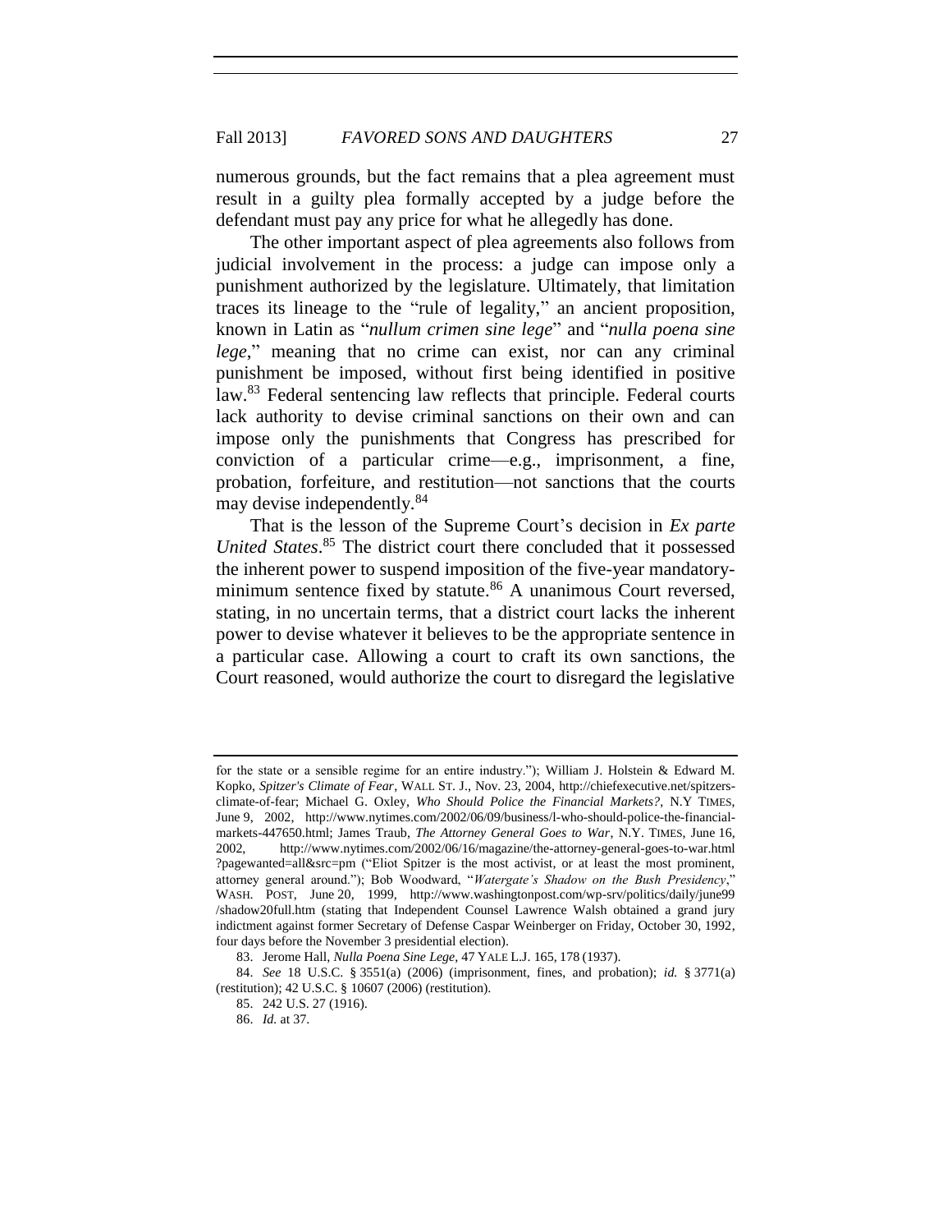numerous grounds, but the fact remains that a plea agreement must result in a guilty plea formally accepted by a judge before the defendant must pay any price for what he allegedly has done.

The other important aspect of plea agreements also follows from judicial involvement in the process: a judge can impose only a punishment authorized by the legislature. Ultimately, that limitation traces its lineage to the "rule of legality," an ancient proposition, known in Latin as "*nullum crimen sine lege*" and "*nulla poena sine lege*," meaning that no crime can exist, nor can any criminal punishment be imposed, without first being identified in positive law.[83] Federal sentencing law reflects that principle. Federal courts lack authority to devise criminal sanctions on their own and can impose only the punishments that Congress has prescribed for conviction of a particular crime—e.g., imprisonment, a fine, probation, forfeiture, and restitution—not sanctions that the courts may devise independently.[84]

That is the lesson of the Supreme Court's decision in *Ex parte United States*.[85] The district court there concluded that it possessed the inherent power to suspend imposition of the five-year mandatory-minimum sentence fixed by statute.[86] A unanimous Court reversed, stating, in no uncertain terms, that a district court lacks the inherent power to devise whatever it believes to be the appropriate sentence in a particular case. Allowing a court to craft its own sanctions, the Court reasoned, would authorize the court to disregard the legislative

---

for the state or a sensible regime for an entire industry."); William J. Holstein & Edward M. Kopko, *Spitzer's Climate of Fear*, WALL ST. J., Nov. 23, 2004, http://chiefexecutive.net/spitzers-climate-of-fear; Michael G. Oxley, *Who Should Police the Financial Markets?*, N.Y TIMES, June 9, 2002, http://www.nytimes.com/2002/06/09/business/l-who-should-police-the-financial-markets-447650.html; James Traub, *The Attorney General Goes to War*, N.Y. TIMES, June 16, 2002, http://www.nytimes.com/2002/06/16/magazine/the-attorney-general-goes-to-war.html?pagewanted=all&src=pm ("Eliot Spitzer is the most activist, or at least the most prominent, attorney general around."); Bob Woodward, "*Watergate's Shadow on the Bush Presidency*," WASH. POST, June 20, 1999, http://www.washingtonpost.com/wp-srv/politics/daily/june99/shadow20full.htm (stating that Independent Counsel Lawrence Walsh obtained a grand jury indictment against former Secretary of Defense Caspar Weinberger on Friday, October 30, 1992, four days before the November 3 presidential election).

83. Jerome Hall, *Nulla Poena Sine Lege*, 47 YALE L.J. 165, 178 (1937).

84. *See* 18 U.S.C. § 3551(a) (2006) (imprisonment, fines, and probation); *id.* § 3771(a) (restitution); 42 U.S.C. § 10607 (2006) (restitution).

85. 242 U.S. 27 (1916).

86. *Id.* at 37.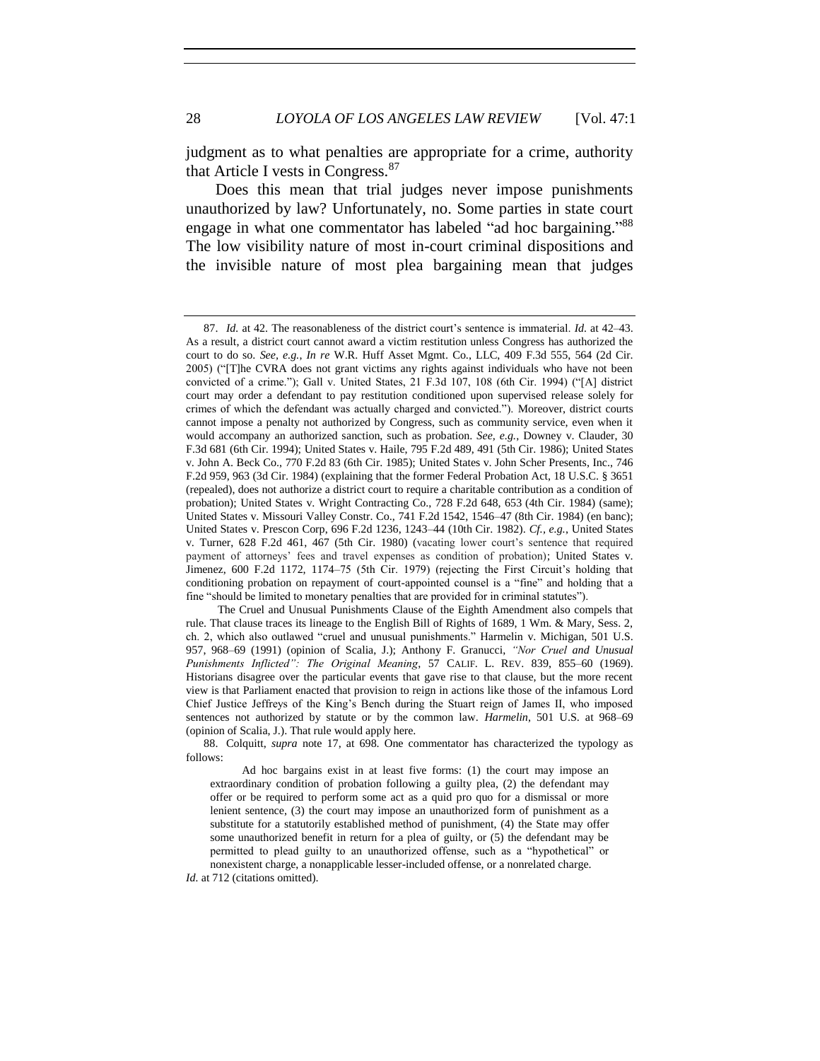judgment as to what penalties are appropriate for a crime, authority that Article I vests in Congress.[87]

Does this mean that trial judges never impose punishments unauthorized by law? Unfortunately, no. Some parties in state court engage in what one commentator has labeled "ad hoc bargaining."[88] The low visibility nature of most in-court criminal dispositions and the invisible nature of most plea bargaining mean that judges

---

87. *Id.* at 42. The reasonableness of the district court's sentence is immaterial. *Id.* at 42–43. As a result, a district court cannot award a victim restitution unless Congress has authorized the court to do so. *See, e.g.*, *In re* W.R. Huff Asset Mgmt. Co., LLC, 409 F.3d 555, 564 (2d Cir. 2005) ("[T]he CVRA does not grant victims any rights against individuals who have not been convicted of a crime."); Gall v. United States, 21 F.3d 107, 108 (6th Cir. 1994) ("[A] district court may order a defendant to pay restitution conditioned upon supervised release solely for crimes of which the defendant was actually charged and convicted."). Moreover, district courts cannot impose a penalty not authorized by Congress, such as community service, even when it would accompany an authorized sanction, such as probation. *See, e.g.*, Downey v. Clauder, 30 F.3d 681 (6th Cir. 1994); United States v. Haile, 795 F.2d 489, 491 (5th Cir. 1986); United States v. John A. Beck Co., 770 F.2d 83 (6th Cir. 1985); United States v. John Scher Presents, Inc., 746 F.2d 959, 963 (3d Cir. 1984) (explaining that the former Federal Probation Act, 18 U.S.C. § 3651 (repealed), does not authorize a district court to require a charitable contribution as a condition of probation); United States v. Wright Contracting Co., 728 F.2d 648, 653 (4th Cir. 1984) (same); United States v. Missouri Valley Constr. Co., 741 F.2d 1542, 1546–47 (8th Cir. 1984) (en banc); United States v. Prescon Corp, 696 F.2d 1236, 1243–44 (10th Cir. 1982). *Cf., e.g.*, United States v. Turner, 628 F.2d 461, 467 (5th Cir. 1980) (vacating lower court's sentence that required payment of attorneys' fees and travel expenses as condition of probation); United States v. Jimenez, 600 F.2d 1172, 1174–75 (5th Cir. 1979) (rejecting the First Circuit's holding that conditioning probation on repayment of court-appointed counsel is a "fine" and holding that a fine "should be limited to monetary penalties that are provided for in criminal statutes").

The Cruel and Unusual Punishments Clause of the Eighth Amendment also compels that rule. That clause traces its lineage to the English Bill of Rights of 1689, 1 Wm. & Mary, Sess. 2, ch. 2, which also outlawed "cruel and unusual punishments." Harmelin v. Michigan, 501 U.S. 957, 968–69 (1991) (opinion of Scalia, J.); Anthony F. Granucci, *"Nor Cruel and Unusual Punishments Inflicted": The Original Meaning*, 57 CALIF. L. REV. 839, 855–60 (1969). Historians disagree over the particular events that gave rise to that clause, but the more recent view is that Parliament enacted that provision to reign in actions like those of the infamous Lord Chief Justice Jeffreys of the King's Bench during the Stuart reign of James II, who imposed sentences not authorized by statute or by the common law. *Harmelin*, 501 U.S. at 968–69 (opinion of Scalia, J.). That rule would apply here.

88. Colquitt, *supra* note 17, at 698. One commentator has characterized the typology as follows:

> Ad hoc bargains exist in at least five forms: (1) the court may impose an extraordinary condition of probation following a guilty plea, (2) the defendant may offer or be required to perform some act as a quid pro quo for a dismissal or more lenient sentence, (3) the court may impose an unauthorized form of punishment as a substitute for a statutorily established method of punishment, (4) the State may offer some unauthorized benefit in return for a plea of guilty, or (5) the defendant may be permitted to plead guilty to an unauthorized offense, such as a "hypothetical" or nonexistent charge, a nonapplicable lesser-included offense, or a nonrelated charge.

*Id.* at 712 (citations omitted).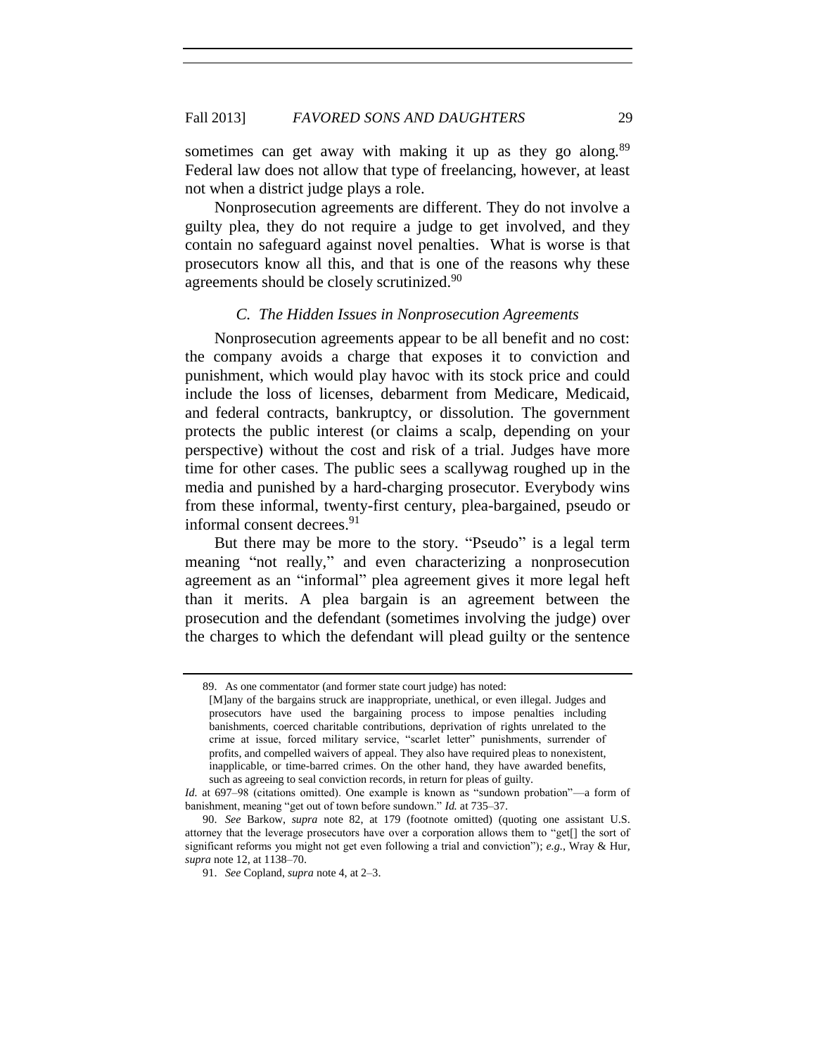sometimes can get away with making it up as they go along.[89] Federal law does not allow that type of freelancing, however, at least not when a district judge plays a role.

Nonprosecution agreements are different. They do not involve a guilty plea, they do not require a judge to get involved, and they contain no safeguard against novel penalties. What is worse is that prosecutors know all this, and that is one of the reasons why these agreements should be closely scrutinized.[90]

### *C. The Hidden Issues in Nonprosecution Agreements*

Nonprosecution agreements appear to be all benefit and no cost: the company avoids a charge that exposes it to conviction and punishment, which would play havoc with its stock price and could include the loss of licenses, debarment from Medicare, Medicaid, and federal contracts, bankruptcy, or dissolution. The government protects the public interest (or claims a scalp, depending on your perspective) without the cost and risk of a trial. Judges have more time for other cases. The public sees a scallywag roughed up in the media and punished by a hard-charging prosecutor. Everybody wins from these informal, twenty-first century, plea-bargained, pseudo or informal consent decrees.[91]

But there may be more to the story. "Pseudo" is a legal term meaning "not really," and even characterizing a nonprosecution agreement as an "informal" plea agreement gives it more legal heft than it merits. A plea bargain is an agreement between the prosecution and the defendant (sometimes involving the judge) over the charges to which the defendant will plead guilty or the sentence

---

89. As one commentator (and former state court judge) has noted:

> [M]any of the bargains struck are inappropriate, unethical, or even illegal. Judges and prosecutors have used the bargaining process to impose penalties including banishments, coerced charitable contributions, deprivation of rights unrelated to the crime at issue, forced military service, "scarlet letter" punishments, surrender of profits, and compelled waivers of appeal. They also have required pleas to nonexistent, inapplicable, or time-barred crimes. On the other hand, they have awarded benefits, such as agreeing to seal conviction records, in return for pleas of guilty.

*Id.* at 697–98 (citations omitted). One example is known as "sundown probation"—a form of banishment, meaning "get out of town before sundown." *Id.* at 735–37.

90. *See* Barkow, *supra* note 82, at 179 (footnote omitted) (quoting one assistant U.S. attorney that the leverage prosecutors have over a corporation allows them to "get[] the sort of significant reforms you might not get even following a trial and conviction"); *e.g.*, Wray & Hur, *supra* note 12, at 1138–70.

91. *See* Copland, *supra* note 4, at 2–3.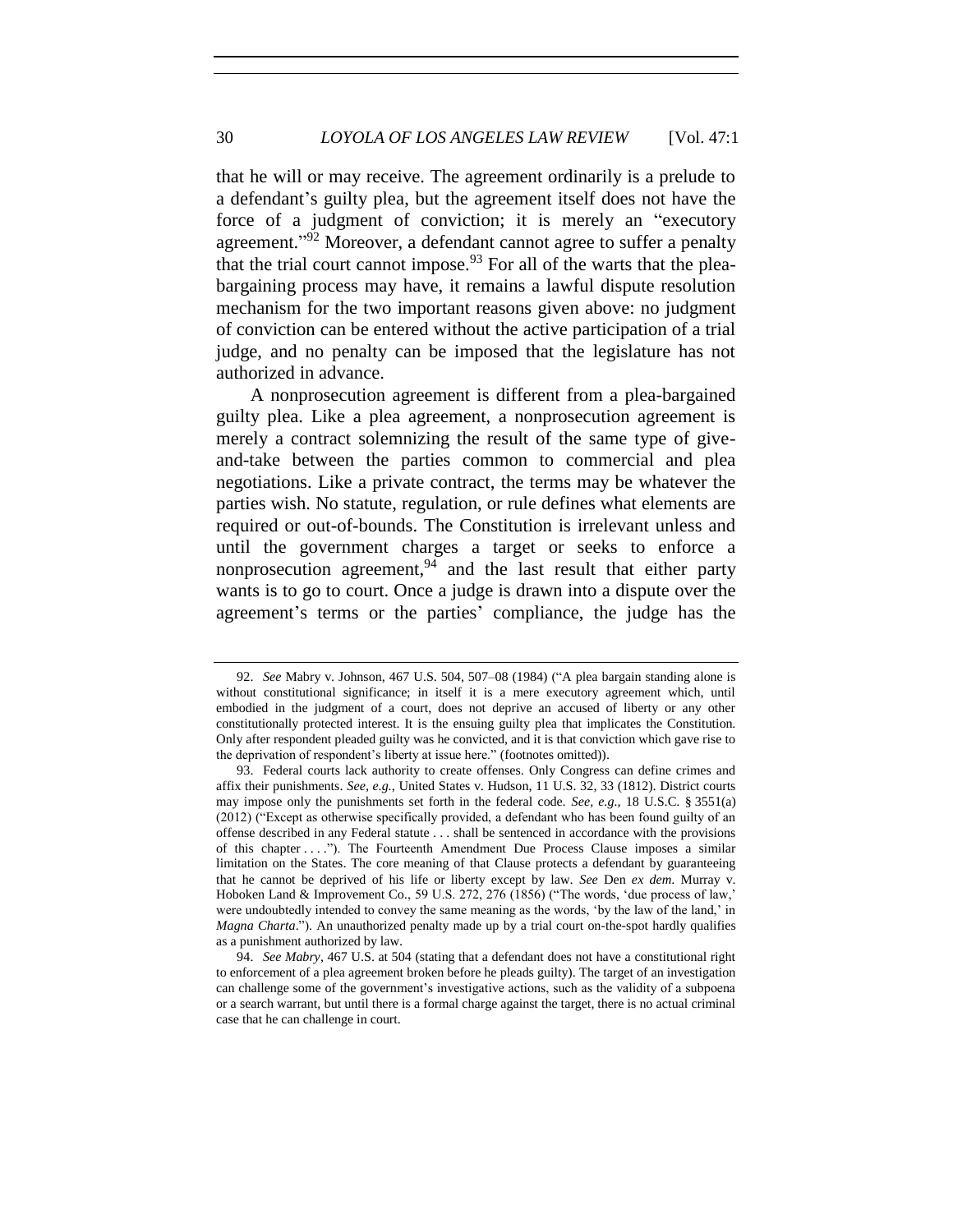that he will or may receive. The agreement ordinarily is a prelude to a defendant's guilty plea, but the agreement itself does not have the force of a judgment of conviction; it is merely an "executory agreement."[92] Moreover, a defendant cannot agree to suffer a penalty that the trial court cannot impose.[93] For all of the warts that the plea-bargaining process may have, it remains a lawful dispute resolution mechanism for the two important reasons given above: no judgment of conviction can be entered without the active participation of a trial judge, and no penalty can be imposed that the legislature has not authorized in advance.

A nonprosecution agreement is different from a plea-bargained guilty plea. Like a plea agreement, a nonprosecution agreement is merely a contract solemnizing the result of the same type of give-and-take between the parties common to commercial and plea negotiations. Like a private contract, the terms may be whatever the parties wish. No statute, regulation, or rule defines what elements are required or out-of-bounds. The Constitution is irrelevant unless and until the government charges a target or seeks to enforce a nonprosecution agreement,[94] and the last result that either party wants is to go to court. Once a judge is drawn into a dispute over the agreement's terms or the parties' compliance, the judge has the

---

92. *See* Mabry v. Johnson, 467 U.S. 504, 507–08 (1984) ("A plea bargain standing alone is without constitutional significance; in itself it is a mere executory agreement which, until embodied in the judgment of a court, does not deprive an accused of liberty or any other constitutionally protected interest. It is the ensuing guilty plea that implicates the Constitution. Only after respondent pleaded guilty was he convicted, and it is that conviction which gave rise to the deprivation of respondent's liberty at issue here." (footnotes omitted)).

93. Federal courts lack authority to create offenses. Only Congress can define crimes and affix their punishments. *See, e.g.*, United States v. Hudson, 11 U.S. 32, 33 (1812). District courts may impose only the punishments set forth in the federal code. *See, e.g.*, 18 U.S.C. § 3551(a) (2012) ("Except as otherwise specifically provided, a defendant who has been found guilty of an offense described in any Federal statute . . . shall be sentenced in accordance with the provisions of this chapter . . . ."). The Fourteenth Amendment Due Process Clause imposes a similar limitation on the States. The core meaning of that Clause protects a defendant by guaranteeing that he cannot be deprived of his life or liberty except by law. *See* Den *ex dem.* Murray v. Hoboken Land & Improvement Co., 59 U.S. 272, 276 (1856) ("The words, 'due process of law,' were undoubtedly intended to convey the same meaning as the words, 'by the law of the land,' in *Magna Charta*."). An unauthorized penalty made up by a trial court on-the-spot hardly qualifies as a punishment authorized by law.

94. *See Mabry*, 467 U.S. at 504 (stating that a defendant does not have a constitutional right to enforcement of a plea agreement broken before he pleads guilty). The target of an investigation can challenge some of the government's investigative actions, such as the validity of a subpoena or a search warrant, but until there is a formal charge against the target, there is no actual criminal case that he can challenge in court.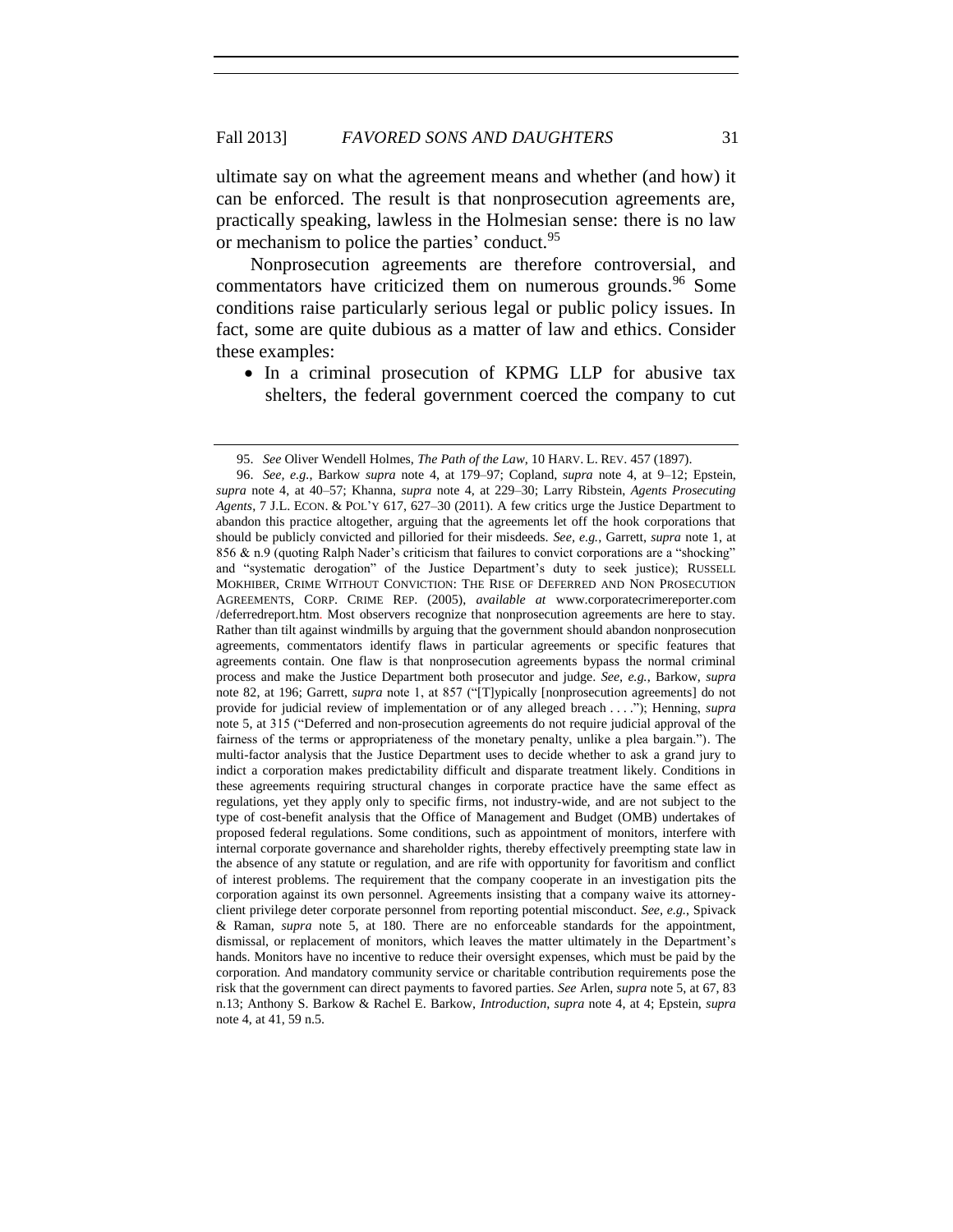ultimate say on what the agreement means and whether (and how) it can be enforced. The result is that nonprosecution agreements are, practically speaking, lawless in the Holmesian sense: there is no law or mechanism to police the parties' conduct.[95]

Nonprosecution agreements are therefore controversial, and commentators have criticized them on numerous grounds.[96] Some conditions raise particularly serious legal or public policy issues. In fact, some are quite dubious as a matter of law and ethics. Consider these examples:

- In a criminal prosecution of KPMG LLP for abusive tax shelters, the federal government coerced the company to cut

---

95. *See* Oliver Wendell Holmes, *The Path of the Law*, 10 HARV. L. REV. 457 (1897).

96. *See, e.g.*, Barkow *supra* note 4, at 179–97; Copland, *supra* note 4, at 9–12; Epstein, *supra* note 4, at 40–57; Khanna, *supra* note 4, at 229–30; Larry Ribstein, *Agents Prosecuting Agents*, 7 J.L. ECON. & POL'Y 617, 627–30 (2011). A few critics urge the Justice Department to abandon this practice altogether, arguing that the agreements let off the hook corporations that should be publicly convicted and pilloried for their misdeeds. *See, e.g.*, Garrett, *supra* note 1, at 856 & n.9 (quoting Ralph Nader's criticism that failures to convict corporations are a "shocking" and "systematic derogation" of the Justice Department's duty to seek justice); RUSSELL MOKHIBER, CRIME WITHOUT CONVICTION: THE RISE OF DEFERRED AND NON PROSECUTION AGREEMENTS, CORP. CRIME REP. (2005), *available at* www.corporatecrimereporter.com /deferredreport.htm. Most observers recognize that nonprosecution agreements are here to stay. Rather than tilt against windmills by arguing that the government should abandon nonprosecution agreements, commentators identify flaws in particular agreements or specific features that agreements contain. One flaw is that nonprosecution agreements bypass the normal criminal process and make the Justice Department both prosecutor and judge. *See, e.g.*, Barkow, *supra* note 82, at 196; Garrett, *supra* note 1, at 857 ("[T]ypically [nonprosecution agreements] do not provide for judicial review of implementation or of any alleged breach . . . ."); Henning, *supra* note 5, at 315 ("Deferred and non-prosecution agreements do not require judicial approval of the fairness of the terms or appropriateness of the monetary penalty, unlike a plea bargain."). The multi-factor analysis that the Justice Department uses to decide whether to ask a grand jury to indict a corporation makes predictability difficult and disparate treatment likely. Conditions in these agreements requiring structural changes in corporate practice have the same effect as regulations, yet they apply only to specific firms, not industry-wide, and are not subject to the type of cost-benefit analysis that the Office of Management and Budget (OMB) undertakes of proposed federal regulations. Some conditions, such as appointment of monitors, interfere with internal corporate governance and shareholder rights, thereby effectively preempting state law in the absence of any statute or regulation, and are rife with opportunity for favoritism and conflict of interest problems. The requirement that the company cooperate in an investigation pits the corporation against its own personnel. Agreements insisting that a company waive its attorney-client privilege deter corporate personnel from reporting potential misconduct. *See, e.g.*, Spivack & Raman, *supra* note 5, at 180. There are no enforceable standards for the appointment, dismissal, or replacement of monitors, which leaves the matter ultimately in the Department's hands. Monitors have no incentive to reduce their oversight expenses, which must be paid by the corporation. And mandatory community service or charitable contribution requirements pose the risk that the government can direct payments to favored parties. *See* Arlen, *supra* note 5, at 67, 83 n.13; Anthony S. Barkow & Rachel E. Barkow, *Introduction*, *supra* note 4, at 4; Epstein, *supra* note 4, at 41, 59 n.5.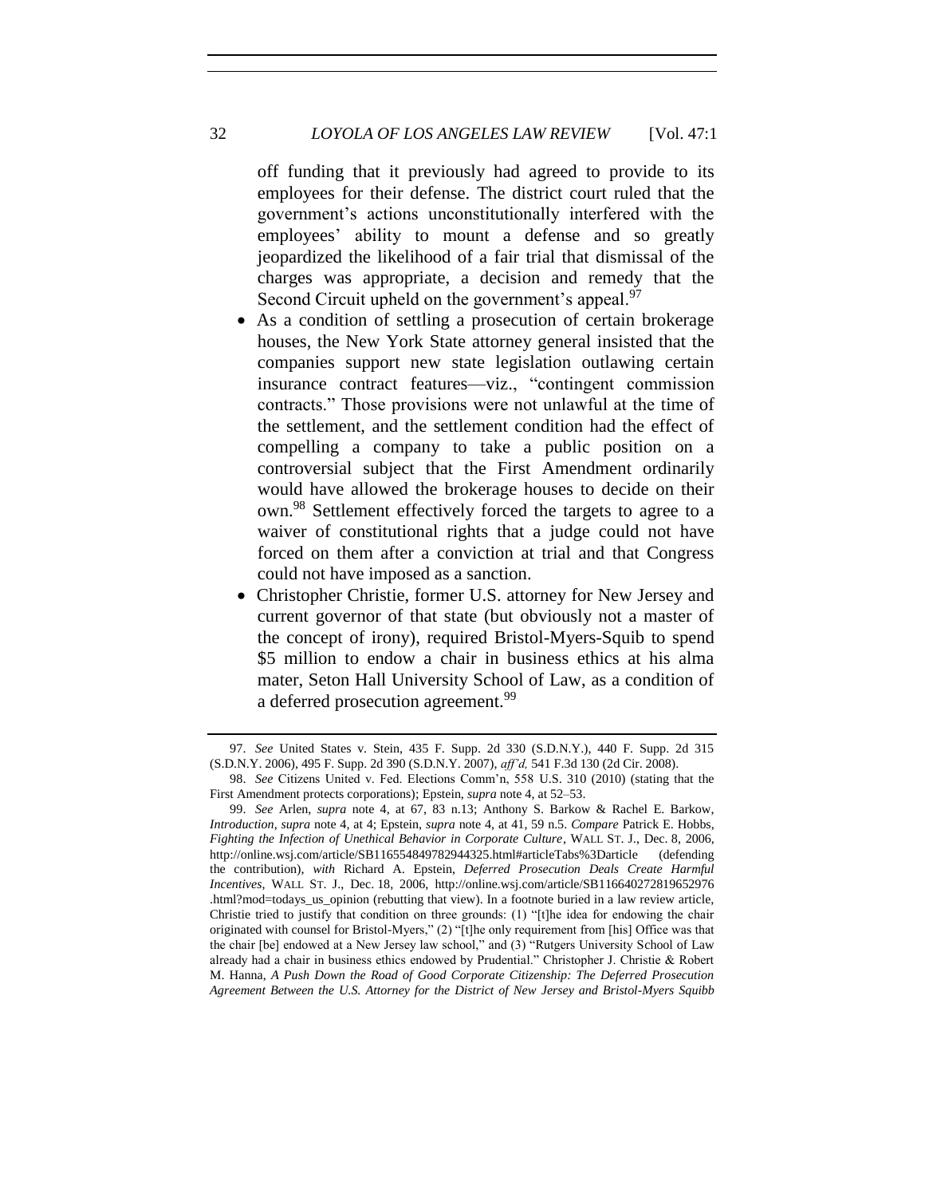off funding that it previously had agreed to provide to its employees for their defense. The district court ruled that the government's actions unconstitutionally interfered with the employees' ability to mount a defense and so greatly jeopardized the likelihood of a fair trial that dismissal of the charges was appropriate, a decision and remedy that the Second Circuit upheld on the government's appeal.[97]

- As a condition of settling a prosecution of certain brokerage houses, the New York State attorney general insisted that the companies support new state legislation outlawing certain insurance contract features—viz., "contingent commission contracts." Those provisions were not unlawful at the time of the settlement, and the settlement condition had the effect of compelling a company to take a public position on a controversial subject that the First Amendment ordinarily would have allowed the brokerage houses to decide on their own.[98] Settlement effectively forced the targets to agree to a waiver of constitutional rights that a judge could not have forced on them after a conviction at trial and that Congress could not have imposed as a sanction.
- Christopher Christie, former U.S. attorney for New Jersey and current governor of that state (but obviously not a master of the concept of irony), required Bristol-Myers-Squib to spend $5 million to endow a chair in business ethics at his alma mater, Seton Hall University School of Law, as a condition of a deferred prosecution agreement.[99]

---

97. *See* United States v. Stein, 435 F. Supp. 2d 330 (S.D.N.Y.), 440 F. Supp. 2d 315 (S.D.N.Y. 2006), 495 F. Supp. 2d 390 (S.D.N.Y. 2007), *aff'd,* 541 F.3d 130 (2d Cir. 2008).

98. *See* Citizens United v. Fed. Elections Comm'n, 558 U.S. 310 (2010) (stating that the First Amendment protects corporations); Epstein, *supra* note 4, at 52–53.

99. *See* Arlen, *supra* note 4, at 67, 83 n.13; Anthony S. Barkow & Rachel E. Barkow, *Introduction*, *supra* note 4, at 4; Epstein, *supra* note 4, at 41, 59 n.5. *Compare* Patrick E. Hobbs, *Fighting the Infection of Unethical Behavior in Corporate Culture*, WALL ST. J., Dec. 8, 2006, http://online.wsj.com/article/SB116554849782944325.html#articleTabs%3Darticle (defending the contribution), *with* Richard A. Epstein, *Deferred Prosecution Deals Create Harmful Incentives*, WALL ST. J., Dec. 18, 2006, http://online.wsj.com/article/SB116640272819652976.html?mod=todays_us_opinion (rebutting that view). In a footnote buried in a law review article, Christie tried to justify that condition on three grounds: (1) "[t]he idea for endowing the chair originated with counsel for Bristol-Myers," (2) "[t]he only requirement from [his] Office was that the chair [be] endowed at a New Jersey law school," and (3) "Rutgers University School of Law already had a chair in business ethics endowed by Prudential." Christopher J. Christie & Robert M. Hanna, *A Push Down the Road of Good Corporate Citizenship: The Deferred Prosecution Agreement Between the U.S. Attorney for the District of New Jersey and Bristol-Myers Squibb*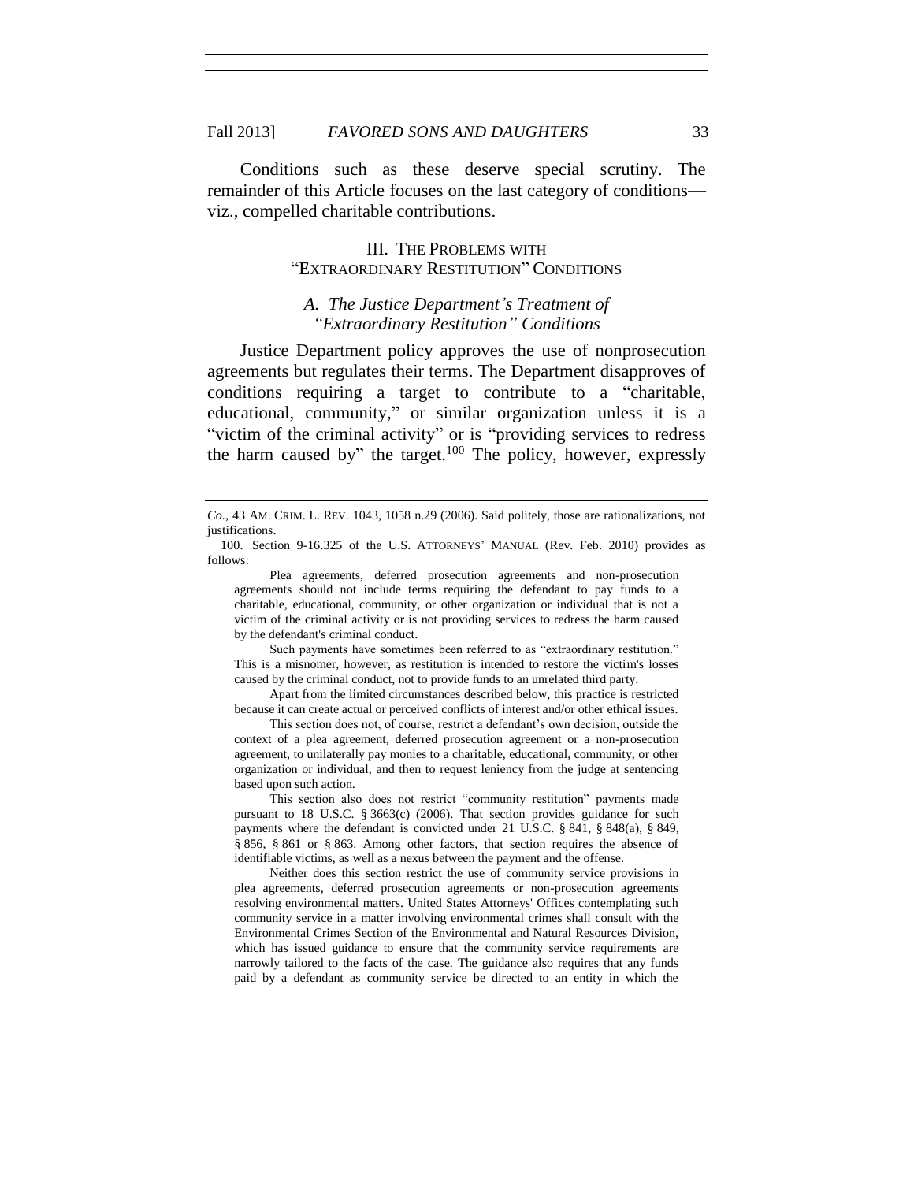Conditions such as these deserve special scrutiny. The remainder of this Article focuses on the last category of conditions—viz., compelled charitable contributions.

## III. THE PROBLEMS WITH "EXTRAORDINARY RESTITUTION" CONDITIONS

### *A. The Justice Department's Treatment of "Extraordinary Restitution" Conditions*

Justice Department policy approves the use of nonprosecution agreements but regulates their terms. The Department disapproves of conditions requiring a target to contribute to a "charitable, educational, community," or similar organization unless it is a "victim of the criminal activity" or is "providing services to redress the harm caused by" the target.[100] The policy, however, expressly

---

*Co.*, 43 AM. CRIM. L. REV. 1043, 1058 n.29 (2006). Said politely, those are rationalizations, not justifications.

100. Section 9-16.325 of the U.S. ATTORNEYS' MANUAL (Rev. Feb. 2010) provides as follows:

> Plea agreements, deferred prosecution agreements and non-prosecution agreements should not include terms requiring the defendant to pay funds to a charitable, educational, community, or other organization or individual that is not a victim of the criminal activity or is not providing services to redress the harm caused by the defendant's criminal conduct.
>
> Such payments have sometimes been referred to as "extraordinary restitution." This is a misnomer, however, as restitution is intended to restore the victim's losses caused by the criminal conduct, not to provide funds to an unrelated third party.
>
> Apart from the limited circumstances described below, this practice is restricted because it can create actual or perceived conflicts of interest and/or other ethical issues.
>
> This section does not, of course, restrict a defendant's own decision, outside the context of a plea agreement, deferred prosecution agreement or a non-prosecution agreement, to unilaterally pay monies to a charitable, educational, community, or other organization or individual, and then to request leniency from the judge at sentencing based upon such action.
>
> This section also does not restrict "community restitution" payments made pursuant to 18 U.S.C. § 3663(c) (2006). That section provides guidance for such payments where the defendant is convicted under 21 U.S.C. § 841, § 848(a), § 849, § 856, § 861 or § 863. Among other factors, that section requires the absence of identifiable victims, as well as a nexus between the payment and the offense.
>
> Neither does this section restrict the use of community service provisions in plea agreements, deferred prosecution agreements or non-prosecution agreements resolving environmental matters. United States Attorneys' Offices contemplating such community service in a matter involving environmental crimes shall consult with the Environmental Crimes Section of the Environmental and Natural Resources Division, which has issued guidance to ensure that the community service requirements are narrowly tailored to the facts of the case. The guidance also requires that any funds paid by a defendant as community service be directed to an entity in which the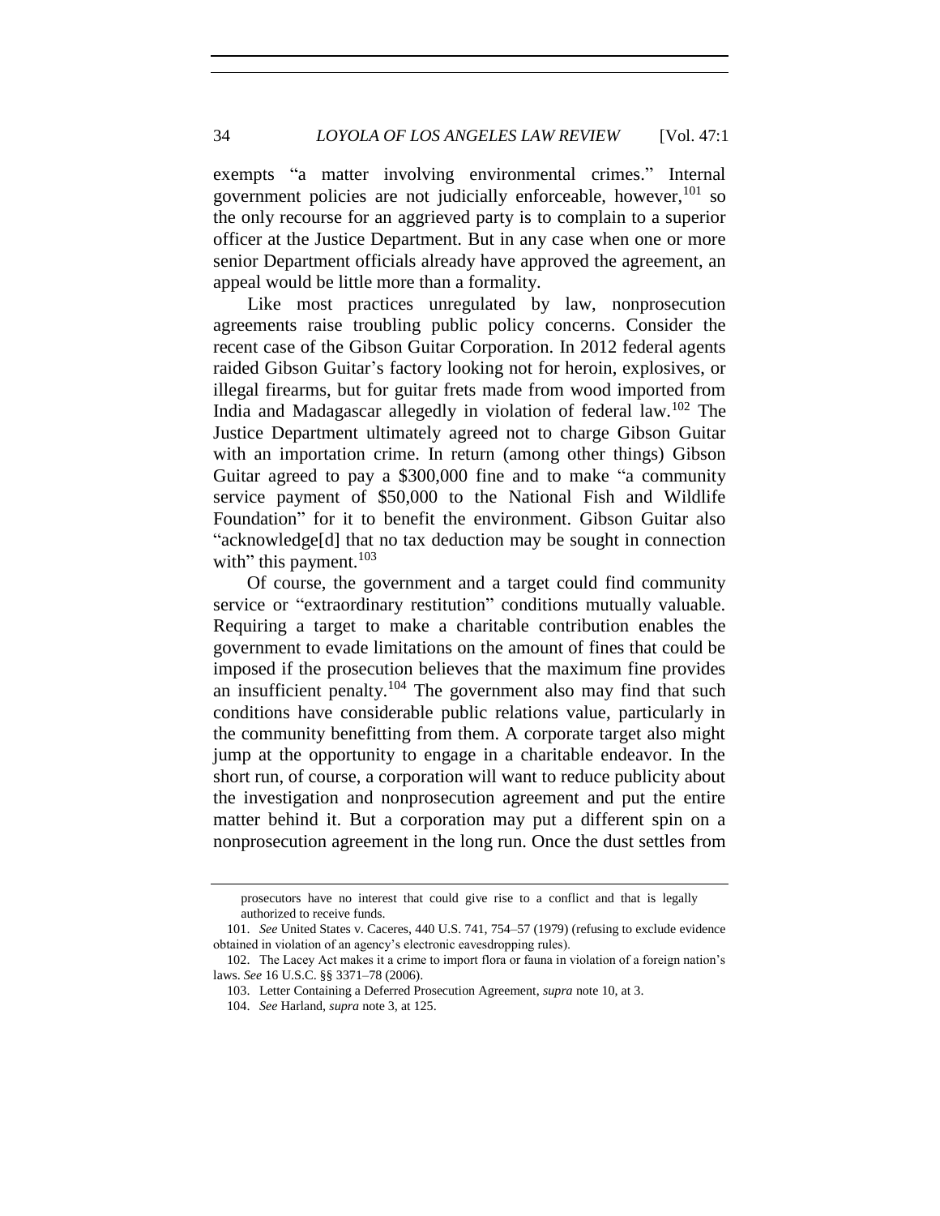exempts "a matter involving environmental crimes." Internal government policies are not judicially enforceable, however,[101] so the only recourse for an aggrieved party is to complain to a superior officer at the Justice Department. But in any case when one or more senior Department officials already have approved the agreement, an appeal would be little more than a formality.

Like most practices unregulated by law, nonprosecution agreements raise troubling public policy concerns. Consider the recent case of the Gibson Guitar Corporation. In 2012 federal agents raided Gibson Guitar's factory looking not for heroin, explosives, or illegal firearms, but for guitar frets made from wood imported from India and Madagascar allegedly in violation of federal law.[102] The Justice Department ultimately agreed not to charge Gibson Guitar with an importation crime. In return (among other things) Gibson Guitar agreed to pay a $300,000 fine and to make "a community service payment of $50,000 to the National Fish and Wildlife Foundation" for it to benefit the environment. Gibson Guitar also "acknowledge[d] that no tax deduction may be sought in connection with" this payment.[103]

Of course, the government and a target could find community service or "extraordinary restitution" conditions mutually valuable. Requiring a target to make a charitable contribution enables the government to evade limitations on the amount of fines that could be imposed if the prosecution believes that the maximum fine provides an insufficient penalty.[104] The government also may find that such conditions have considerable public relations value, particularly in the community benefitting from them. A corporate target also might jump at the opportunity to engage in a charitable endeavor. In the short run, of course, a corporation will want to reduce publicity about the investigation and nonprosecution agreement and put the entire matter behind it. But a corporation may put a different spin on a nonprosecution agreement in the long run. Once the dust settles from

---

prosecutors have no interest that could give rise to a conflict and that is legally authorized to receive funds.

101. *See* United States v. Caceres, 440 U.S. 741, 754–57 (1979) (refusing to exclude evidence obtained in violation of an agency's electronic eavesdropping rules).

102. The Lacey Act makes it a crime to import flora or fauna in violation of a foreign nation's laws. *See* 16 U.S.C. §§ 3371–78 (2006).

103. Letter Containing a Deferred Prosecution Agreement, *supra* note 10, at 3.

104. *See* Harland, *supra* note 3, at 125.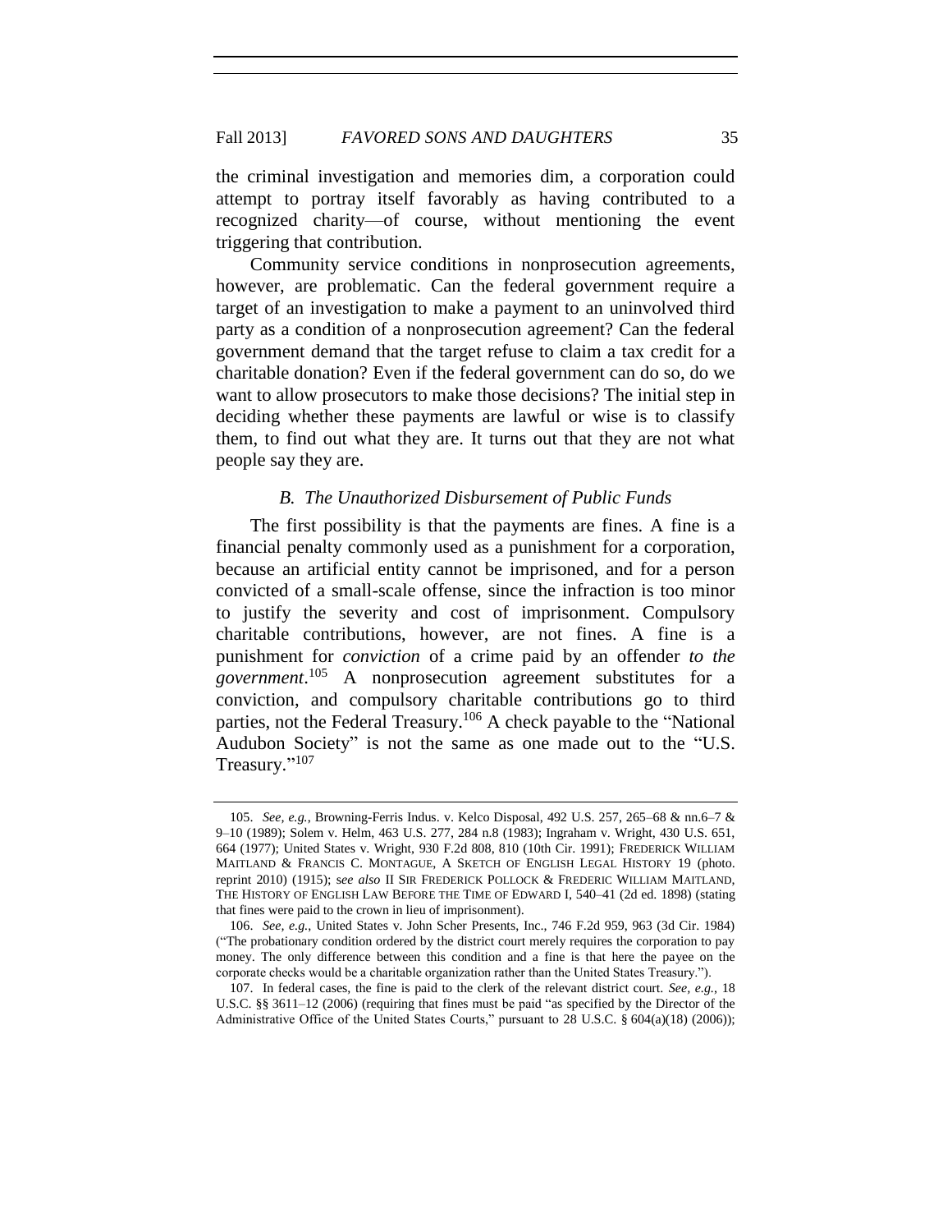the criminal investigation and memories dim, a corporation could attempt to portray itself favorably as having contributed to a recognized charity—of course, without mentioning the event triggering that contribution.

Community service conditions in nonprosecution agreements, however, are problematic. Can the federal government require a target of an investigation to make a payment to an uninvolved third party as a condition of a nonprosecution agreement? Can the federal government demand that the target refuse to claim a tax credit for a charitable donation? Even if the federal government can do so, do we want to allow prosecutors to make those decisions? The initial step in deciding whether these payments are lawful or wise is to classify them, to find out what they are. It turns out that they are not what people say they are.

### *B. The Unauthorized Disbursement of Public Funds*

The first possibility is that the payments are fines. A fine is a financial penalty commonly used as a punishment for a corporation, because an artificial entity cannot be imprisoned, and for a person convicted of a small-scale offense, since the infraction is too minor to justify the severity and cost of imprisonment. Compulsory charitable contributions, however, are not fines. A fine is a punishment for *conviction* of a crime paid by an offender *to the government*.[105] A nonprosecution agreement substitutes for a conviction, and compulsory charitable contributions go to third parties, not the Federal Treasury.[106] A check payable to the "National Audubon Society" is not the same as one made out to the "U.S. Treasury."[107]

---

105. *See, e.g.*, Browning-Ferris Indus. v. Kelco Disposal, 492 U.S. 257, 265–68 & nn.6–7 & 9–10 (1989); Solem v. Helm, 463 U.S. 277, 284 n.8 (1983); Ingraham v. Wright, 430 U.S. 651, 664 (1977); United States v. Wright, 930 F.2d 808, 810 (10th Cir. 1991); FREDERICK WILLIAM MAITLAND & FRANCIS C. MONTAGUE, A SKETCH OF ENGLISH LEGAL HISTORY 19 (photo. reprint 2010) (1915); s*ee also* II SIR FREDERICK POLLOCK & FREDERIC WILLIAM MAITLAND, THE HISTORY OF ENGLISH LAW BEFORE THE TIME OF EDWARD I, 540–41 (2d ed. 1898) (stating that fines were paid to the crown in lieu of imprisonment).

106. *See, e.g.*, United States v. John Scher Presents, Inc., 746 F.2d 959, 963 (3d Cir. 1984) ("The probationary condition ordered by the district court merely requires the corporation to pay money. The only difference between this condition and a fine is that here the payee on the corporate checks would be a charitable organization rather than the United States Treasury.").

107. In federal cases, the fine is paid to the clerk of the relevant district court. *See, e.g.*, 18 U.S.C. §§ 3611–12 (2006) (requiring that fines must be paid "as specified by the Director of the Administrative Office of the United States Courts," pursuant to 28 U.S.C. § 604(a)(18) (2006));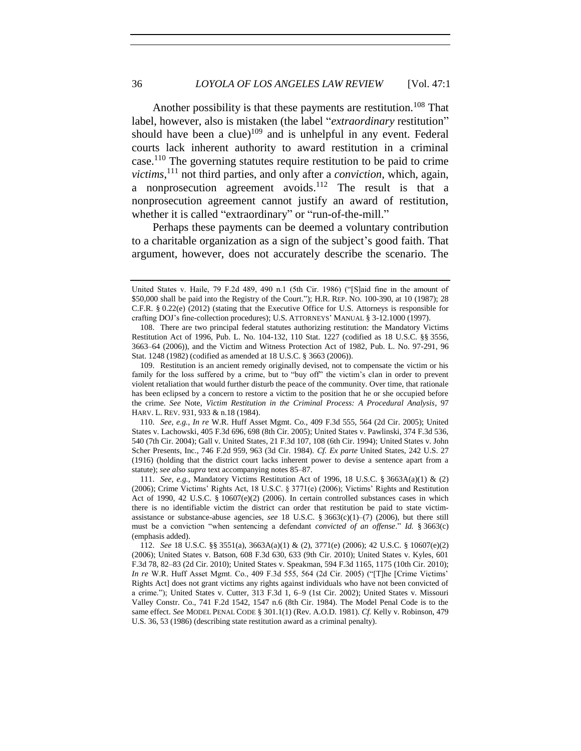Another possibility is that these payments are restitution.[108] That label, however, also is mistaken (the label "*extraordinary* restitution" should have been a clue)[109] and is unhelpful in any event. Federal courts lack inherent authority to award restitution in a criminal case.[110] The governing statutes require restitution to be paid to crime *victims*,[111] not third parties, and only after a *conviction*, which, again, a nonprosecution agreement avoids.[112] The result is that a nonprosecution agreement cannot justify an award of restitution, whether it is called "extraordinary" or "run-of-the-mill."

Perhaps these payments can be deemed a voluntary contribution to a charitable organization as a sign of the subject's good faith. That argument, however, does not accurately describe the scenario. The

---

United States v. Haile, 79 F.2d 489, 490 n.1 (5th Cir. 1986) ("[S]aid fine in the amount of $50,000 shall be paid into the Registry of the Court."); H.R. REP. NO. 100-390, at 10 (1987); 28 C.F.R. § 0.22(e) (2012) (stating that the Executive Office for U.S. Attorneys is responsible for crafting DOJ's fine-collection procedures); U.S. ATTORNEYS' MANUAL § 3-12.1000 (1997).

108. There are two principal federal statutes authorizing restitution: the Mandatory Victims Restitution Act of 1996, Pub. L. No. 104-132, 110 Stat. 1227 (codified as 18 U.S.C. §§ 3556, 3663–64 (2006)), and the Victim and Witness Protection Act of 1982, Pub. L. No. 97-291, 96 Stat. 1248 (1982) (codified as amended at 18 U.S.C. § 3663 (2006)).

109. Restitution is an ancient remedy originally devised, not to compensate the victim or his family for the loss suffered by a crime, but to "buy off" the victim's clan in order to prevent violent retaliation that would further disturb the peace of the community. Over time, that rationale has been eclipsed by a concern to restore a victim to the position that he or she occupied before the crime. *See* Note, *Victim Restitution in the Criminal Process: A Procedural Analysis*, 97 HARV. L. REV. 931, 933 & n.18 (1984).

110. *See, e.g.*, *In re* W.R. Huff Asset Mgmt. Co., 409 F.3d 555, 564 (2d Cir. 2005); United States v. Lachowski, 405 F.3d 696, 698 (8th Cir. 2005); United States v. Pawlinski, 374 F.3d 536, 540 (7th Cir. 2004); Gall v. United States, 21 F.3d 107, 108 (6th Cir. 1994); United States v. John Scher Presents, Inc., 746 F.2d 959, 963 (3d Cir. 1984). *Cf. Ex parte* United States, 242 U.S. 27 (1916) (holding that the district court lacks inherent power to devise a sentence apart from a statute); *see also supra* text accompanying notes 85–87.

111. *See, e.g.*, Mandatory Victims Restitution Act of 1996, 18 U.S.C. § 3663A(a)(1) & (2) (2006); Crime Victims' Rights Act, 18 U.S.C. § 3771(e) (2006); Victims' Rights and Restitution Act of 1990, 42 U.S.C. § 10607(e)(2) (2006). In certain controlled substances cases in which there is no identifiable victim the district can order that restitution be paid to state victim-assistance or substance-abuse agencies, *see* 18 U.S.C. § 3663(c)(1)–(7) (2006), but there still must be a conviction "when sentencing a defendant *convicted of an offense*." *Id.* § 3663(c) (emphasis added).

112. *See* 18 U.S.C. §§ 3551(a), 3663A(a)(1) & (2), 3771(e) (2006); 42 U.S.C. § 10607(e)(2) (2006); United States v. Batson, 608 F.3d 630, 633 (9th Cir. 2010); United States v. Kyles, 601 F.3d 78, 82–83 (2d Cir. 2010); United States v. Speakman, 594 F.3d 1165, 1175 (10th Cir. 2010); *In re* W.R. Huff Asset Mgmt. Co., 409 F.3d 555, 564 (2d Cir. 2005) ("[T]he [Crime Victims' Rights Act] does not grant victims any rights against individuals who have not been convicted of a crime."); United States v. Cutter, 313 F.3d 1, 6–9 (1st Cir. 2002); United States v. Missouri Valley Constr. Co., 741 F.2d 1542, 1547 n.6 (8th Cir. 1984). The Model Penal Code is to the same effect. *See* MODEL PENAL CODE § 301.1(1) (Rev. A.O.D. 1981). *Cf.* Kelly v. Robinson, 479 U.S. 36, 53 (1986) (describing state restitution award as a criminal penalty).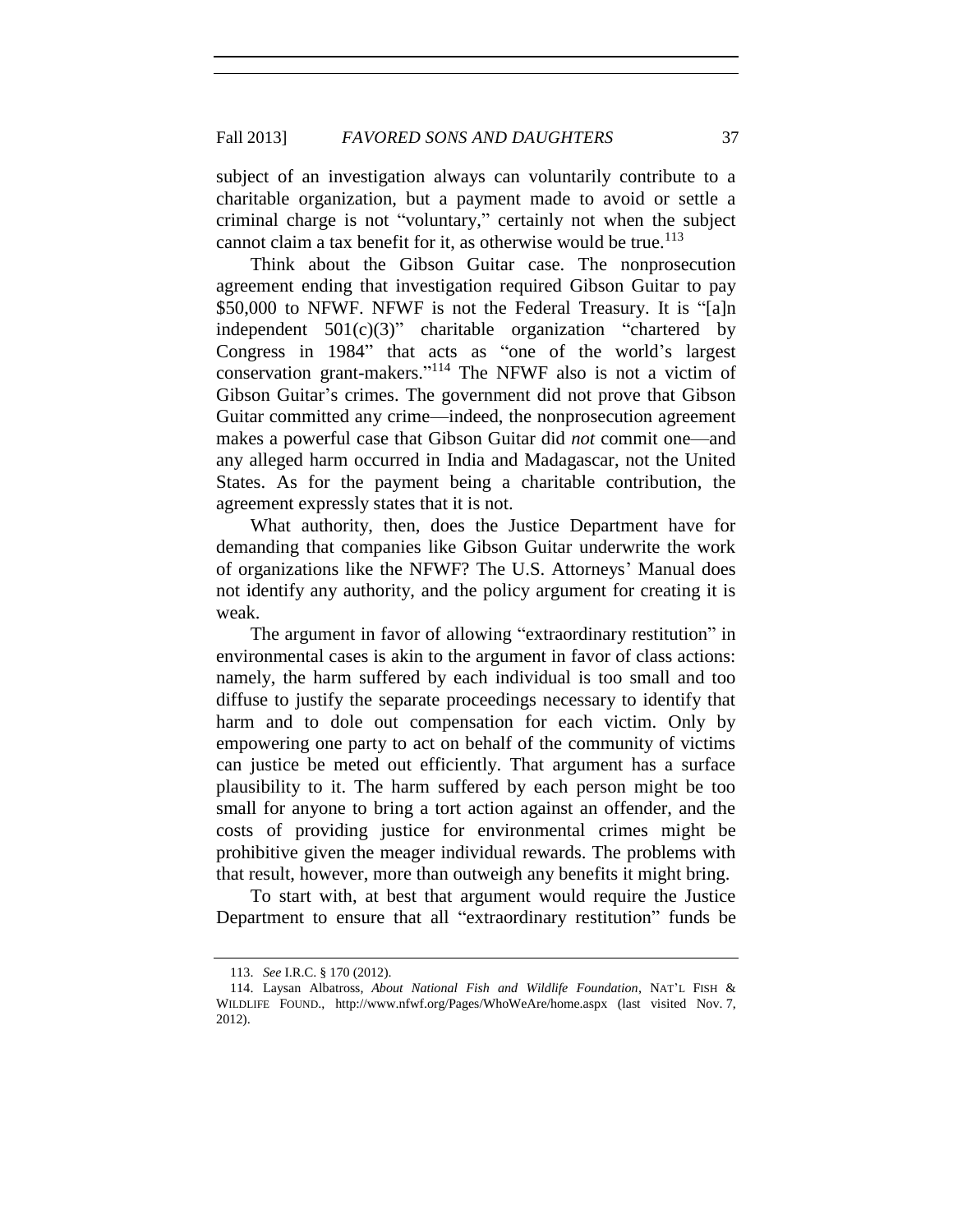subject of an investigation always can voluntarily contribute to a charitable organization, but a payment made to avoid or settle a criminal charge is not "voluntary," certainly not when the subject cannot claim a tax benefit for it, as otherwise would be true.[113]

Think about the Gibson Guitar case. The nonprosecution agreement ending that investigation required Gibson Guitar to pay $50,000 to NFWF. NFWF is not the Federal Treasury. It is "[a]n independent 501(c)(3)" charitable organization "chartered by Congress in 1984" that acts as "one of the world's largest conservation grant-makers."[114] The NFWF also is not a victim of Gibson Guitar's crimes. The government did not prove that Gibson Guitar committed any crime—indeed, the nonprosecution agreement makes a powerful case that Gibson Guitar did *not* commit one—and any alleged harm occurred in India and Madagascar, not the United States. As for the payment being a charitable contribution, the agreement expressly states that it is not.

What authority, then, does the Justice Department have for demanding that companies like Gibson Guitar underwrite the work of organizations like the NFWF? The U.S. Attorneys' Manual does not identify any authority, and the policy argument for creating it is weak.

The argument in favor of allowing "extraordinary restitution" in environmental cases is akin to the argument in favor of class actions: namely, the harm suffered by each individual is too small and too diffuse to justify the separate proceedings necessary to identify that harm and to dole out compensation for each victim. Only by empowering one party to act on behalf of the community of victims can justice be meted out efficiently. That argument has a surface plausibility to it. The harm suffered by each person might be too small for anyone to bring a tort action against an offender, and the costs of providing justice for environmental crimes might be prohibitive given the meager individual rewards. The problems with that result, however, more than outweigh any benefits it might bring.

To start with, at best that argument would require the Justice Department to ensure that all "extraordinary restitution" funds be

---

113. *See* I.R.C. § 170 (2012).

114. Laysan Albatross, *About National Fish and Wildlife Foundation*, NAT'L FISH & WILDLIFE FOUND., http://www.nfwf.org/Pages/WhoWeAre/home.aspx (last visited Nov. 7, 2012).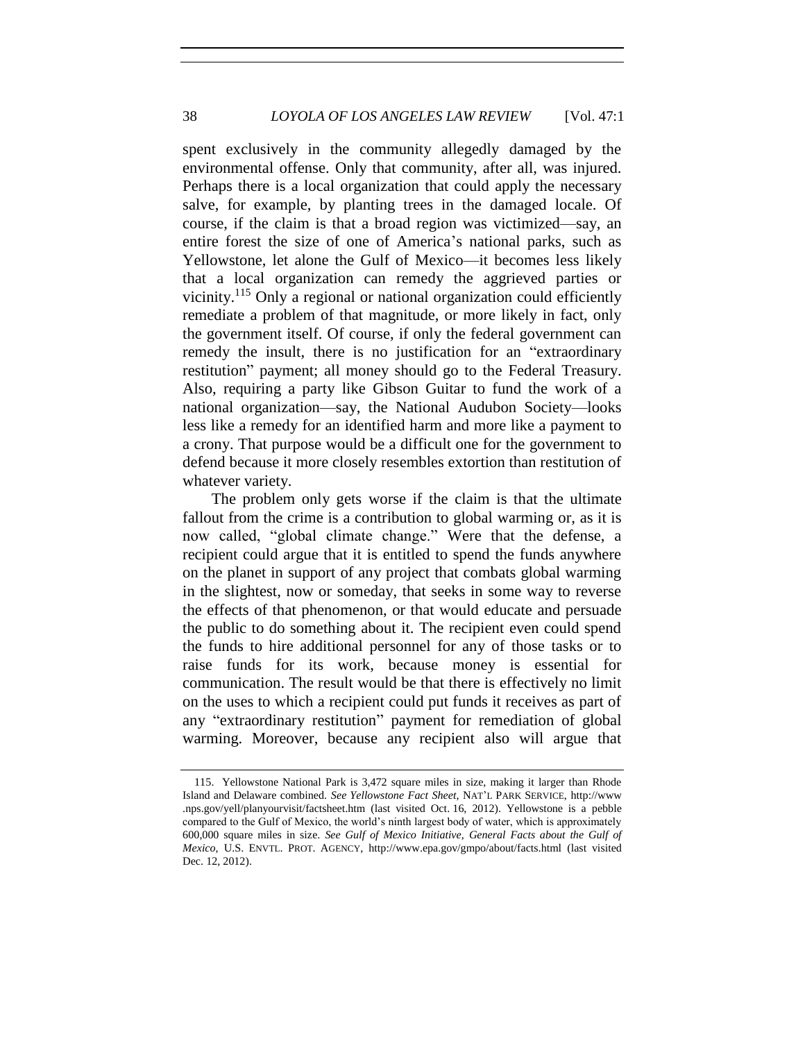spent exclusively in the community allegedly damaged by the environmental offense. Only that community, after all, was injured. Perhaps there is a local organization that could apply the necessary salve, for example, by planting trees in the damaged locale. Of course, if the claim is that a broad region was victimized—say, an entire forest the size of one of America's national parks, such as Yellowstone, let alone the Gulf of Mexico—it becomes less likely that a local organization can remedy the aggrieved parties or vicinity.[115] Only a regional or national organization could efficiently remediate a problem of that magnitude, or more likely in fact, only the government itself. Of course, if only the federal government can remedy the insult, there is no justification for an "extraordinary restitution" payment; all money should go to the Federal Treasury. Also, requiring a party like Gibson Guitar to fund the work of a national organization—say, the National Audubon Society—looks less like a remedy for an identified harm and more like a payment to a crony. That purpose would be a difficult one for the government to defend because it more closely resembles extortion than restitution of whatever variety.

The problem only gets worse if the claim is that the ultimate fallout from the crime is a contribution to global warming or, as it is now called, "global climate change." Were that the defense, a recipient could argue that it is entitled to spend the funds anywhere on the planet in support of any project that combats global warming in the slightest, now or someday, that seeks in some way to reverse the effects of that phenomenon, or that would educate and persuade the public to do something about it. The recipient even could spend the funds to hire additional personnel for any of those tasks or to raise funds for its work, because money is essential for communication. The result would be that there is effectively no limit on the uses to which a recipient could put funds it receives as part of any "extraordinary restitution" payment for remediation of global warming. Moreover, because any recipient also will argue that

115. Yellowstone National Park is 3,472 square miles in size, making it larger than Rhode Island and Delaware combined. *See Yellowstone Fact Sheet*, NAT'L PARK SERVICE, http://www.nps.gov/yell/planyourvisit/factsheet.htm (last visited Oct. 16, 2012). Yellowstone is a pebble compared to the Gulf of Mexico, the world's ninth largest body of water, which is approximately 600,000 square miles in size. *See Gulf of Mexico Initiative, General Facts about the Gulf of Mexico*, U.S. ENVTL. PROT. AGENCY, http://www.epa.gov/gmpo/about/facts.html (last visited Dec. 12, 2012).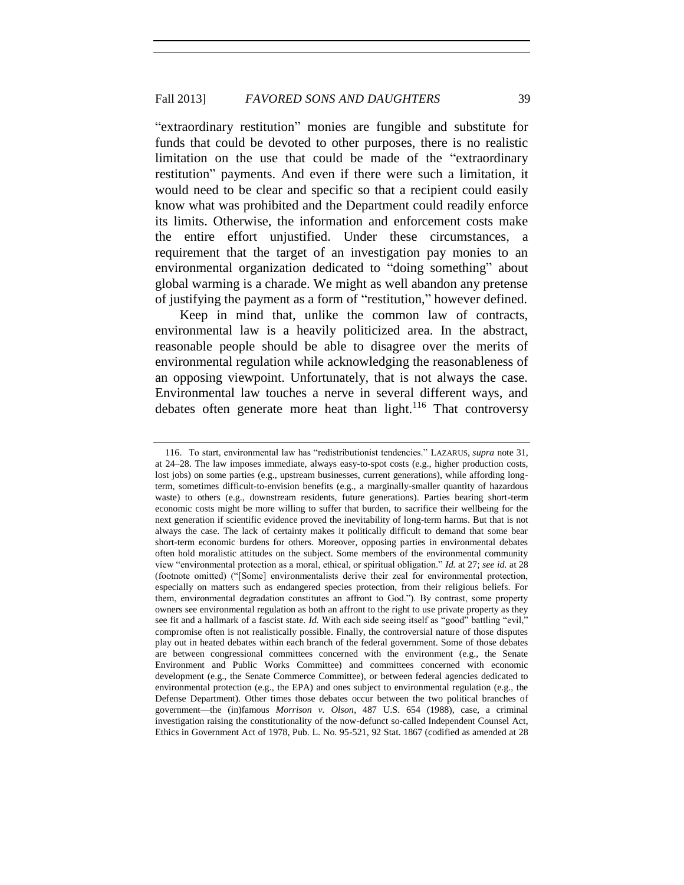"extraordinary restitution" monies are fungible and substitute for funds that could be devoted to other purposes, there is no realistic limitation on the use that could be made of the "extraordinary restitution" payments. And even if there were such a limitation, it would need to be clear and specific so that a recipient could easily know what was prohibited and the Department could readily enforce its limits. Otherwise, the information and enforcement costs make the entire effort unjustified. Under these circumstances, a requirement that the target of an investigation pay monies to an environmental organization dedicated to "doing something" about global warming is a charade. We might as well abandon any pretense of justifying the payment as a form of "restitution," however defined.

Keep in mind that, unlike the common law of contracts, environmental law is a heavily politicized area. In the abstract, reasonable people should be able to disagree over the merits of environmental regulation while acknowledging the reasonableness of an opposing viewpoint. Unfortunately, that is not always the case. Environmental law touches a nerve in several different ways, and debates often generate more heat than light.[116] That controversy

---

116. To start, environmental law has "redistributionist tendencies." LAZARUS, *supra* note 31, at 24–28. The law imposes immediate, always easy-to-spot costs (e.g., higher production costs, lost jobs) on some parties (e.g., upstream businesses, current generations), while affording long-term, sometimes difficult-to-envision benefits (e.g., a marginally-smaller quantity of hazardous waste) to others (e.g., downstream residents, future generations). Parties bearing short-term economic costs might be more willing to suffer that burden, to sacrifice their wellbeing for the next generation if scientific evidence proved the inevitability of long-term harms. But that is not always the case. The lack of certainty makes it politically difficult to demand that some bear short-term economic burdens for others. Moreover, opposing parties in environmental debates often hold moralistic attitudes on the subject. Some members of the environmental community view "environmental protection as a moral, ethical, or spiritual obligation." *Id.* at 27; *see id.* at 28 (footnote omitted) ("[Some] environmentalists derive their zeal for environmental protection, especially on matters such as endangered species protection, from their religious beliefs. For them, environmental degradation constitutes an affront to God."). By contrast, some property owners see environmental regulation as both an affront to the right to use private property as they see fit and a hallmark of a fascist state. *Id.* With each side seeing itself as "good" battling "evil," compromise often is not realistically possible. Finally, the controversial nature of those disputes play out in heated debates within each branch of the federal government. Some of those debates are between congressional committees concerned with the environment (e.g., the Senate Environment and Public Works Committee) and committees concerned with economic development (e.g., the Senate Commerce Committee), or between federal agencies dedicated to environmental protection (e.g., the EPA) and ones subject to environmental regulation (e.g., the Defense Department). Other times those debates occur between the two political branches of government—the (in)famous *Morrison v. Olson*, 487 U.S. 654 (1988), case, a criminal investigation raising the constitutionality of the now-defunct so-called Independent Counsel Act, Ethics in Government Act of 1978, Pub. L. No. 95-521, 92 Stat. 1867 (codified as amended at 28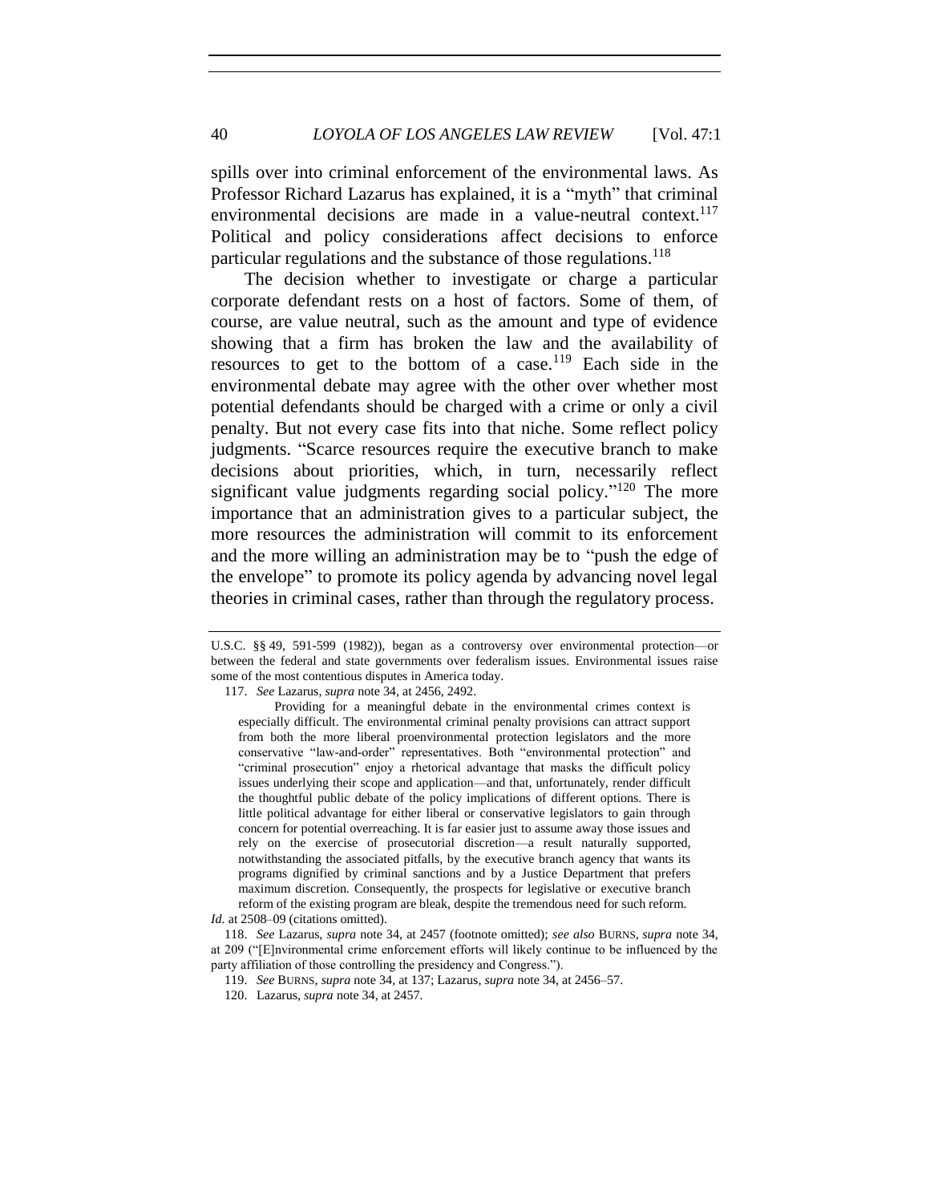spills over into criminal enforcement of the environmental laws. As Professor Richard Lazarus has explained, it is a "myth" that criminal environmental decisions are made in a value-neutral context.[117] Political and policy considerations affect decisions to enforce particular regulations and the substance of those regulations.[118]

The decision whether to investigate or charge a particular corporate defendant rests on a host of factors. Some of them, of course, are value neutral, such as the amount and type of evidence showing that a firm has broken the law and the availability of resources to get to the bottom of a case.[119] Each side in the environmental debate may agree with the other over whether most potential defendants should be charged with a crime or only a civil penalty. But not every case fits into that niche. Some reflect policy judgments. "Scarce resources require the executive branch to make decisions about priorities, which, in turn, necessarily reflect significant value judgments regarding social policy."[120] The more importance that an administration gives to a particular subject, the more resources the administration will commit to its enforcement and the more willing an administration may be to "push the edge of the envelope" to promote its policy agenda by advancing novel legal theories in criminal cases, rather than through the regulatory process.

---

U.S.C. §§ 49, 591-599 (1982)), began as a controversy over environmental protection—or between the federal and state governments over federalism issues. Environmental issues raise some of the most contentious disputes in America today.

117. *See* Lazarus, *supra* note 34, at 2456, 2492.

> Providing for a meaningful debate in the environmental crimes context is especially difficult. The environmental criminal penalty provisions can attract support from both the more liberal proenvironmental protection legislators and the more conservative "law-and-order" representatives. Both "environmental protection" and "criminal prosecution" enjoy a rhetorical advantage that masks the difficult policy issues underlying their scope and application—and that, unfortunately, render difficult the thoughtful public debate of the policy implications of different options. There is little political advantage for either liberal or conservative legislators to gain through concern for potential overreaching. It is far easier just to assume away those issues and rely on the exercise of prosecutorial discretion—a result naturally supported, notwithstanding the associated pitfalls, by the executive branch agency that wants its programs dignified by criminal sanctions and by a Justice Department that prefers maximum discretion. Consequently, the prospects for legislative or executive branch reform of the existing program are bleak, despite the tremendous need for such reform.

*Id.* at 2508–09 (citations omitted).

118. *See* Lazarus, *supra* note 34, at 2457 (footnote omitted); *see also* BURNS, *supra* note 34, at 209 ("[E]nvironmental crime enforcement efforts will likely continue to be influenced by the party affiliation of those controlling the presidency and Congress.").

119. *See* BURNS, *supra* note 34, at 137; Lazarus, *supra* note 34, at 2456–57.

120. Lazarus, *supra* note 34, at 2457.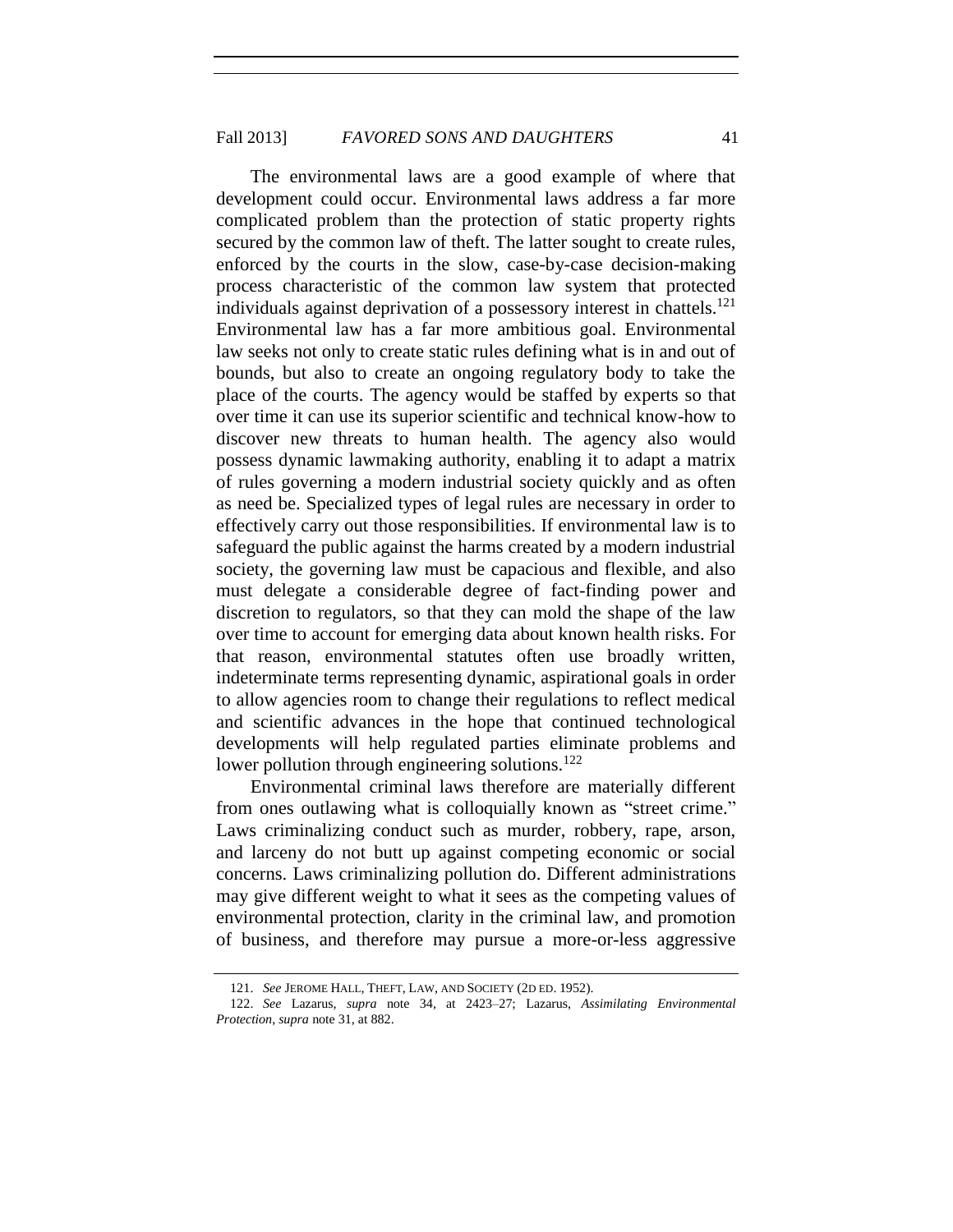The environmental laws are a good example of where that development could occur. Environmental laws address a far more complicated problem than the protection of static property rights secured by the common law of theft. The latter sought to create rules, enforced by the courts in the slow, case-by-case decision-making process characteristic of the common law system that protected individuals against deprivation of a possessory interest in chattels.[121] Environmental law has a far more ambitious goal. Environmental law seeks not only to create static rules defining what is in and out of bounds, but also to create an ongoing regulatory body to take the place of the courts. The agency would be staffed by experts so that over time it can use its superior scientific and technical know-how to discover new threats to human health. The agency also would possess dynamic lawmaking authority, enabling it to adapt a matrix of rules governing a modern industrial society quickly and as often as need be. Specialized types of legal rules are necessary in order to effectively carry out those responsibilities. If environmental law is to safeguard the public against the harms created by a modern industrial society, the governing law must be capacious and flexible, and also must delegate a considerable degree of fact-finding power and discretion to regulators, so that they can mold the shape of the law over time to account for emerging data about known health risks. For that reason, environmental statutes often use broadly written, indeterminate terms representing dynamic, aspirational goals in order to allow agencies room to change their regulations to reflect medical and scientific advances in the hope that continued technological developments will help regulated parties eliminate problems and lower pollution through engineering solutions.[122]

Environmental criminal laws therefore are materially different from ones outlawing what is colloquially known as "street crime." Laws criminalizing conduct such as murder, robbery, rape, arson, and larceny do not butt up against competing economic or social concerns. Laws criminalizing pollution do. Different administrations may give different weight to what it sees as the competing values of environmental protection, clarity in the criminal law, and promotion of business, and therefore may pursue a more-or-less aggressive

121. *See* JEROME HALL, THEFT, LAW, AND SOCIETY (2D ED. 1952).

122. *See* Lazarus, *supra* note 34, at 2423–27; Lazarus, *Assimilating Environmental Protection*, *supra* note 31, at 882.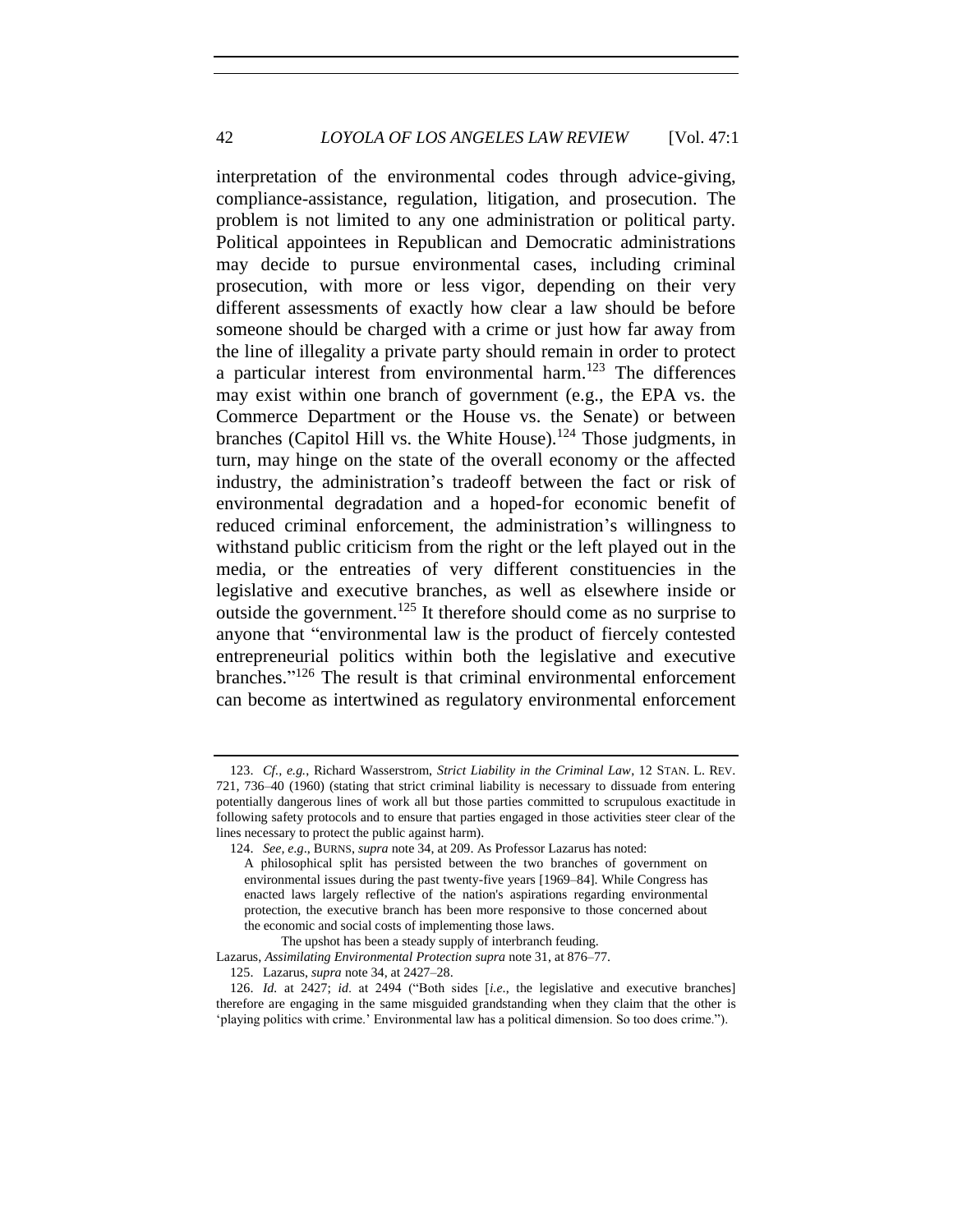interpretation of the environmental codes through advice-giving, compliance-assistance, regulation, litigation, and prosecution. The problem is not limited to any one administration or political party. Political appointees in Republican and Democratic administrations may decide to pursue environmental cases, including criminal prosecution, with more or less vigor, depending on their very different assessments of exactly how clear a law should be before someone should be charged with a crime or just how far away from the line of illegality a private party should remain in order to protect a particular interest from environmental harm.[123] The differences may exist within one branch of government (e.g., the EPA vs. the Commerce Department or the House vs. the Senate) or between branches (Capitol Hill vs. the White House).[124] Those judgments, in turn, may hinge on the state of the overall economy or the affected industry, the administration's tradeoff between the fact or risk of environmental degradation and a hoped-for economic benefit of reduced criminal enforcement, the administration's willingness to withstand public criticism from the right or the left played out in the media, or the entreaties of very different constituencies in the legislative and executive branches, as well as elsewhere inside or outside the government.[125] It therefore should come as no surprise to anyone that "environmental law is the product of fiercely contested entrepreneurial politics within both the legislative and executive branches."[126] The result is that criminal environmental enforcement can become as intertwined as regulatory environmental enforcement

---

123. *Cf., e.g.*, Richard Wasserstrom, *Strict Liability in the Criminal Law*, 12 STAN. L. REV. 721, 736–40 (1960) (stating that strict criminal liability is necessary to dissuade from entering potentially dangerous lines of work all but those parties committed to scrupulous exactitude in following safety protocols and to ensure that parties engaged in those activities steer clear of the lines necessary to protect the public against harm).

124. *See, e.g*., BURNS, *supra* note 34, at 209. As Professor Lazarus has noted:

> A philosophical split has persisted between the two branches of government on environmental issues during the past twenty-five years [1969–84]. While Congress has enacted laws largely reflective of the nation's aspirations regarding environmental protection, the executive branch has been more responsive to those concerned about the economic and social costs of implementing those laws.
>
> The upshot has been a steady supply of interbranch feuding.

Lazarus, *Assimilating Environmental Protection supra* note 31, at 876–77.

125. Lazarus, *supra* note 34, at 2427–28.

126. *Id.* at 2427; *id.* at 2494 ("Both sides [*i.e.*, the legislative and executive branches] therefore are engaging in the same misguided grandstanding when they claim that the other is 'playing politics with crime.' Environmental law has a political dimension. So too does crime.").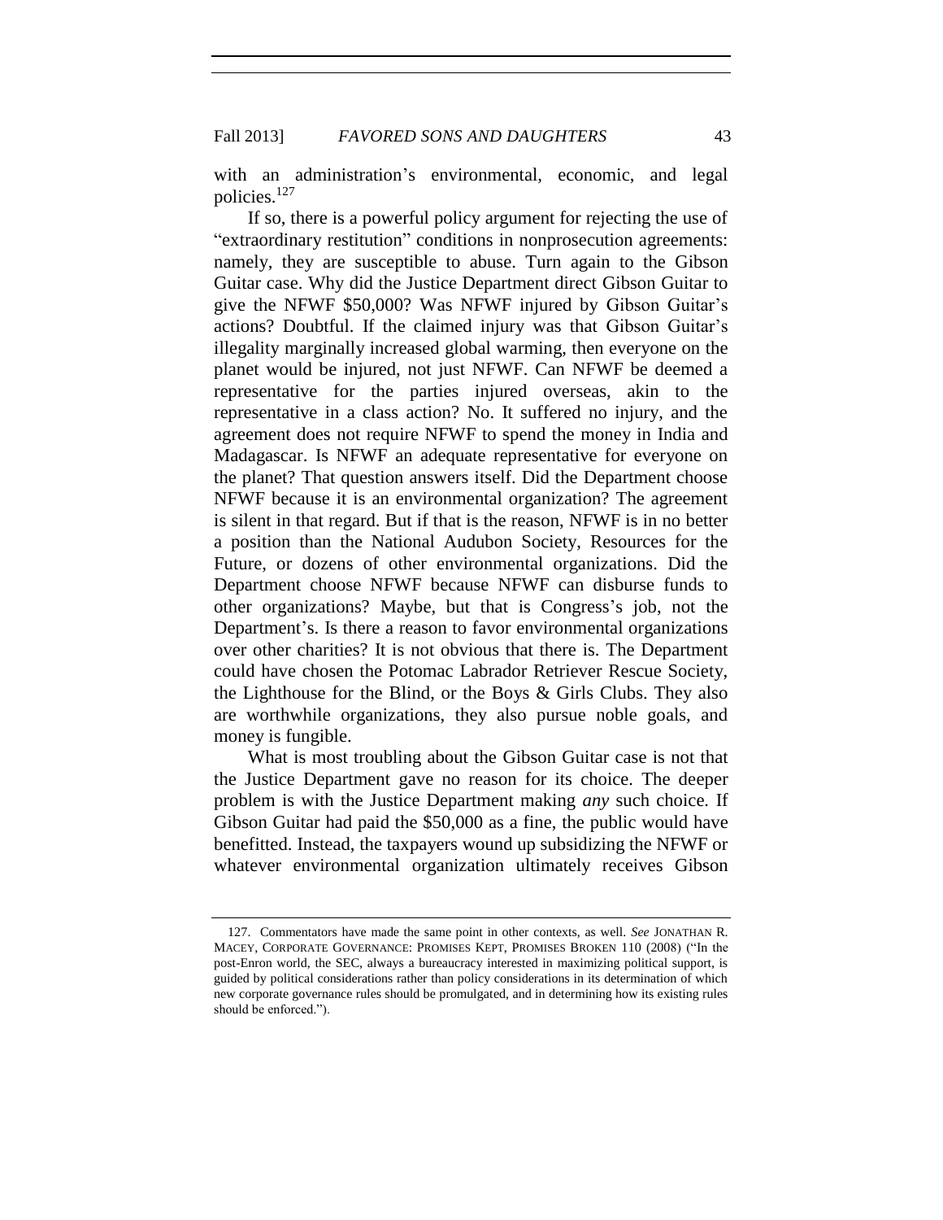with an administration's environmental, economic, and legal policies.[127]

If so, there is a powerful policy argument for rejecting the use of "extraordinary restitution" conditions in nonprosecution agreements: namely, they are susceptible to abuse. Turn again to the Gibson Guitar case. Why did the Justice Department direct Gibson Guitar to give the NFWF $50,000? Was NFWF injured by Gibson Guitar's actions? Doubtful. If the claimed injury was that Gibson Guitar's illegality marginally increased global warming, then everyone on the planet would be injured, not just NFWF. Can NFWF be deemed a representative for the parties injured overseas, akin to the representative in a class action? No. It suffered no injury, and the agreement does not require NFWF to spend the money in India and Madagascar. Is NFWF an adequate representative for everyone on the planet? That question answers itself. Did the Department choose NFWF because it is an environmental organization? The agreement is silent in that regard. But if that is the reason, NFWF is in no better a position than the National Audubon Society, Resources for the Future, or dozens of other environmental organizations. Did the Department choose NFWF because NFWF can disburse funds to other organizations? Maybe, but that is Congress's job, not the Department's. Is there a reason to favor environmental organizations over other charities? It is not obvious that there is. The Department could have chosen the Potomac Labrador Retriever Rescue Society, the Lighthouse for the Blind, or the Boys & Girls Clubs. They also are worthwhile organizations, they also pursue noble goals, and money is fungible.

What is most troubling about the Gibson Guitar case is not that the Justice Department gave no reason for its choice. The deeper problem is with the Justice Department making *any* such choice. If Gibson Guitar had paid the $50,000 as a fine, the public would have benefitted. Instead, the taxpayers wound up subsidizing the NFWF or whatever environmental organization ultimately receives Gibson

---

127. Commentators have made the same point in other contexts, as well. *See* JONATHAN R. MACEY, CORPORATE GOVERNANCE: PROMISES KEPT, PROMISES BROKEN 110 (2008) ("In the post-Enron world, the SEC, always a bureaucracy interested in maximizing political support, is guided by political considerations rather than policy considerations in its determination of which new corporate governance rules should be promulgated, and in determining how its existing rules should be enforced.").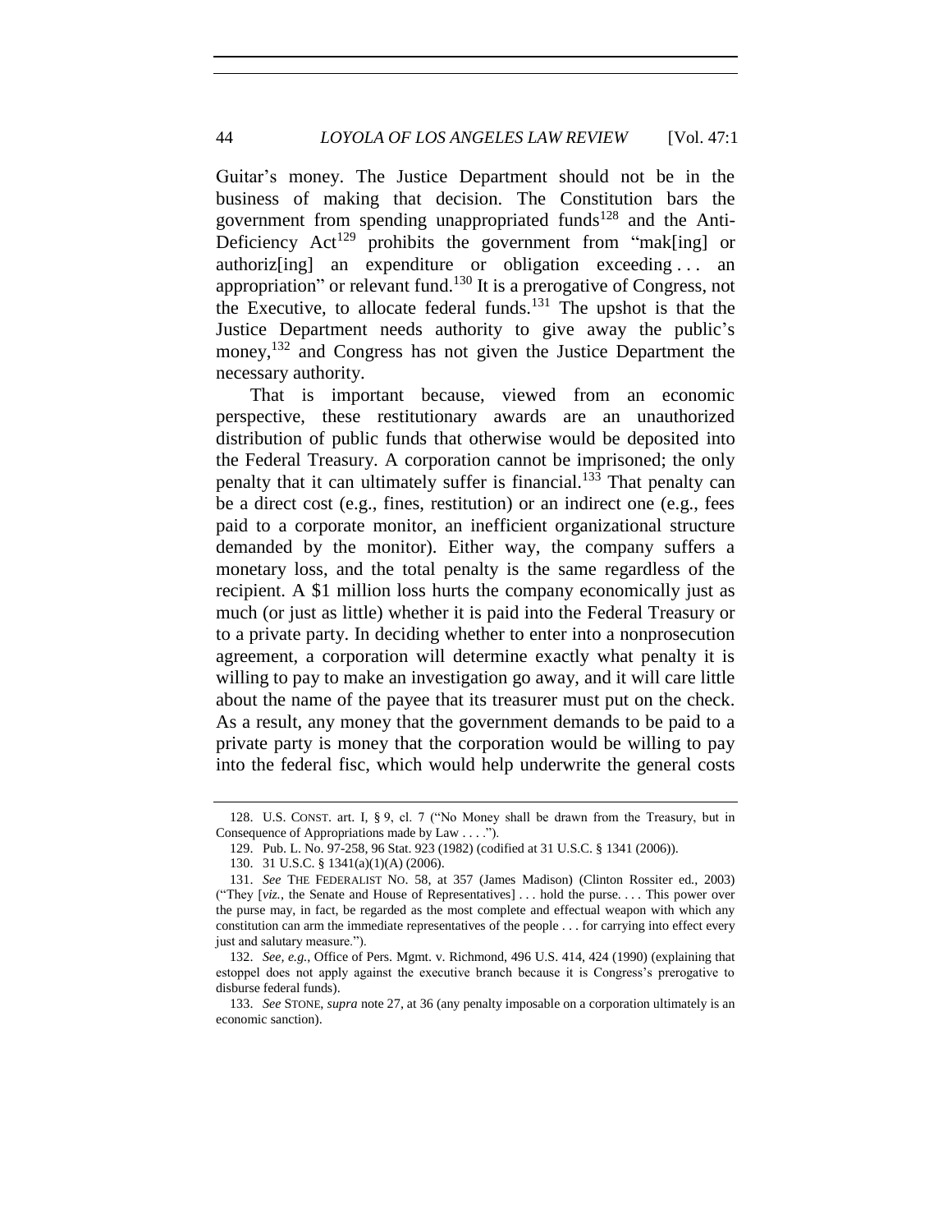Guitar's money. The Justice Department should not be in the business of making that decision. The Constitution bars the government from spending unappropriated funds[128] and the Anti-Deficiency Act[129] prohibits the government from "mak[ing] or authoriz[ing] an expenditure or obligation exceeding . . . an appropriation" or relevant fund.[130] It is a prerogative of Congress, not the Executive, to allocate federal funds.[131] The upshot is that the Justice Department needs authority to give away the public's money,[132] and Congress has not given the Justice Department the necessary authority.

That is important because, viewed from an economic perspective, these restitutionary awards are an unauthorized distribution of public funds that otherwise would be deposited into the Federal Treasury. A corporation cannot be imprisoned; the only penalty that it can ultimately suffer is financial.[133] That penalty can be a direct cost (e.g., fines, restitution) or an indirect one (e.g., fees paid to a corporate monitor, an inefficient organizational structure demanded by the monitor). Either way, the company suffers a monetary loss, and the total penalty is the same regardless of the recipient. A $1 million loss hurts the company economically just as much (or just as little) whether it is paid into the Federal Treasury or to a private party. In deciding whether to enter into a nonprosecution agreement, a corporation will determine exactly what penalty it is willing to pay to make an investigation go away, and it will care little about the name of the payee that its treasurer must put on the check. As a result, any money that the government demands to be paid to a private party is money that the corporation would be willing to pay into the federal fisc, which would help underwrite the general costs

---

128. U.S. CONST. art. I, § 9, cl. 7 ("No Money shall be drawn from the Treasury, but in Consequence of Appropriations made by Law . . . .").

129. Pub. L. No. 97-258, 96 Stat. 923 (1982) (codified at 31 U.S.C. § 1341 (2006)).

130. 31 U.S.C. § 1341(a)(1)(A) (2006).

131. *See* THE FEDERALIST NO. 58, at 357 (James Madison) (Clinton Rossiter ed., 2003) ("They [*viz.*, the Senate and House of Representatives] . . . hold the purse. . . . This power over the purse may, in fact, be regarded as the most complete and effectual weapon with which any constitution can arm the immediate representatives of the people . . . for carrying into effect every just and salutary measure.").

132. *See, e.g.*, Office of Pers. Mgmt. v. Richmond, 496 U.S. 414, 424 (1990) (explaining that estoppel does not apply against the executive branch because it is Congress's prerogative to disburse federal funds).

133. *See* STONE, *supra* note 27, at 36 (any penalty imposable on a corporation ultimately is an economic sanction).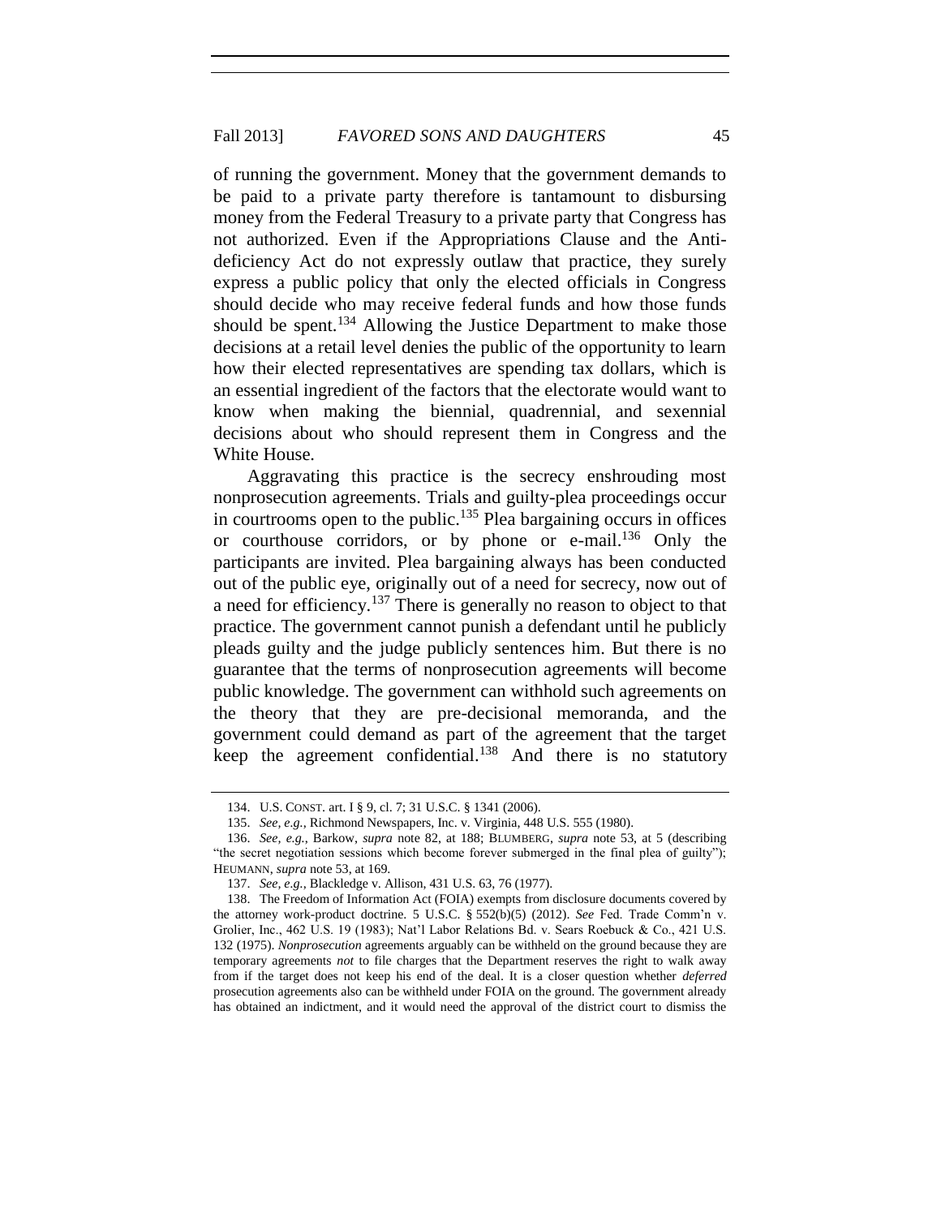of running the government. Money that the government demands to be paid to a private party therefore is tantamount to disbursing money from the Federal Treasury to a private party that Congress has not authorized. Even if the Appropriations Clause and the Anti-deficiency Act do not expressly outlaw that practice, they surely express a public policy that only the elected officials in Congress should decide who may receive federal funds and how those funds should be spent.[134] Allowing the Justice Department to make those decisions at a retail level denies the public of the opportunity to learn how their elected representatives are spending tax dollars, which is an essential ingredient of the factors that the electorate would want to know when making the biennial, quadrennial, and sexennial decisions about who should represent them in Congress and the White House.

Aggravating this practice is the secrecy enshrouding most nonprosecution agreements. Trials and guilty-plea proceedings occur in courtrooms open to the public.[135] Plea bargaining occurs in offices or courthouse corridors, or by phone or e-mail.[136] Only the participants are invited. Plea bargaining always has been conducted out of the public eye, originally out of a need for secrecy, now out of a need for efficiency.[137] There is generally no reason to object to that practice. The government cannot punish a defendant until he publicly pleads guilty and the judge publicly sentences him. But there is no guarantee that the terms of nonprosecution agreements will become public knowledge. The government can withhold such agreements on the theory that they are pre-decisional memoranda, and the government could demand as part of the agreement that the target keep the agreement confidential.[138] And there is no statutory

---

134. U.S. CONST. art. I § 9, cl. 7; 31 U.S.C. § 1341 (2006).

135. *See, e.g.*, Richmond Newspapers, Inc. v. Virginia, 448 U.S. 555 (1980).

136. *See, e.g.*, Barkow, *supra* note 82, at 188; BLUMBERG, *supra* note 53, at 5 (describing "the secret negotiation sessions which become forever submerged in the final plea of guilty"); HEUMANN, *supra* note 53, at 169.

137. *See, e.g.*, Blackledge v. Allison, 431 U.S. 63, 76 (1977).

138. The Freedom of Information Act (FOIA) exempts from disclosure documents covered by the attorney work-product doctrine. 5 U.S.C. § 552(b)(5) (2012). *See* Fed. Trade Comm'n v. Grolier, Inc., 462 U.S. 19 (1983); Nat'l Labor Relations Bd. v. Sears Roebuck & Co., 421 U.S. 132 (1975). *Nonprosecution* agreements arguably can be withheld on the ground because they are temporary agreements *not* to file charges that the Department reserves the right to walk away from if the target does not keep his end of the deal. It is a closer question whether *deferred* prosecution agreements also can be withheld under FOIA on the ground. The government already has obtained an indictment, and it would need the approval of the district court to dismiss the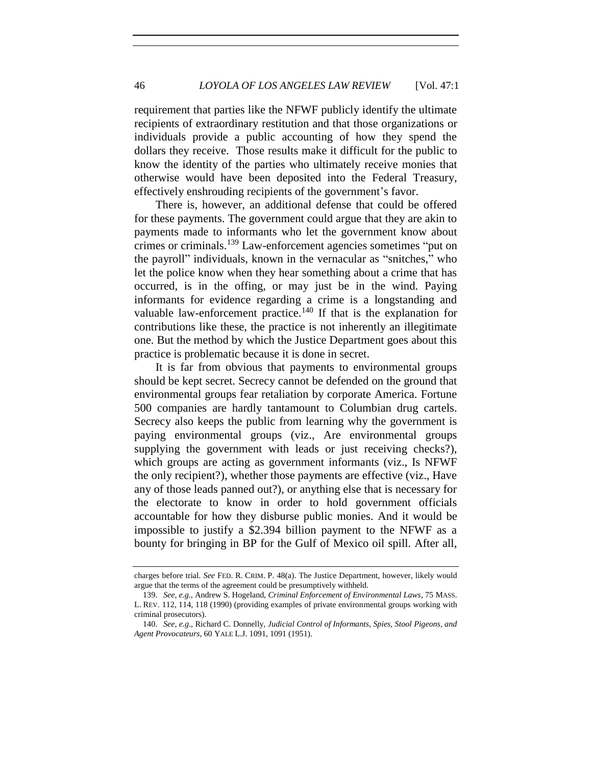requirement that parties like the NFWF publicly identify the ultimate recipients of extraordinary restitution and that those organizations or individuals provide a public accounting of how they spend the dollars they receive. Those results make it difficult for the public to know the identity of the parties who ultimately receive monies that otherwise would have been deposited into the Federal Treasury, effectively enshrouding recipients of the government's favor.

There is, however, an additional defense that could be offered for these payments. The government could argue that they are akin to payments made to informants who let the government know about crimes or criminals.[139] Law-enforcement agencies sometimes "put on the payroll" individuals, known in the vernacular as "snitches," who let the police know when they hear something about a crime that has occurred, is in the offing, or may just be in the wind. Paying informants for evidence regarding a crime is a longstanding and valuable law-enforcement practice.[140] If that is the explanation for contributions like these, the practice is not inherently an illegitimate one. But the method by which the Justice Department goes about this practice is problematic because it is done in secret.

It is far from obvious that payments to environmental groups should be kept secret. Secrecy cannot be defended on the ground that environmental groups fear retaliation by corporate America. Fortune 500 companies are hardly tantamount to Columbian drug cartels. Secrecy also keeps the public from learning why the government is paying environmental groups (viz., Are environmental groups supplying the government with leads or just receiving checks?), which groups are acting as government informants (viz., Is NFWF the only recipient?), whether those payments are effective (viz., Have any of those leads panned out?), or anything else that is necessary for the electorate to know in order to hold government officials accountable for how they disburse public monies. And it would be impossible to justify a $2.394 billion payment to the NFWF as a bounty for bringing in BP for the Gulf of Mexico oil spill. After all,

---

charges before trial. *See* FED. R. CRIM. P. 48(a). The Justice Department, however, likely would argue that the terms of the agreement could be presumptively withheld.

139. *See, e.g.*, Andrew S. Hogeland, *Criminal Enforcement of Environmental Laws*, 75 MASS. L. REV. 112, 114, 118 (1990) (providing examples of private environmental groups working with criminal prosecutors).

140. *See, e.g.*, Richard C. Donnelly, *Judicial Control of Informants, Spies, Stool Pigeons, and Agent Provocateurs*, 60 YALE L.J. 1091, 1091 (1951).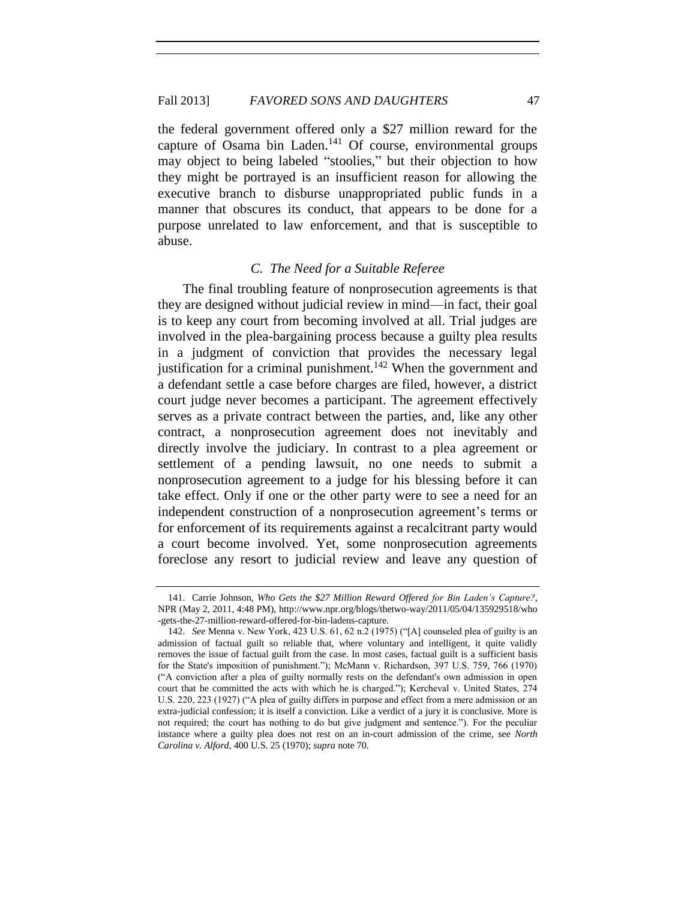the federal government offered only a $27 million reward for the capture of Osama bin Laden.[141] Of course, environmental groups may object to being labeled "stoolies," but their objection to how they might be portrayed is an insufficient reason for allowing the executive branch to disburse unappropriated public funds in a manner that obscures its conduct, that appears to be done for a purpose unrelated to law enforcement, and that is susceptible to abuse.

### *C. The Need for a Suitable Referee*

The final troubling feature of nonprosecution agreements is that they are designed without judicial review in mind—in fact, their goal is to keep any court from becoming involved at all. Trial judges are involved in the plea-bargaining process because a guilty plea results in a judgment of conviction that provides the necessary legal justification for a criminal punishment.[142] When the government and a defendant settle a case before charges are filed, however, a district court judge never becomes a participant. The agreement effectively serves as a private contract between the parties, and, like any other contract, a nonprosecution agreement does not inevitably and directly involve the judiciary. In contrast to a plea agreement or settlement of a pending lawsuit, no one needs to submit a nonprosecution agreement to a judge for his blessing before it can take effect. Only if one or the other party were to see a need for an independent construction of a nonprosecution agreement's terms or for enforcement of its requirements against a recalcitrant party would a court become involved. Yet, some nonprosecution agreements foreclose any resort to judicial review and leave any question of

---

141. Carrie Johnson, *Who Gets the $27 Million Reward Offered for Bin Laden's Capture?*, NPR (May 2, 2011, 4:48 PM), http://www.npr.org/blogs/thetwo-way/2011/05/04/135929518/who-gets-the-27-million-reward-offered-for-bin-ladens-capture.

142. *See* Menna v. New York, 423 U.S. 61, 62 n.2 (1975) ("[A] counseled plea of guilty is an admission of factual guilt so reliable that, where voluntary and intelligent, it quite validly removes the issue of factual guilt from the case. In most cases, factual guilt is a sufficient basis for the State's imposition of punishment."); McMann v. Richardson, 397 U.S. 759, 766 (1970) ("A conviction after a plea of guilty normally rests on the defendant's own admission in open court that he committed the acts with which he is charged."); Kercheval v. United States, 274 U.S. 220, 223 (1927) ("A plea of guilty differs in purpose and effect from a mere admission or an extra-judicial confession; it is itself a conviction. Like a verdict of a jury it is conclusive. More is not required; the court has nothing to do but give judgment and sentence."). For the peculiar instance where a guilty plea does not rest on an in-court admission of the crime, see *North Carolina v. Alford*, 400 U.S. 25 (1970); *supra* note 70.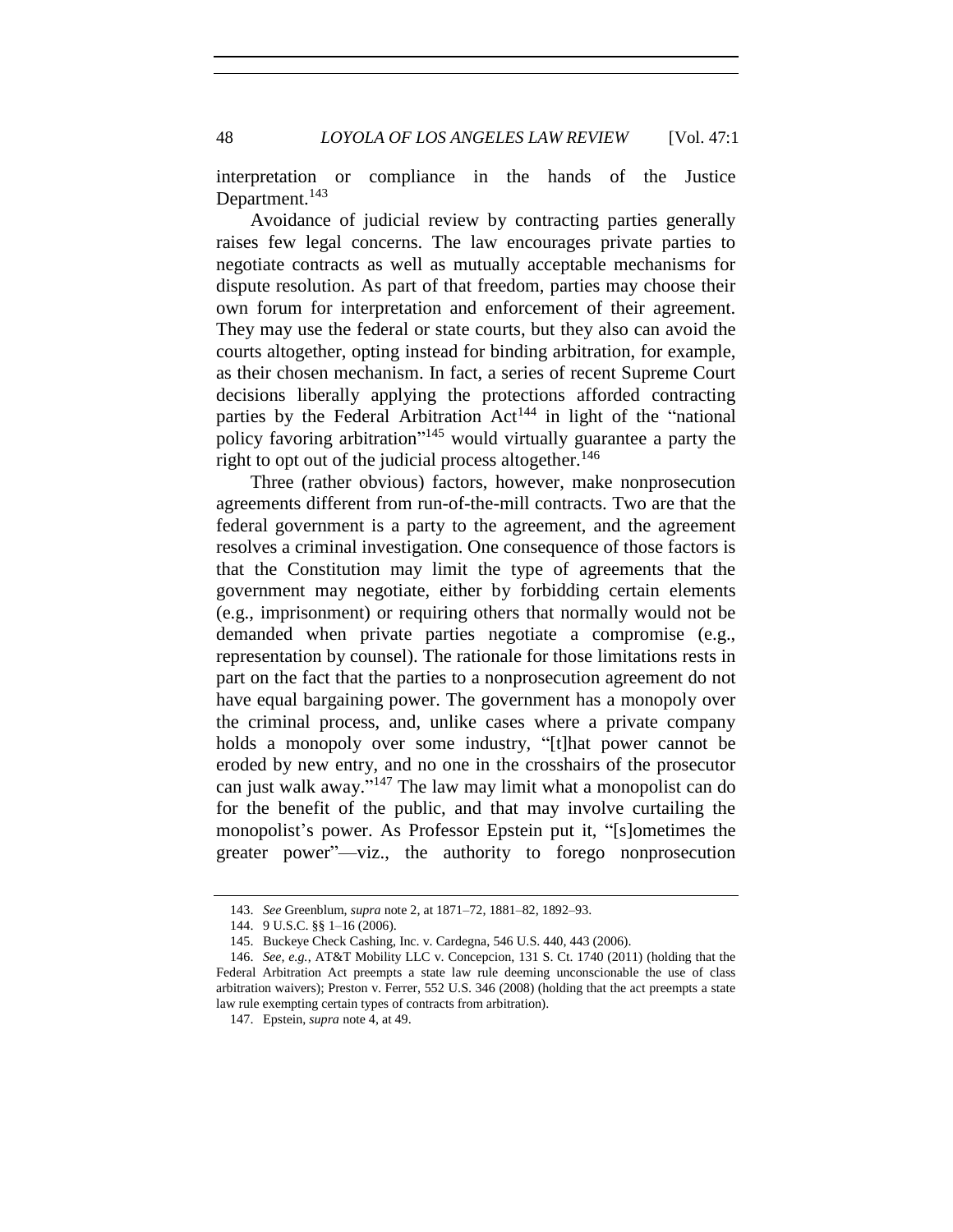interpretation or compliance in the hands of the Justice Department.[143]

Avoidance of judicial review by contracting parties generally raises few legal concerns. The law encourages private parties to negotiate contracts as well as mutually acceptable mechanisms for dispute resolution. As part of that freedom, parties may choose their own forum for interpretation and enforcement of their agreement. They may use the federal or state courts, but they also can avoid the courts altogether, opting instead for binding arbitration, for example, as their chosen mechanism. In fact, a series of recent Supreme Court decisions liberally applying the protections afforded contracting parties by the Federal Arbitration Act[144] in light of the "national policy favoring arbitration"[145] would virtually guarantee a party the right to opt out of the judicial process altogether.[146]

Three (rather obvious) factors, however, make nonprosecution agreements different from run-of-the-mill contracts. Two are that the federal government is a party to the agreement, and the agreement resolves a criminal investigation. One consequence of those factors is that the Constitution may limit the type of agreements that the government may negotiate, either by forbidding certain elements (e.g., imprisonment) or requiring others that normally would not be demanded when private parties negotiate a compromise (e.g., representation by counsel). The rationale for those limitations rests in part on the fact that the parties to a nonprosecution agreement do not have equal bargaining power. The government has a monopoly over the criminal process, and, unlike cases where a private company holds a monopoly over some industry, "[t]hat power cannot be eroded by new entry, and no one in the crosshairs of the prosecutor can just walk away."[147] The law may limit what a monopolist can do for the benefit of the public, and that may involve curtailing the monopolist's power. As Professor Epstein put it, "[s]ometimes the greater power"—viz., the authority to forego nonprosecution

---

143. *See* Greenblum, *supra* note 2, at 1871–72, 1881–82, 1892–93.

144. 9 U.S.C. §§ 1–16 (2006).

145. Buckeye Check Cashing, Inc. v. Cardegna, 546 U.S. 440, 443 (2006).

146. *See, e.g.*, AT&T Mobility LLC v. Concepcion, 131 S. Ct. 1740 (2011) (holding that the Federal Arbitration Act preempts a state law rule deeming unconscionable the use of class arbitration waivers); Preston v. Ferrer, 552 U.S. 346 (2008) (holding that the act preempts a state law rule exempting certain types of contracts from arbitration).

147. Epstein, *supra* note 4, at 49.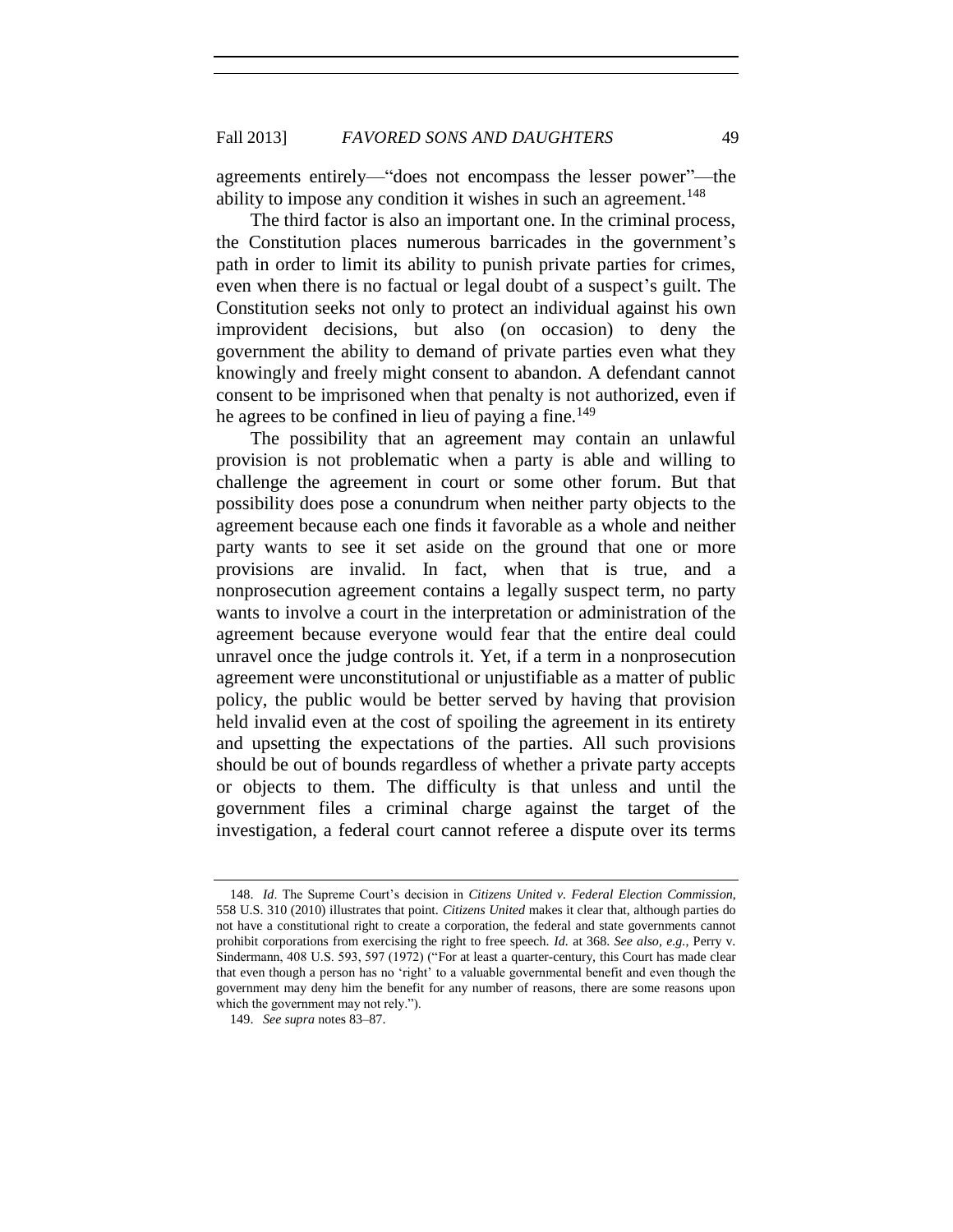agreements entirely—"does not encompass the lesser power"—the ability to impose any condition it wishes in such an agreement.[148]

The third factor is also an important one. In the criminal process, the Constitution places numerous barricades in the government's path in order to limit its ability to punish private parties for crimes, even when there is no factual or legal doubt of a suspect's guilt. The Constitution seeks not only to protect an individual against his own improvident decisions, but also (on occasion) to deny the government the ability to demand of private parties even what they knowingly and freely might consent to abandon. A defendant cannot consent to be imprisoned when that penalty is not authorized, even if he agrees to be confined in lieu of paying a fine.[149]

The possibility that an agreement may contain an unlawful provision is not problematic when a party is able and willing to challenge the agreement in court or some other forum. But that possibility does pose a conundrum when neither party objects to the agreement because each one finds it favorable as a whole and neither party wants to see it set aside on the ground that one or more provisions are invalid. In fact, when that is true, and a nonprosecution agreement contains a legally suspect term, no party wants to involve a court in the interpretation or administration of the agreement because everyone would fear that the entire deal could unravel once the judge controls it. Yet, if a term in a nonprosecution agreement were unconstitutional or unjustifiable as a matter of public policy, the public would be better served by having that provision held invalid even at the cost of spoiling the agreement in its entirety and upsetting the expectations of the parties. All such provisions should be out of bounds regardless of whether a private party accepts or objects to them. The difficulty is that unless and until the government files a criminal charge against the target of the investigation, a federal court cannot referee a dispute over its terms

---

148. *Id*. The Supreme Court's decision in *Citizens United v. Federal Election Commission*, 558 U.S. 310 (2010) illustrates that point. *Citizens United* makes it clear that, although parties do not have a constitutional right to create a corporation, the federal and state governments cannot prohibit corporations from exercising the right to free speech. *Id.* at 368. *See also, e.g.*, Perry v. Sindermann, 408 U.S. 593, 597 (1972) ("For at least a quarter-century, this Court has made clear that even though a person has no 'right' to a valuable governmental benefit and even though the government may deny him the benefit for any number of reasons, there are some reasons upon which the government may not rely.").

149. *See supra* notes 83–87.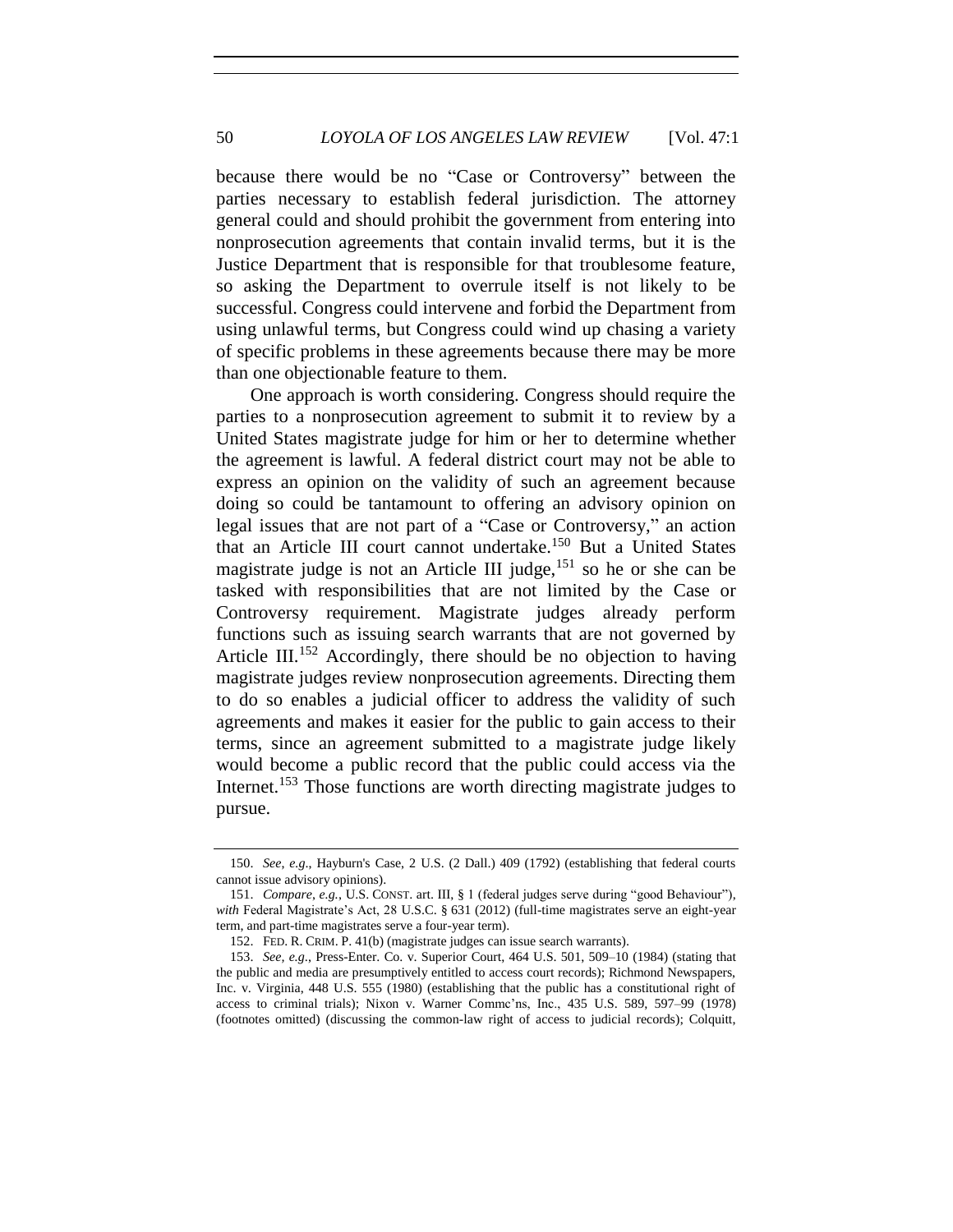because there would be no "Case or Controversy" between the parties necessary to establish federal jurisdiction. The attorney general could and should prohibit the government from entering into nonprosecution agreements that contain invalid terms, but it is the Justice Department that is responsible for that troublesome feature, so asking the Department to overrule itself is not likely to be successful. Congress could intervene and forbid the Department from using unlawful terms, but Congress could wind up chasing a variety of specific problems in these agreements because there may be more than one objectionable feature to them.

One approach is worth considering. Congress should require the parties to a nonprosecution agreement to submit it to review by a United States magistrate judge for him or her to determine whether the agreement is lawful. A federal district court may not be able to express an opinion on the validity of such an agreement because doing so could be tantamount to offering an advisory opinion on legal issues that are not part of a "Case or Controversy," an action that an Article III court cannot undertake.[150] But a United States magistrate judge is not an Article III judge,[151] so he or she can be tasked with responsibilities that are not limited by the Case or Controversy requirement. Magistrate judges already perform functions such as issuing search warrants that are not governed by Article III.[152] Accordingly, there should be no objection to having magistrate judges review nonprosecution agreements. Directing them to do so enables a judicial officer to address the validity of such agreements and makes it easier for the public to gain access to their terms, since an agreement submitted to a magistrate judge likely would become a public record that the public could access via the Internet.[153] Those functions are worth directing magistrate judges to pursue.

---

150. *See, e.g.*, Hayburn's Case, 2 U.S. (2 Dall.) 409 (1792) (establishing that federal courts cannot issue advisory opinions).

151. *Compare, e.g.*, U.S. CONST. art. III, § 1 (federal judges serve during "good Behaviour"), *with* Federal Magistrate's Act, 28 U.S.C. § 631 (2012) (full-time magistrates serve an eight-year term, and part-time magistrates serve a four-year term).

152. FED. R. CRIM. P. 41(b) (magistrate judges can issue search warrants).

153. *See, e.g.*, Press-Enter. Co. v. Superior Court, 464 U.S. 501, 509–10 (1984) (stating that the public and media are presumptively entitled to access court records); Richmond Newspapers, Inc. v. Virginia, 448 U.S. 555 (1980) (establishing that the public has a constitutional right of access to criminal trials); Nixon v. Warner Commc'ns, Inc., 435 U.S. 589, 597–99 (1978) (footnotes omitted) (discussing the common-law right of access to judicial records); Colquitt,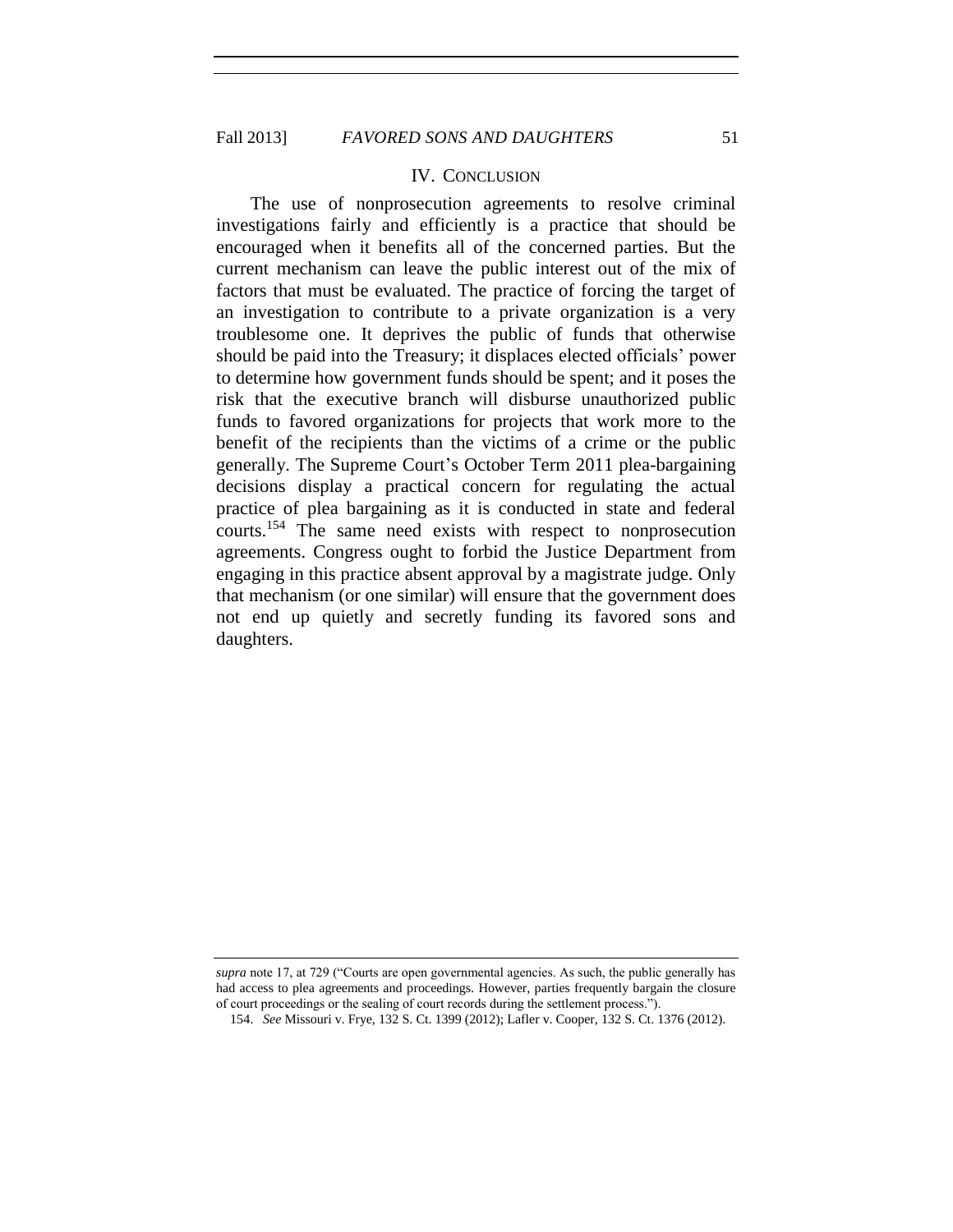## IV. CONCLUSION

The use of nonprosecution agreements to resolve criminal investigations fairly and efficiently is a practice that should be encouraged when it benefits all of the concerned parties. But the current mechanism can leave the public interest out of the mix of factors that must be evaluated. The practice of forcing the target of an investigation to contribute to a private organization is a very troublesome one. It deprives the public of funds that otherwise should be paid into the Treasury; it displaces elected officials' power to determine how government funds should be spent; and it poses the risk that the executive branch will disburse unauthorized public funds to favored organizations for projects that work more to the benefit of the recipients than the victims of a crime or the public generally. The Supreme Court's October Term 2011 plea-bargaining decisions display a practical concern for regulating the actual practice of plea bargaining as it is conducted in state and federal courts.[154] The same need exists with respect to nonprosecution agreements. Congress ought to forbid the Justice Department from engaging in this practice absent approval by a magistrate judge. Only that mechanism (or one similar) will ensure that the government does not end up quietly and secretly funding its favored sons and daughters.

---

*supra* note 17, at 729 ("Courts are open governmental agencies. As such, the public generally has had access to plea agreements and proceedings. However, parties frequently bargain the closure of court proceedings or the sealing of court records during the settlement process.").

154. *See* Missouri v. Frye, 132 S. Ct. 1399 (2012); Lafler v. Cooper, 132 S. Ct. 1376 (2012).